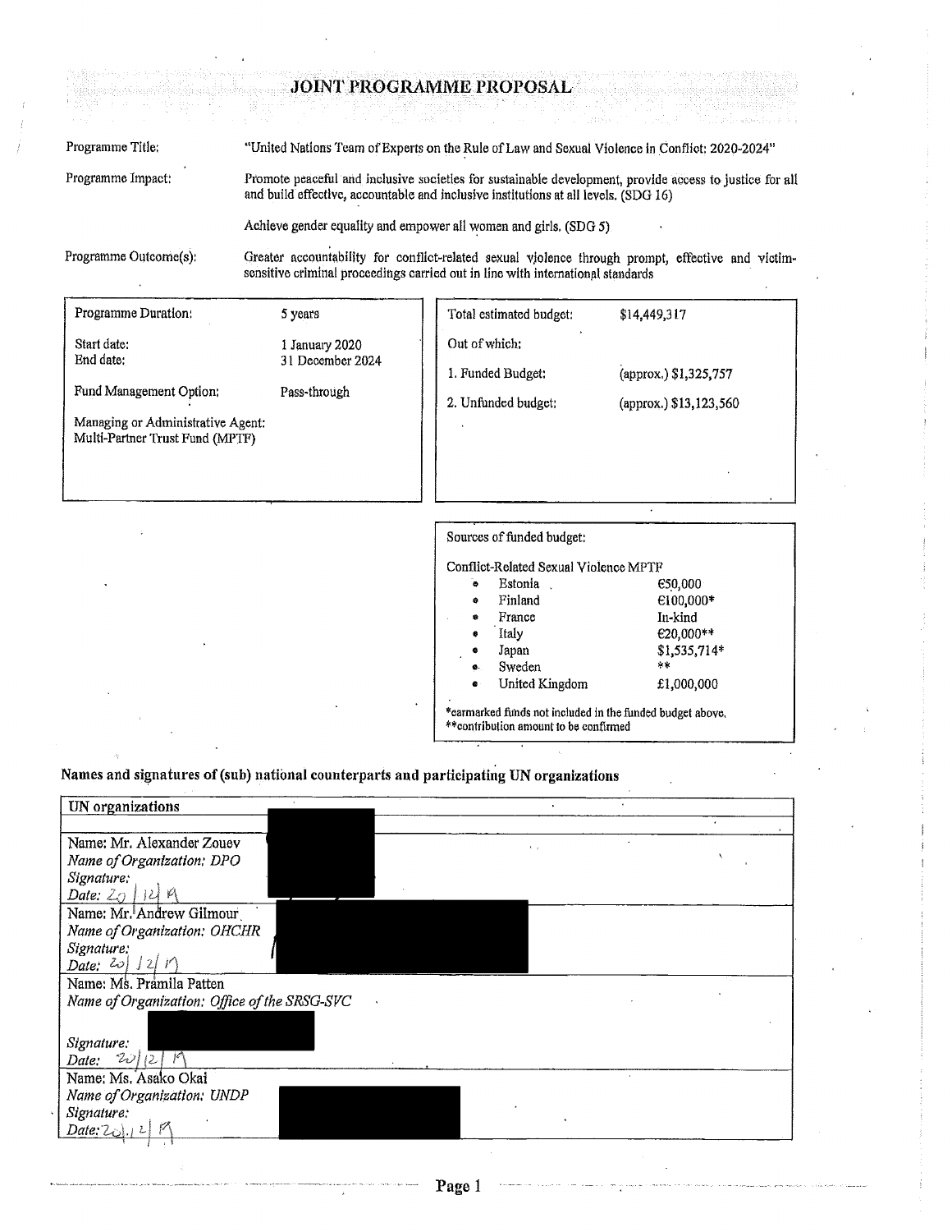# JOINT PROGRAMME PROPOSAL

Programme Title: "United Nations Team of Experts on the Rule of Law and Sexual Violence in Conflict: 2020-2024"

Programme Impact: Promote peaceful and inclusive societies for sustainable development, provide access to justice for all and build effective, accountable and inclusive institutions at all levels. (SDG 16)

Achieve gender equality and empower all women and girls. (SDG 5)

Programme Outcome(s): Greater accountability for conflict-related sexual violence through prompt, effective and victim-sensitive criminal proceedings carried out in line with international standards

| | |
|---|---|
| Programme Duration: | 5 years |
| Start date: | 1 January 2020 |
| End date: | 31 December 2024 |
| Fund Management Option: | Pass-through |
| Managing or Administrative Agent: Multi-Partner Trust Fund (MPTF) | |

| | |
|---|---|
| Total estimated budget: | $14,449,317 |
| Out of which: | |
| 1. Funded Budget: | (approx.) $1,325,757 |
| 2. Unfunded budget: | (approx.) $13,123,560 |

Sources of funded budget:

Conflict-Related Sexual Violence MPTF

| | |
|---|---|
| Estonia | €50,000 |
| Finland | €100,000* |
| France | In-kind |
| Italy | €20,000** |
| Japan | $1,535,714* |
| Sweden | ** |
| United Kingdom | £1,000,000 |

*earmarked funds not included in the funded budget above.
**contribution amount to be confirmed

## Names and signatures of (sub) national counterparts and participating UN organizations

| UN organizations |
|---|
| |
| Name: Mr. Alexander Zouev<br>*Name of Organization: DPO*<br>*Signature:*<br>*Date:* 20/12/19 |
| Name: Mr. Andrew Gilmour<br>*Name of Organization: OHCHR*<br>*Signature:*<br>*Date:* 20/12/19 |
| Name: Ms. Pramila Patten<br>*Name of Organization: Office of the SRSG-SVC*<br>*Signature:*<br>*Date:* 20/12/19 |
| Name: Ms. Asako Okai<br>*Name of Organization: UNDP*<br>*Signature:*<br>*Date:* 20.12.19 |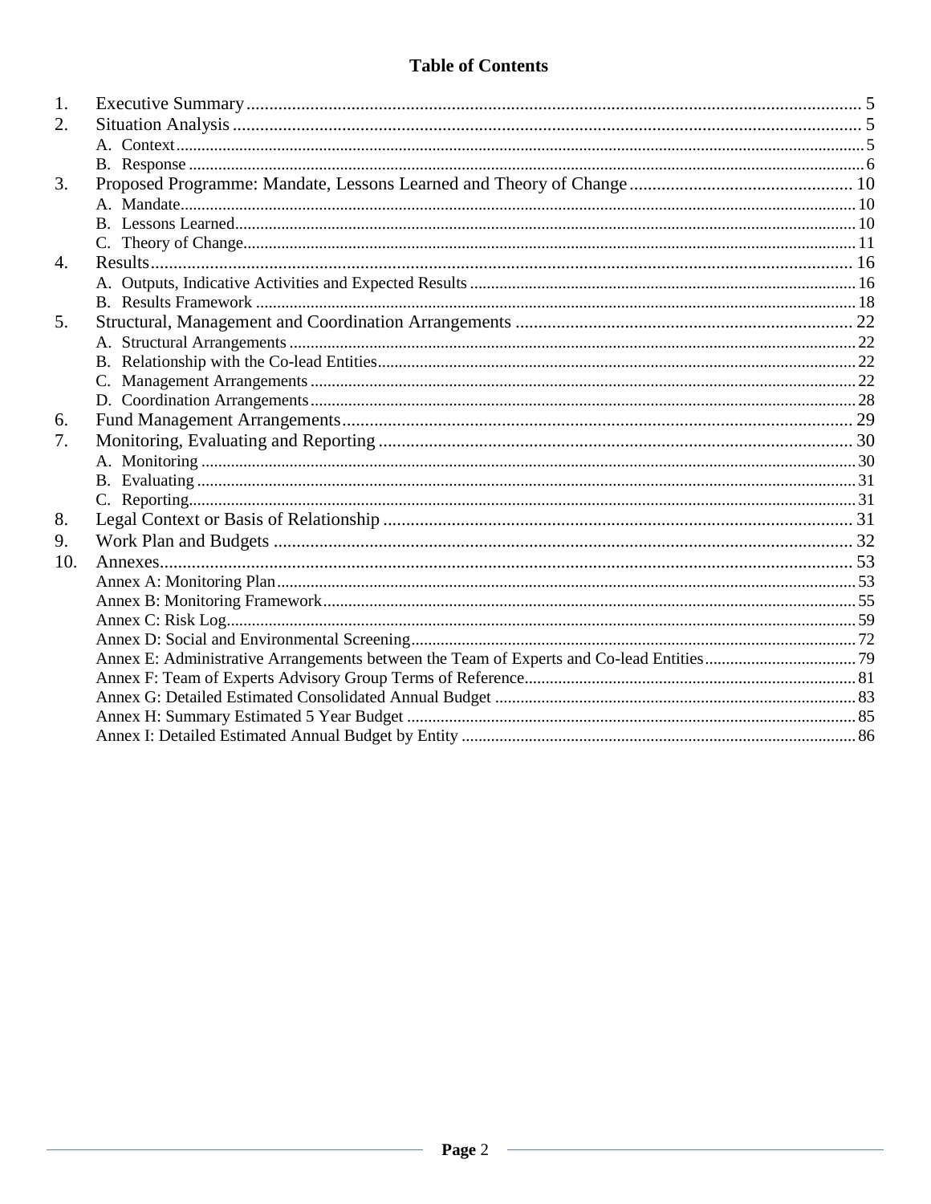# Table of Contents

1. Executive Summary ..... 5
2. Situation Analysis ..... 5
   - A. Context ..... 5
   - B. Response ..... 6
3. Proposed Programme: Mandate, Lessons Learned and Theory of Change ..... 10
   - A. Mandate ..... 10
   - B. Lessons Learned ..... 10
   - C. Theory of Change ..... 11
4. Results ..... 16
   - A. Outputs, Indicative Activities and Expected Results ..... 16
   - B. Results Framework ..... 18
5. Structural, Management and Coordination Arrangements ..... 22
   - A. Structural Arrangements ..... 22
   - B. Relationship with the Co-lead Entities ..... 22
   - C. Management Arrangements ..... 22
   - D. Coordination Arrangements ..... 28
6. Fund Management Arrangements ..... 29
7. Monitoring, Evaluating and Reporting ..... 30
   - A. Monitoring ..... 30
   - B. Evaluating ..... 31
   - C. Reporting ..... 31
8. Legal Context or Basis of Relationship ..... 31
9. Work Plan and Budgets ..... 32
10. Annexes ..... 53
    - Annex A: Monitoring Plan ..... 53
    - Annex B: Monitoring Framework ..... 55
    - Annex C: Risk Log ..... 59
    - Annex D: Social and Environmental Screening ..... 72
    - Annex E: Administrative Arrangements between the Team of Experts and Co-lead Entities ..... 79
    - Annex F: Team of Experts Advisory Group Terms of Reference ..... 81
    - Annex G: Detailed Estimated Consolidated Annual Budget ..... 83
    - Annex H: Summary Estimated 5 Year Budget ..... 85
    - Annex I: Detailed Estimated Annual Budget by Entity ..... 86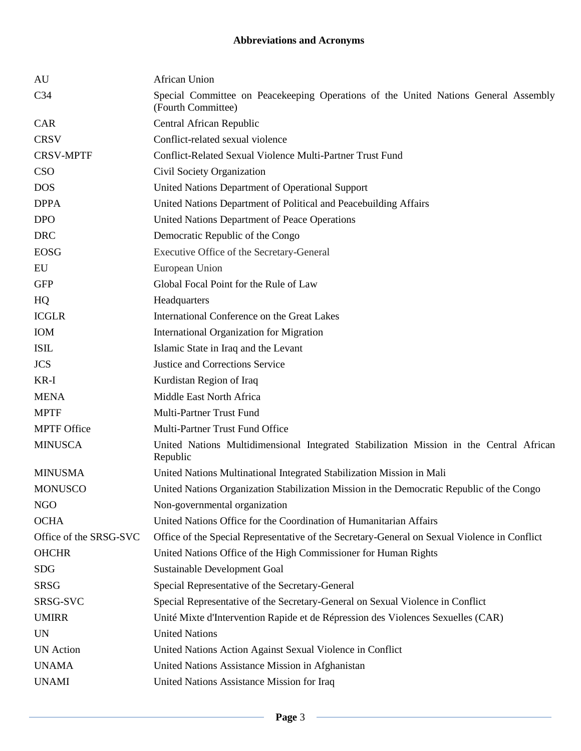**Abbreviations and Acronyms**

| | |
|---|---|
| AU | African Union |
| C34 | Special Committee on Peacekeeping Operations of the United Nations General Assembly (Fourth Committee) |
| CAR | Central African Republic |
| CRSV | Conflict-related sexual violence |
| CRSV-MPTF | Conflict-Related Sexual Violence Multi-Partner Trust Fund |
| CSO | Civil Society Organization |
| DOS | United Nations Department of Operational Support |
| DPPA | United Nations Department of Political and Peacebuilding Affairs |
| DPO | United Nations Department of Peace Operations |
| DRC | Democratic Republic of the Congo |
| EOSG | Executive Office of the Secretary-General |
| EU | European Union |
| GFP | Global Focal Point for the Rule of Law |
| HQ | Headquarters |
| ICGLR | International Conference on the Great Lakes |
| IOM | International Organization for Migration |
| ISIL | Islamic State in Iraq and the Levant |
| JCS | Justice and Corrections Service |
| KR-I | Kurdistan Region of Iraq |
| MENA | Middle East North Africa |
| MPTF | Multi-Partner Trust Fund |
| MPTF Office | Multi-Partner Trust Fund Office |
| MINUSCA | United Nations Multidimensional Integrated Stabilization Mission in the Central African Republic |
| MINUSMA | United Nations Multinational Integrated Stabilization Mission in Mali |
| MONUSCO | United Nations Organization Stabilization Mission in the Democratic Republic of the Congo |
| NGO | Non-governmental organization |
| OCHA | United Nations Office for the Coordination of Humanitarian Affairs |
| Office of the SRSG-SVC | Office of the Special Representative of the Secretary-General on Sexual Violence in Conflict |
| OHCHR | United Nations Office of the High Commissioner for Human Rights |
| SDG | Sustainable Development Goal |
| SRSG | Special Representative of the Secretary-General |
| SRSG-SVC | Special Representative of the Secretary-General on Sexual Violence in Conflict |
| UMIRR | Unité Mixte d'Intervention Rapide et de Répression des Violences Sexuelles (CAR) |
| UN | United Nations |
| UN Action | United Nations Action Against Sexual Violence in Conflict |
| UNAMA | United Nations Assistance Mission in Afghanistan |
| UNAMI | United Nations Assistance Mission for Iraq |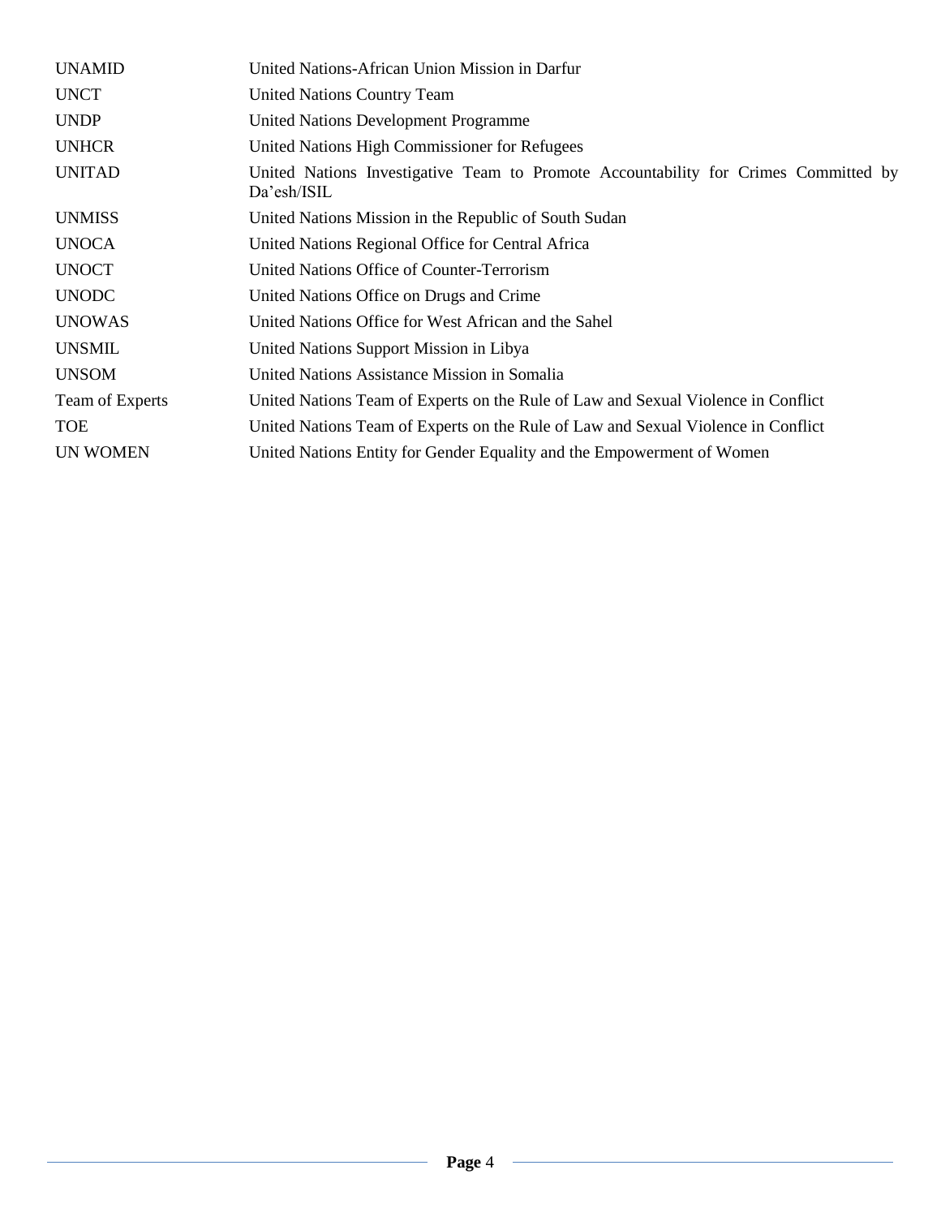| | |
|---|---|
| UNAMID | United Nations-African Union Mission in Darfur |
| UNCT | United Nations Country Team |
| UNDP | United Nations Development Programme |
| UNHCR | United Nations High Commissioner for Refugees |
| UNITAD | United Nations Investigative Team to Promote Accountability for Crimes Committed by Da'esh/ISIL |
| UNMISS | United Nations Mission in the Republic of South Sudan |
| UNOCA | United Nations Regional Office for Central Africa |
| UNOCT | United Nations Office of Counter-Terrorism |
| UNODC | United Nations Office on Drugs and Crime |
| UNOWAS | United Nations Office for West African and the Sahel |
| UNSMIL | United Nations Support Mission in Libya |
| UNSOM | United Nations Assistance Mission in Somalia |
| Team of Experts | United Nations Team of Experts on the Rule of Law and Sexual Violence in Conflict |
| TOE | United Nations Team of Experts on the Rule of Law and Sexual Violence in Conflict |
| UN WOMEN | United Nations Entity for Gender Equality and the Empowerment of Women |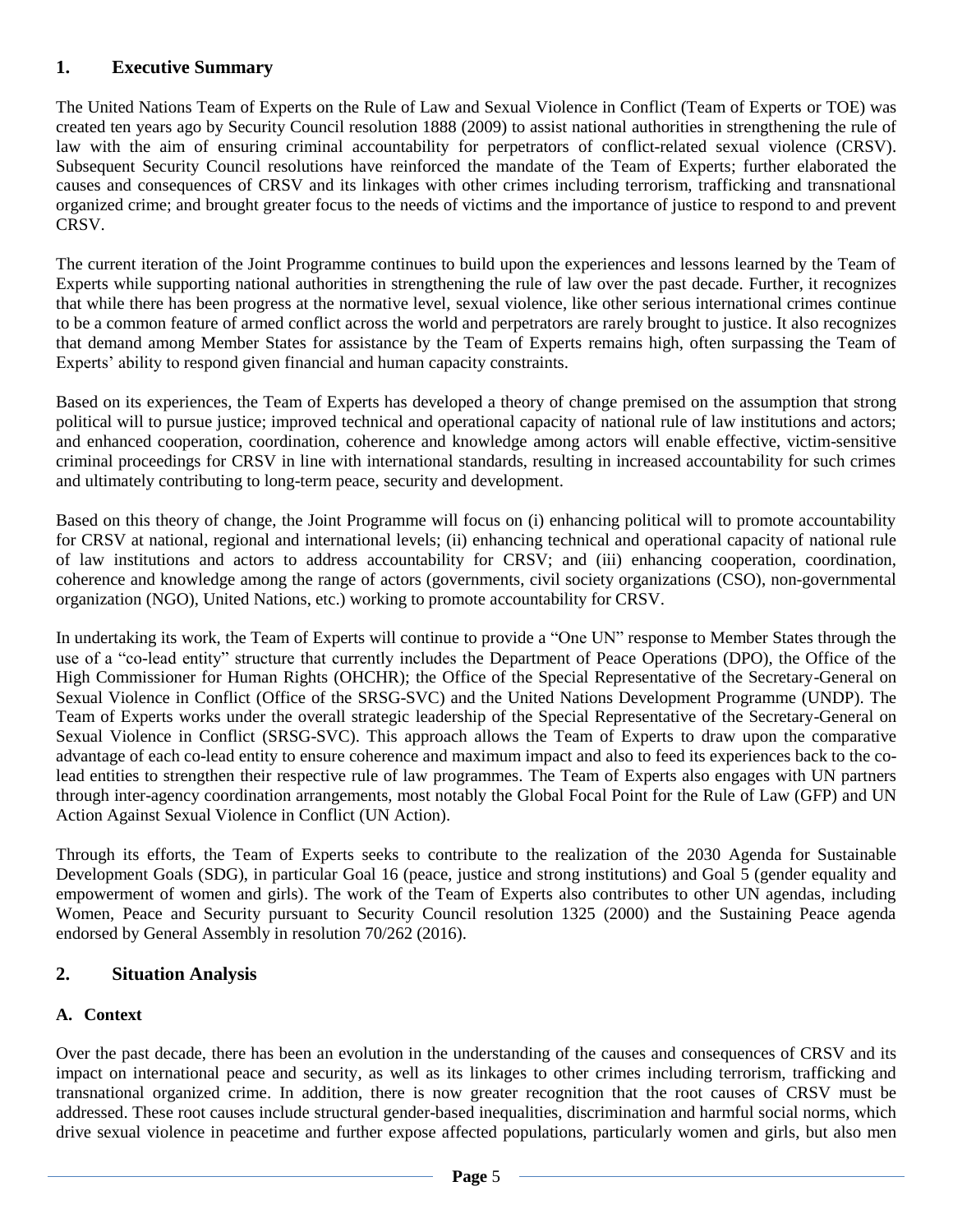## 1. Executive Summary

The United Nations Team of Experts on the Rule of Law and Sexual Violence in Conflict (Team of Experts or TOE) was created ten years ago by Security Council resolution 1888 (2009) to assist national authorities in strengthening the rule of law with the aim of ensuring criminal accountability for perpetrators of conflict-related sexual violence (CRSV). Subsequent Security Council resolutions have reinforced the mandate of the Team of Experts; further elaborated the causes and consequences of CRSV and its linkages with other crimes including terrorism, trafficking and transnational organized crime; and brought greater focus to the needs of victims and the importance of justice to respond to and prevent CRSV.

The current iteration of the Joint Programme continues to build upon the experiences and lessons learned by the Team of Experts while supporting national authorities in strengthening the rule of law over the past decade. Further, it recognizes that while there has been progress at the normative level, sexual violence, like other serious international crimes continue to be a common feature of armed conflict across the world and perpetrators are rarely brought to justice. It also recognizes that demand among Member States for assistance by the Team of Experts remains high, often surpassing the Team of Experts' ability to respond given financial and human capacity constraints.

Based on its experiences, the Team of Experts has developed a theory of change premised on the assumption that strong political will to pursue justice; improved technical and operational capacity of national rule of law institutions and actors; and enhanced cooperation, coordination, coherence and knowledge among actors will enable effective, victim-sensitive criminal proceedings for CRSV in line with international standards, resulting in increased accountability for such crimes and ultimately contributing to long-term peace, security and development.

Based on this theory of change, the Joint Programme will focus on (i) enhancing political will to promote accountability for CRSV at national, regional and international levels; (ii) enhancing technical and operational capacity of national rule of law institutions and actors to address accountability for CRSV; and (iii) enhancing cooperation, coordination, coherence and knowledge among the range of actors (governments, civil society organizations (CSO), non-governmental organization (NGO), United Nations, etc.) working to promote accountability for CRSV.

In undertaking its work, the Team of Experts will continue to provide a "One UN" response to Member States through the use of a "co-lead entity" structure that currently includes the Department of Peace Operations (DPO), the Office of the High Commissioner for Human Rights (OHCHR); the Office of the Special Representative of the Secretary-General on Sexual Violence in Conflict (Office of the SRSG-SVC) and the United Nations Development Programme (UNDP). The Team of Experts works under the overall strategic leadership of the Special Representative of the Secretary-General on Sexual Violence in Conflict (SRSG-SVC). This approach allows the Team of Experts to draw upon the comparative advantage of each co-lead entity to ensure coherence and maximum impact and also to feed its experiences back to the co-lead entities to strengthen their respective rule of law programmes. The Team of Experts also engages with UN partners through inter-agency coordination arrangements, most notably the Global Focal Point for the Rule of Law (GFP) and UN Action Against Sexual Violence in Conflict (UN Action).

Through its efforts, the Team of Experts seeks to contribute to the realization of the 2030 Agenda for Sustainable Development Goals (SDG), in particular Goal 16 (peace, justice and strong institutions) and Goal 5 (gender equality and empowerment of women and girls). The work of the Team of Experts also contributes to other UN agendas, including Women, Peace and Security pursuant to Security Council resolution 1325 (2000) and the Sustaining Peace agenda endorsed by General Assembly in resolution 70/262 (2016).

## 2. Situation Analysis

### A. Context

Over the past decade, there has been an evolution in the understanding of the causes and consequences of CRSV and its impact on international peace and security, as well as its linkages to other crimes including terrorism, trafficking and transnational organized crime. In addition, there is now greater recognition that the root causes of CRSV must be addressed. These root causes include structural gender-based inequalities, discrimination and harmful social norms, which drive sexual violence in peacetime and further expose affected populations, particularly women and girls, but also men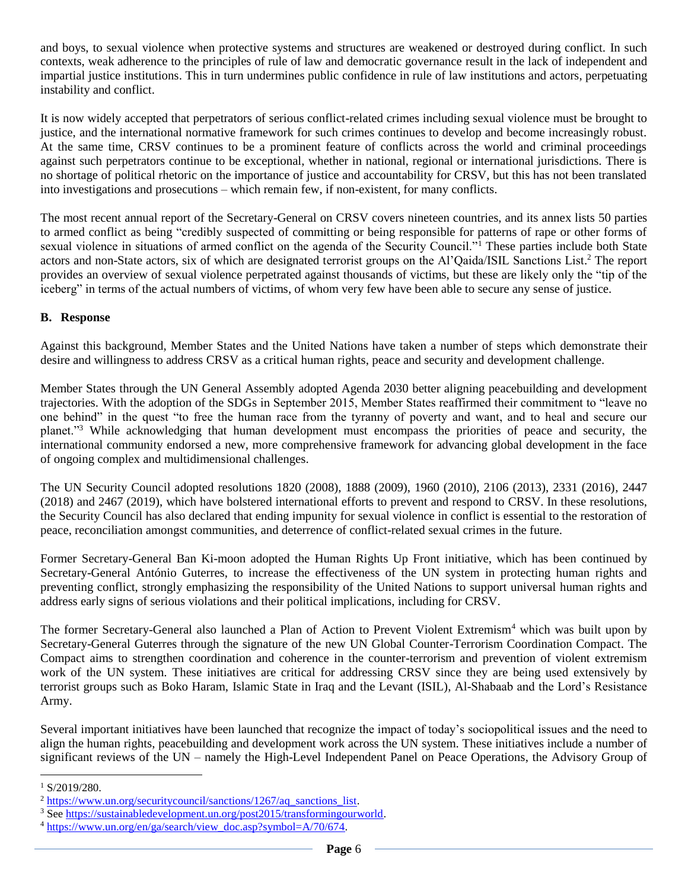and boys, to sexual violence when protective systems and structures are weakened or destroyed during conflict. In such contexts, weak adherence to the principles of rule of law and democratic governance result in the lack of independent and impartial justice institutions. This in turn undermines public confidence in rule of law institutions and actors, perpetuating instability and conflict.

It is now widely accepted that perpetrators of serious conflict-related crimes including sexual violence must be brought to justice, and the international normative framework for such crimes continues to develop and become increasingly robust. At the same time, CRSV continues to be a prominent feature of conflicts across the world and criminal proceedings against such perpetrators continue to be exceptional, whether in national, regional or international jurisdictions. There is no shortage of political rhetoric on the importance of justice and accountability for CRSV, but this has not been translated into investigations and prosecutions – which remain few, if non-existent, for many conflicts.

The most recent annual report of the Secretary-General on CRSV covers nineteen countries, and its annex lists 50 parties to armed conflict as being "credibly suspected of committing or being responsible for patterns of rape or other forms of sexual violence in situations of armed conflict on the agenda of the Security Council."[1] These parties include both State actors and non-State actors, six of which are designated terrorist groups on the Al'Qaida/ISIL Sanctions List.[2] The report provides an overview of sexual violence perpetrated against thousands of victims, but these are likely only the "tip of the iceberg" in terms of the actual numbers of victims, of whom very few have been able to secure any sense of justice.

### B. Response

Against this background, Member States and the United Nations have taken a number of steps which demonstrate their desire and willingness to address CRSV as a critical human rights, peace and security and development challenge.

Member States through the UN General Assembly adopted Agenda 2030 better aligning peacebuilding and development trajectories. With the adoption of the SDGs in September 2015, Member States reaffirmed their commitment to "leave no one behind" in the quest "to free the human race from the tyranny of poverty and want, and to heal and secure our planet."[3] While acknowledging that human development must encompass the priorities of peace and security, the international community endorsed a new, more comprehensive framework for advancing global development in the face of ongoing complex and multidimensional challenges.

The UN Security Council adopted resolutions 1820 (2008), 1888 (2009), 1960 (2010), 2106 (2013), 2331 (2016), 2447 (2018) and 2467 (2019), which have bolstered international efforts to prevent and respond to CRSV. In these resolutions, the Security Council has also declared that ending impunity for sexual violence in conflict is essential to the restoration of peace, reconciliation amongst communities, and deterrence of conflict-related sexual crimes in the future.

Former Secretary-General Ban Ki-moon adopted the Human Rights Up Front initiative, which has been continued by Secretary-General António Guterres, to increase the effectiveness of the UN system in protecting human rights and preventing conflict, strongly emphasizing the responsibility of the United Nations to support universal human rights and address early signs of serious violations and their political implications, including for CRSV.

The former Secretary-General also launched a Plan of Action to Prevent Violent Extremism[4] which was built upon by Secretary-General Guterres through the signature of the new UN Global Counter-Terrorism Coordination Compact. The Compact aims to strengthen coordination and coherence in the counter-terrorism and prevention of violent extremism work of the UN system. These initiatives are critical for addressing CRSV since they are being used extensively by terrorist groups such as Boko Haram, Islamic State in Iraq and the Levant (ISIL), Al-Shabaab and the Lord's Resistance Army.

Several important initiatives have been launched that recognize the impact of today's sociopolitical issues and the need to align the human rights, peacebuilding and development work across the UN system. These initiatives include a number of significant reviews of the UN – namely the High-Level Independent Panel on Peace Operations, the Advisory Group of

---

[1] S/2019/280.

[2] https://www.un.org/securitycouncil/sanctions/1267/aq_sanctions_list.

[3] See https://sustainabledevelopment.un.org/post2015/transformingourworld.

[4] https://www.un.org/en/ga/search/view_doc.asp?symbol=A/70/674.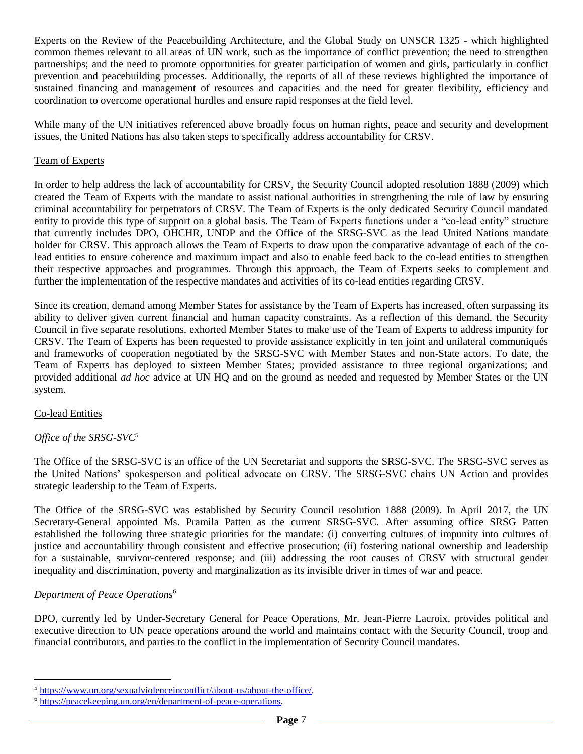Experts on the Review of the Peacebuilding Architecture, and the Global Study on UNSCR 1325 - which highlighted common themes relevant to all areas of UN work, such as the importance of conflict prevention; the need to strengthen partnerships; and the need to promote opportunities for greater participation of women and girls, particularly in conflict prevention and peacebuilding processes. Additionally, the reports of all of these reviews highlighted the importance of sustained financing and management of resources and capacities and the need for greater flexibility, efficiency and coordination to overcome operational hurdles and ensure rapid responses at the field level.

While many of the UN initiatives referenced above broadly focus on human rights, peace and security and development issues, the United Nations has also taken steps to specifically address accountability for CRSV.

### Team of Experts

In order to help address the lack of accountability for CRSV, the Security Council adopted resolution 1888 (2009) which created the Team of Experts with the mandate to assist national authorities in strengthening the rule of law by ensuring criminal accountability for perpetrators of CRSV. The Team of Experts is the only dedicated Security Council mandated entity to provide this type of support on a global basis. The Team of Experts functions under a "co-lead entity" structure that currently includes DPO, OHCHR, UNDP and the Office of the SRSG-SVC as the lead United Nations mandate holder for CRSV. This approach allows the Team of Experts to draw upon the comparative advantage of each of the co-lead entities to ensure coherence and maximum impact and also to enable feed back to the co-lead entities to strengthen their respective approaches and programmes. Through this approach, the Team of Experts seeks to complement and further the implementation of the respective mandates and activities of its co-lead entities regarding CRSV.

Since its creation, demand among Member States for assistance by the Team of Experts has increased, often surpassing its ability to deliver given current financial and human capacity constraints. As a reflection of this demand, the Security Council in five separate resolutions, exhorted Member States to make use of the Team of Experts to address impunity for CRSV. The Team of Experts has been requested to provide assistance explicitly in ten joint and unilateral communiqués and frameworks of cooperation negotiated by the SRSG-SVC with Member States and non-State actors. To date, the Team of Experts has deployed to sixteen Member States; provided assistance to three regional organizations; and provided additional *ad hoc* advice at UN HQ and on the ground as needed and requested by Member States or the UN system.

### Co-lead Entities

#### *Office of the SRSG-SVC*[5]

The Office of the SRSG-SVC is an office of the UN Secretariat and supports the SRSG-SVC. The SRSG-SVC serves as the United Nations' spokesperson and political advocate on CRSV. The SRSG-SVC chairs UN Action and provides strategic leadership to the Team of Experts.

The Office of the SRSG-SVC was established by Security Council resolution 1888 (2009). In April 2017, the UN Secretary-General appointed Ms. Pramila Patten as the current SRSG-SVC. After assuming office SRSG Patten established the following three strategic priorities for the mandate: (i) converting cultures of impunity into cultures of justice and accountability through consistent and effective prosecution; (ii) fostering national ownership and leadership for a sustainable, survivor-centered response; and (iii) addressing the root causes of CRSV with structural gender inequality and discrimination, poverty and marginalization as its invisible driver in times of war and peace.

#### *Department of Peace Operations*[6]

DPO, currently led by Under-Secretary General for Peace Operations, Mr. Jean-Pierre Lacroix, provides political and executive direction to UN peace operations around the world and maintains contact with the Security Council, troop and financial contributors, and parties to the conflict in the implementation of Security Council mandates.

---

[5] https://www.un.org/sexualviolenceinconflict/about-us/about-the-office/.

[6] https://peacekeeping.un.org/en/department-of-peace-operations.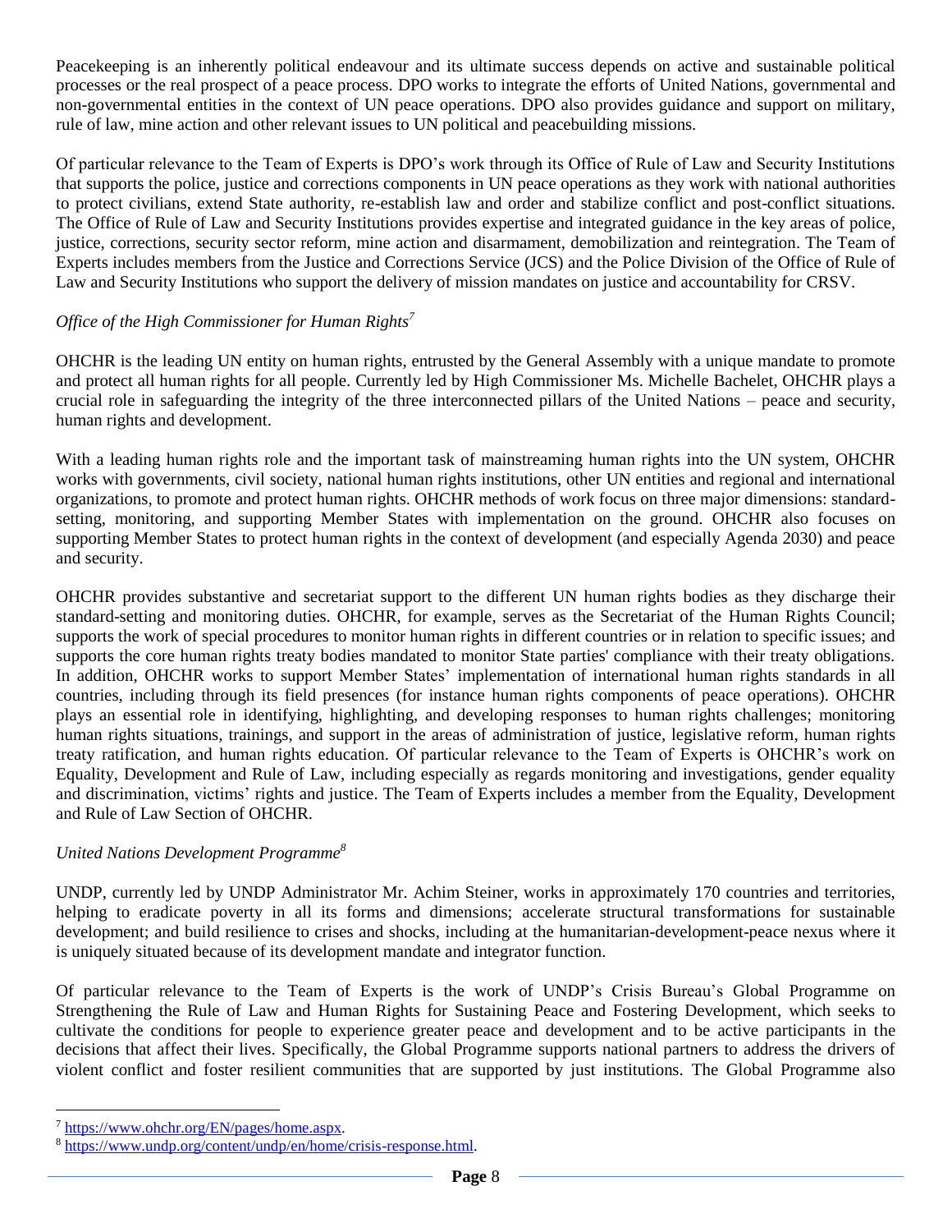Peacekeeping is an inherently political endeavour and its ultimate success depends on active and sustainable political processes or the real prospect of a peace process. DPO works to integrate the efforts of United Nations, governmental and non-governmental entities in the context of UN peace operations. DPO also provides guidance and support on military, rule of law, mine action and other relevant issues to UN political and peacebuilding missions.

Of particular relevance to the Team of Experts is DPO's work through its Office of Rule of Law and Security Institutions that supports the police, justice and corrections components in UN peace operations as they work with national authorities to protect civilians, extend State authority, re-establish law and order and stabilize conflict and post-conflict situations. The Office of Rule of Law and Security Institutions provides expertise and integrated guidance in the key areas of police, justice, corrections, security sector reform, mine action and disarmament, demobilization and reintegration. The Team of Experts includes members from the Justice and Corrections Service (JCS) and the Police Division of the Office of Rule of Law and Security Institutions who support the delivery of mission mandates on justice and accountability for CRSV.

*Office of the High Commissioner for Human Rights*[7]

OHCHR is the leading UN entity on human rights, entrusted by the General Assembly with a unique mandate to promote and protect all human rights for all people. Currently led by High Commissioner Ms. Michelle Bachelet, OHCHR plays a crucial role in safeguarding the integrity of the three interconnected pillars of the United Nations – peace and security, human rights and development.

With a leading human rights role and the important task of mainstreaming human rights into the UN system, OHCHR works with governments, civil society, national human rights institutions, other UN entities and regional and international organizations, to promote and protect human rights. OHCHR methods of work focus on three major dimensions: standard-setting, monitoring, and supporting Member States with implementation on the ground. OHCHR also focuses on supporting Member States to protect human rights in the context of development (and especially Agenda 2030) and peace and security.

OHCHR provides substantive and secretariat support to the different UN human rights bodies as they discharge their standard-setting and monitoring duties. OHCHR, for example, serves as the Secretariat of the Human Rights Council; supports the work of special procedures to monitor human rights in different countries or in relation to specific issues; and supports the core human rights treaty bodies mandated to monitor State parties' compliance with their treaty obligations. In addition, OHCHR works to support Member States' implementation of international human rights standards in all countries, including through its field presences (for instance human rights components of peace operations). OHCHR plays an essential role in identifying, highlighting, and developing responses to human rights challenges; monitoring human rights situations, trainings, and support in the areas of administration of justice, legislative reform, human rights treaty ratification, and human rights education. Of particular relevance to the Team of Experts is OHCHR's work on Equality, Development and Rule of Law, including especially as regards monitoring and investigations, gender equality and discrimination, victims' rights and justice. The Team of Experts includes a member from the Equality, Development and Rule of Law Section of OHCHR.

*United Nations Development Programme*[8]

UNDP, currently led by UNDP Administrator Mr. Achim Steiner, works in approximately 170 countries and territories, helping to eradicate poverty in all its forms and dimensions; accelerate structural transformations for sustainable development; and build resilience to crises and shocks, including at the humanitarian-development-peace nexus where it is uniquely situated because of its development mandate and integrator function.

Of particular relevance to the Team of Experts is the work of UNDP's Crisis Bureau's Global Programme on Strengthening the Rule of Law and Human Rights for Sustaining Peace and Fostering Development, which seeks to cultivate the conditions for people to experience greater peace and development and to be active participants in the decisions that affect their lives. Specifically, the Global Programme supports national partners to address the drivers of violent conflict and foster resilient communities that are supported by just institutions. The Global Programme also

---

[7] https://www.ohchr.org/EN/pages/home.aspx.

[8] https://www.undp.org/content/undp/en/home/crisis-response.html.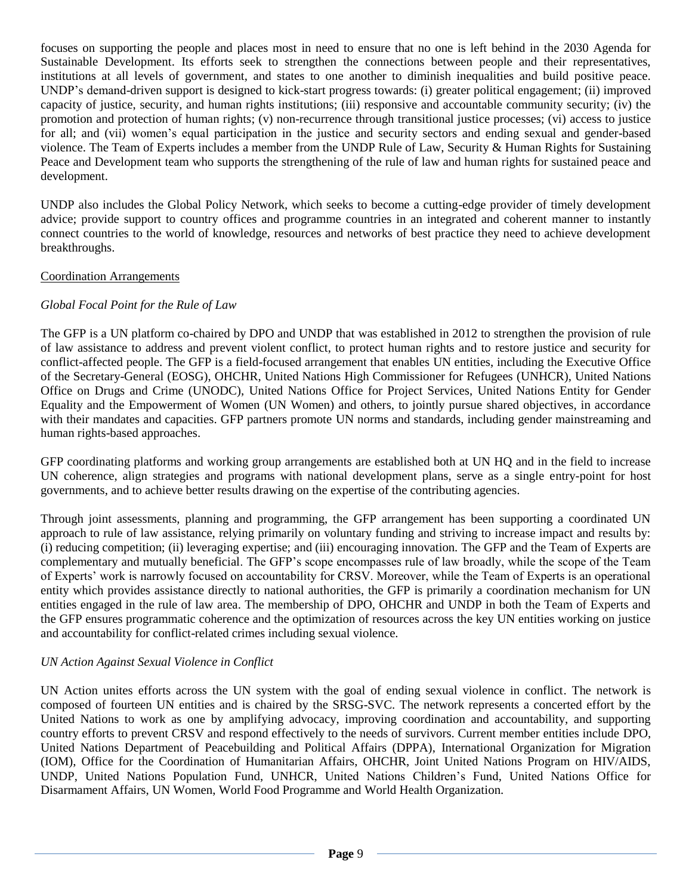focuses on supporting the people and places most in need to ensure that no one is left behind in the 2030 Agenda for Sustainable Development. Its efforts seek to strengthen the connections between people and their representatives, institutions at all levels of government, and states to one another to diminish inequalities and build positive peace. UNDP's demand-driven support is designed to kick-start progress towards: (i) greater political engagement; (ii) improved capacity of justice, security, and human rights institutions; (iii) responsive and accountable community security; (iv) the promotion and protection of human rights; (v) non-recurrence through transitional justice processes; (vi) access to justice for all; and (vii) women's equal participation in the justice and security sectors and ending sexual and gender-based violence. The Team of Experts includes a member from the UNDP Rule of Law, Security & Human Rights for Sustaining Peace and Development team who supports the strengthening of the rule of law and human rights for sustained peace and development.

UNDP also includes the Global Policy Network, which seeks to become a cutting-edge provider of timely development advice; provide support to country offices and programme countries in an integrated and coherent manner to instantly connect countries to the world of knowledge, resources and networks of best practice they need to achieve development breakthroughs.

<u>Coordination Arrangements</u>

*Global Focal Point for the Rule of Law*

The GFP is a UN platform co-chaired by DPO and UNDP that was established in 2012 to strengthen the provision of rule of law assistance to address and prevent violent conflict, to protect human rights and to restore justice and security for conflict-affected people. The GFP is a field-focused arrangement that enables UN entities, including the Executive Office of the Secretary-General (EOSG), OHCHR, United Nations High Commissioner for Refugees (UNHCR), United Nations Office on Drugs and Crime (UNODC), United Nations Office for Project Services, United Nations Entity for Gender Equality and the Empowerment of Women (UN Women) and others, to jointly pursue shared objectives, in accordance with their mandates and capacities. GFP partners promote UN norms and standards, including gender mainstreaming and human rights-based approaches.

GFP coordinating platforms and working group arrangements are established both at UN HQ and in the field to increase UN coherence, align strategies and programs with national development plans, serve as a single entry-point for host governments, and to achieve better results drawing on the expertise of the contributing agencies.

Through joint assessments, planning and programming, the GFP arrangement has been supporting a coordinated UN approach to rule of law assistance, relying primarily on voluntary funding and striving to increase impact and results by: (i) reducing competition; (ii) leveraging expertise; and (iii) encouraging innovation. The GFP and the Team of Experts are complementary and mutually beneficial. The GFP's scope encompasses rule of law broadly, while the scope of the Team of Experts' work is narrowly focused on accountability for CRSV. Moreover, while the Team of Experts is an operational entity which provides assistance directly to national authorities, the GFP is primarily a coordination mechanism for UN entities engaged in the rule of law area. The membership of DPO, OHCHR and UNDP in both the Team of Experts and the GFP ensures programmatic coherence and the optimization of resources across the key UN entities working on justice and accountability for conflict-related crimes including sexual violence.

*UN Action Against Sexual Violence in Conflict*

UN Action unites efforts across the UN system with the goal of ending sexual violence in conflict. The network is composed of fourteen UN entities and is chaired by the SRSG-SVC. The network represents a concerted effort by the United Nations to work as one by amplifying advocacy, improving coordination and accountability, and supporting country efforts to prevent CRSV and respond effectively to the needs of survivors. Current member entities include DPO, United Nations Department of Peacebuilding and Political Affairs (DPPA), International Organization for Migration (IOM), Office for the Coordination of Humanitarian Affairs, OHCHR, Joint United Nations Program on HIV/AIDS, UNDP, United Nations Population Fund, UNHCR, United Nations Children's Fund, United Nations Office for Disarmament Affairs, UN Women, World Food Programme and World Health Organization.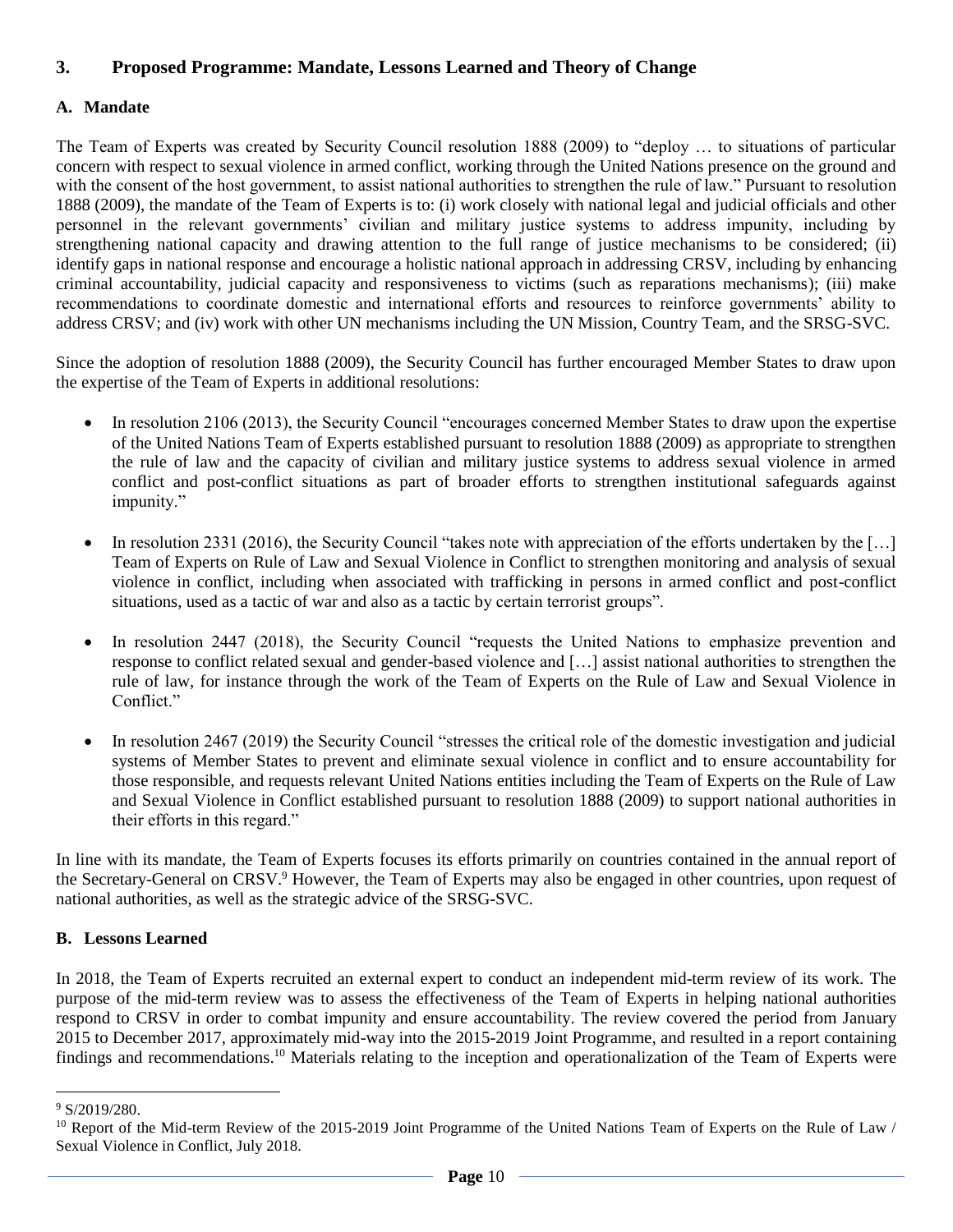## 3. Proposed Programme: Mandate, Lessons Learned and Theory of Change

### A. Mandate

The Team of Experts was created by Security Council resolution 1888 (2009) to "deploy … to situations of particular concern with respect to sexual violence in armed conflict, working through the United Nations presence on the ground and with the consent of the host government, to assist national authorities to strengthen the rule of law." Pursuant to resolution 1888 (2009), the mandate of the Team of Experts is to: (i) work closely with national legal and judicial officials and other personnel in the relevant governments' civilian and military justice systems to address impunity, including by strengthening national capacity and drawing attention to the full range of justice mechanisms to be considered; (ii) identify gaps in national response and encourage a holistic national approach in addressing CRSV, including by enhancing criminal accountability, judicial capacity and responsiveness to victims (such as reparations mechanisms); (iii) make recommendations to coordinate domestic and international efforts and resources to reinforce governments' ability to address CRSV; and (iv) work with other UN mechanisms including the UN Mission, Country Team, and the SRSG-SVC.

Since the adoption of resolution 1888 (2009), the Security Council has further encouraged Member States to draw upon the expertise of the Team of Experts in additional resolutions:

- In resolution 2106 (2013), the Security Council "encourages concerned Member States to draw upon the expertise of the United Nations Team of Experts established pursuant to resolution 1888 (2009) as appropriate to strengthen the rule of law and the capacity of civilian and military justice systems to address sexual violence in armed conflict and post-conflict situations as part of broader efforts to strengthen institutional safeguards against impunity."
- In resolution 2331 (2016), the Security Council "takes note with appreciation of the efforts undertaken by the […] Team of Experts on Rule of Law and Sexual Violence in Conflict to strengthen monitoring and analysis of sexual violence in conflict, including when associated with trafficking in persons in armed conflict and post-conflict situations, used as a tactic of war and also as a tactic by certain terrorist groups".
- In resolution 2447 (2018), the Security Council "requests the United Nations to emphasize prevention and response to conflict related sexual and gender-based violence and […] assist national authorities to strengthen the rule of law, for instance through the work of the Team of Experts on the Rule of Law and Sexual Violence in Conflict."
- In resolution 2467 (2019) the Security Council "stresses the critical role of the domestic investigation and judicial systems of Member States to prevent and eliminate sexual violence in conflict and to ensure accountability for those responsible, and requests relevant United Nations entities including the Team of Experts on the Rule of Law and Sexual Violence in Conflict established pursuant to resolution 1888 (2009) to support national authorities in their efforts in this regard."

In line with its mandate, the Team of Experts focuses its efforts primarily on countries contained in the annual report of the Secretary-General on CRSV.[9] However, the Team of Experts may also be engaged in other countries, upon request of national authorities, as well as the strategic advice of the SRSG-SVC.

### B. Lessons Learned

In 2018, the Team of Experts recruited an external expert to conduct an independent mid-term review of its work. The purpose of the mid-term review was to assess the effectiveness of the Team of Experts in helping national authorities respond to CRSV in order to combat impunity and ensure accountability. The review covered the period from January 2015 to December 2017, approximately mid-way into the 2015-2019 Joint Programme, and resulted in a report containing findings and recommendations.[10] Materials relating to the inception and operationalization of the Team of Experts were

---

[9] S/2019/280.

[10] Report of the Mid-term Review of the 2015-2019 Joint Programme of the United Nations Team of Experts on the Rule of Law / Sexual Violence in Conflict, July 2018.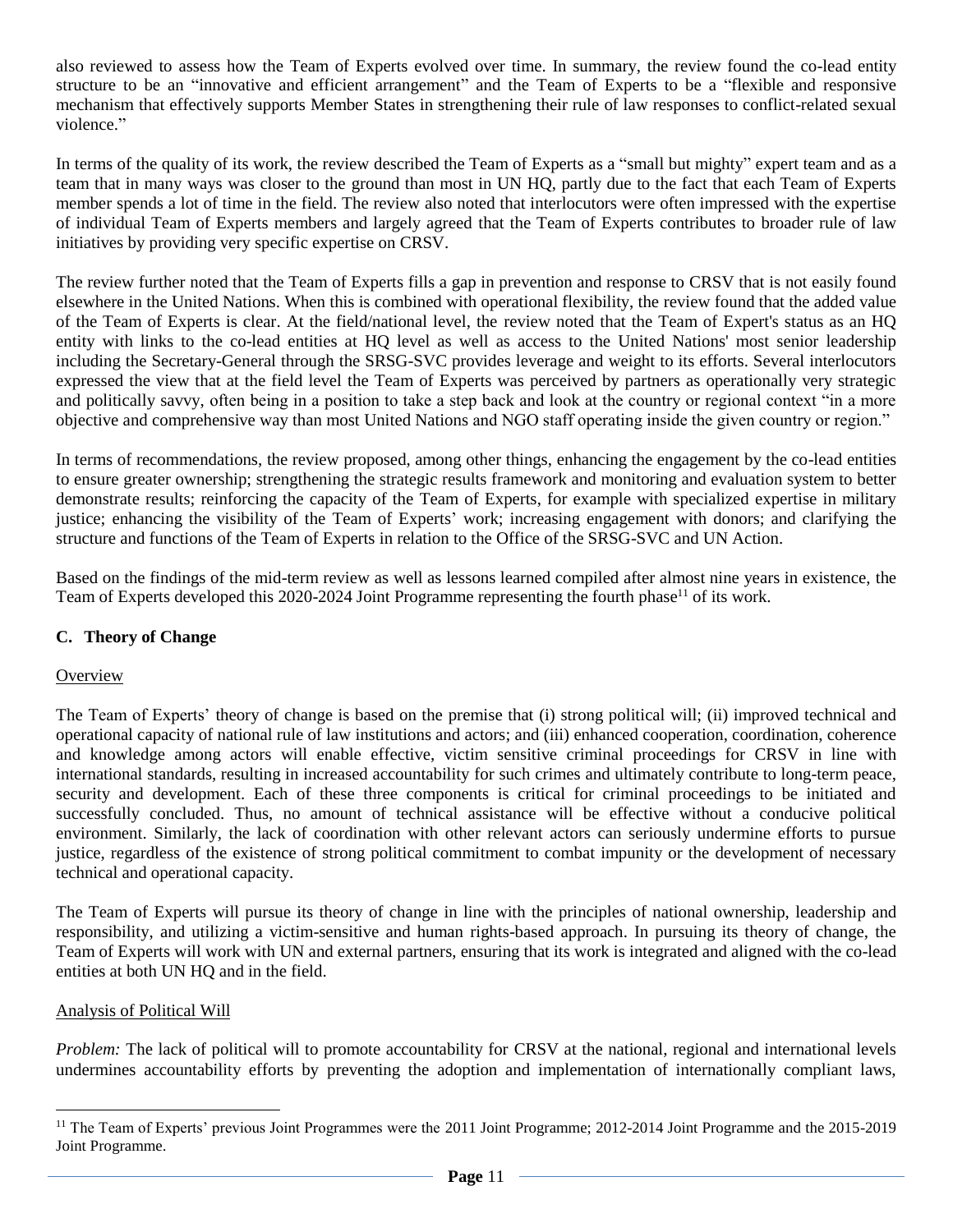also reviewed to assess how the Team of Experts evolved over time. In summary, the review found the co-lead entity structure to be an "innovative and efficient arrangement" and the Team of Experts to be a "flexible and responsive mechanism that effectively supports Member States in strengthening their rule of law responses to conflict-related sexual violence."

In terms of the quality of its work, the review described the Team of Experts as a "small but mighty" expert team and as a team that in many ways was closer to the ground than most in UN HQ, partly due to the fact that each Team of Experts member spends a lot of time in the field. The review also noted that interlocutors were often impressed with the expertise of individual Team of Experts members and largely agreed that the Team of Experts contributes to broader rule of law initiatives by providing very specific expertise on CRSV.

The review further noted that the Team of Experts fills a gap in prevention and response to CRSV that is not easily found elsewhere in the United Nations. When this is combined with operational flexibility, the review found that the added value of the Team of Experts is clear. At the field/national level, the review noted that the Team of Expert's status as an HQ entity with links to the co-lead entities at HQ level as well as access to the United Nations' most senior leadership including the Secretary-General through the SRSG-SVC provides leverage and weight to its efforts. Several interlocutors expressed the view that at the field level the Team of Experts was perceived by partners as operationally very strategic and politically savvy, often being in a position to take a step back and look at the country or regional context "in a more objective and comprehensive way than most United Nations and NGO staff operating inside the given country or region."

In terms of recommendations, the review proposed, among other things, enhancing the engagement by the co-lead entities to ensure greater ownership; strengthening the strategic results framework and monitoring and evaluation system to better demonstrate results; reinforcing the capacity of the Team of Experts, for example with specialized expertise in military justice; enhancing the visibility of the Team of Experts' work; increasing engagement with donors; and clarifying the structure and functions of the Team of Experts in relation to the Office of the SRSG-SVC and UN Action.

Based on the findings of the mid-term review as well as lessons learned compiled after almost nine years in existence, the Team of Experts developed this 2020-2024 Joint Programme representing the fourth phase[11] of its work.

## C. Theory of Change

### Overview

The Team of Experts' theory of change is based on the premise that (i) strong political will; (ii) improved technical and operational capacity of national rule of law institutions and actors; and (iii) enhanced cooperation, coordination, coherence and knowledge among actors will enable effective, victim sensitive criminal proceedings for CRSV in line with international standards, resulting in increased accountability for such crimes and ultimately contribute to long-term peace, security and development. Each of these three components is critical for criminal proceedings to be initiated and successfully concluded. Thus, no amount of technical assistance will be effective without a conducive political environment. Similarly, the lack of coordination with other relevant actors can seriously undermine efforts to pursue justice, regardless of the existence of strong political commitment to combat impunity or the development of necessary technical and operational capacity.

The Team of Experts will pursue its theory of change in line with the principles of national ownership, leadership and responsibility, and utilizing a victim-sensitive and human rights-based approach. In pursuing its theory of change, the Team of Experts will work with UN and external partners, ensuring that its work is integrated and aligned with the co-lead entities at both UN HQ and in the field.

### Analysis of Political Will

*Problem:* The lack of political will to promote accountability for CRSV at the national, regional and international levels undermines accountability efforts by preventing the adoption and implementation of internationally compliant laws,

---

[11] The Team of Experts' previous Joint Programmes were the 2011 Joint Programme; 2012-2014 Joint Programme and the 2015-2019 Joint Programme.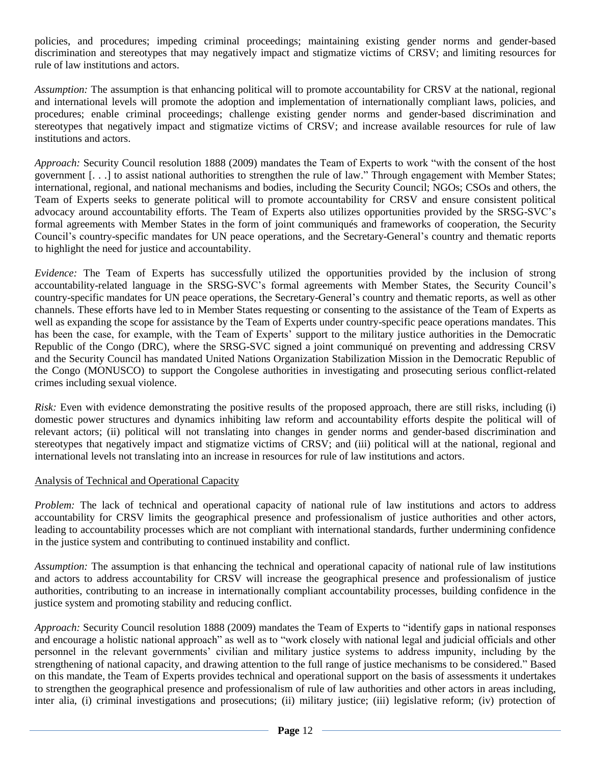policies, and procedures; impeding criminal proceedings; maintaining existing gender norms and gender-based discrimination and stereotypes that may negatively impact and stigmatize victims of CRSV; and limiting resources for rule of law institutions and actors.

*Assumption:* The assumption is that enhancing political will to promote accountability for CRSV at the national, regional and international levels will promote the adoption and implementation of internationally compliant laws, policies, and procedures; enable criminal proceedings; challenge existing gender norms and gender-based discrimination and stereotypes that negatively impact and stigmatize victims of CRSV; and increase available resources for rule of law institutions and actors.

*Approach:* Security Council resolution 1888 (2009) mandates the Team of Experts to work "with the consent of the host government [. . .] to assist national authorities to strengthen the rule of law." Through engagement with Member States; international, regional, and national mechanisms and bodies, including the Security Council; NGOs; CSOs and others, the Team of Experts seeks to generate political will to promote accountability for CRSV and ensure consistent political advocacy around accountability efforts. The Team of Experts also utilizes opportunities provided by the SRSG-SVC's formal agreements with Member States in the form of joint communiqués and frameworks of cooperation, the Security Council's country-specific mandates for UN peace operations, and the Secretary-General's country and thematic reports to highlight the need for justice and accountability.

*Evidence:* The Team of Experts has successfully utilized the opportunities provided by the inclusion of strong accountability-related language in the SRSG-SVC's formal agreements with Member States, the Security Council's country-specific mandates for UN peace operations, the Secretary-General's country and thematic reports, as well as other channels. These efforts have led to in Member States requesting or consenting to the assistance of the Team of Experts as well as expanding the scope for assistance by the Team of Experts under country-specific peace operations mandates. This has been the case, for example, with the Team of Experts' support to the military justice authorities in the Democratic Republic of the Congo (DRC), where the SRSG-SVC signed a joint communiqué on preventing and addressing CRSV and the Security Council has mandated United Nations Organization Stabilization Mission in the Democratic Republic of the Congo (MONUSCO) to support the Congolese authorities in investigating and prosecuting serious conflict-related crimes including sexual violence.

*Risk:* Even with evidence demonstrating the positive results of the proposed approach, there are still risks, including (i) domestic power structures and dynamics inhibiting law reform and accountability efforts despite the political will of relevant actors; (ii) political will not translating into changes in gender norms and gender-based discrimination and stereotypes that negatively impact and stigmatize victims of CRSV; and (iii) political will at the national, regional and international levels not translating into an increase in resources for rule of law institutions and actors.

Analysis of Technical and Operational Capacity

*Problem:* The lack of technical and operational capacity of national rule of law institutions and actors to address accountability for CRSV limits the geographical presence and professionalism of justice authorities and other actors, leading to accountability processes which are not compliant with international standards, further undermining confidence in the justice system and contributing to continued instability and conflict.

*Assumption:* The assumption is that enhancing the technical and operational capacity of national rule of law institutions and actors to address accountability for CRSV will increase the geographical presence and professionalism of justice authorities, contributing to an increase in internationally compliant accountability processes, building confidence in the justice system and promoting stability and reducing conflict.

*Approach:* Security Council resolution 1888 (2009) mandates the Team of Experts to "identify gaps in national responses and encourage a holistic national approach" as well as to "work closely with national legal and judicial officials and other personnel in the relevant governments' civilian and military justice systems to address impunity, including by the strengthening of national capacity, and drawing attention to the full range of justice mechanisms to be considered." Based on this mandate, the Team of Experts provides technical and operational support on the basis of assessments it undertakes to strengthen the geographical presence and professionalism of rule of law authorities and other actors in areas including, inter alia, (i) criminal investigations and prosecutions; (ii) military justice; (iii) legislative reform; (iv) protection of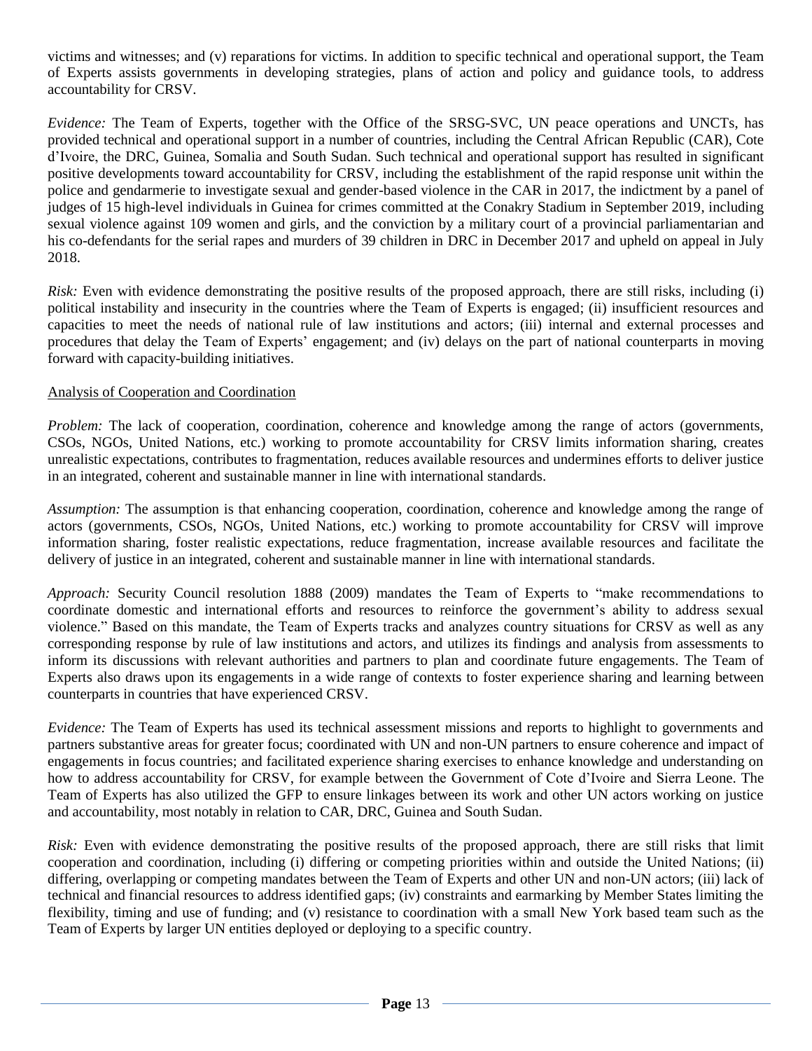victims and witnesses; and (v) reparations for victims. In addition to specific technical and operational support, the Team of Experts assists governments in developing strategies, plans of action and policy and guidance tools, to address accountability for CRSV.

*Evidence:* The Team of Experts, together with the Office of the SRSG-SVC, UN peace operations and UNCTs, has provided technical and operational support in a number of countries, including the Central African Republic (CAR), Cote d'Ivoire, the DRC, Guinea, Somalia and South Sudan. Such technical and operational support has resulted in significant positive developments toward accountability for CRSV, including the establishment of the rapid response unit within the police and gendarmerie to investigate sexual and gender-based violence in the CAR in 2017, the indictment by a panel of judges of 15 high-level individuals in Guinea for crimes committed at the Conakry Stadium in September 2019, including sexual violence against 109 women and girls, and the conviction by a military court of a provincial parliamentarian and his co-defendants for the serial rapes and murders of 39 children in DRC in December 2017 and upheld on appeal in July 2018.

*Risk:* Even with evidence demonstrating the positive results of the proposed approach, there are still risks, including (i) political instability and insecurity in the countries where the Team of Experts is engaged; (ii) insufficient resources and capacities to meet the needs of national rule of law institutions and actors; (iii) internal and external processes and procedures that delay the Team of Experts' engagement; and (iv) delays on the part of national counterparts in moving forward with capacity-building initiatives.

<u>Analysis of Cooperation and Coordination</u>

*Problem:* The lack of cooperation, coordination, coherence and knowledge among the range of actors (governments, CSOs, NGOs, United Nations, etc.) working to promote accountability for CRSV limits information sharing, creates unrealistic expectations, contributes to fragmentation, reduces available resources and undermines efforts to deliver justice in an integrated, coherent and sustainable manner in line with international standards.

*Assumption:* The assumption is that enhancing cooperation, coordination, coherence and knowledge among the range of actors (governments, CSOs, NGOs, United Nations, etc.) working to promote accountability for CRSV will improve information sharing, foster realistic expectations, reduce fragmentation, increase available resources and facilitate the delivery of justice in an integrated, coherent and sustainable manner in line with international standards.

*Approach:* Security Council resolution 1888 (2009) mandates the Team of Experts to "make recommendations to coordinate domestic and international efforts and resources to reinforce the government's ability to address sexual violence." Based on this mandate, the Team of Experts tracks and analyzes country situations for CRSV as well as any corresponding response by rule of law institutions and actors, and utilizes its findings and analysis from assessments to inform its discussions with relevant authorities and partners to plan and coordinate future engagements. The Team of Experts also draws upon its engagements in a wide range of contexts to foster experience sharing and learning between counterparts in countries that have experienced CRSV.

*Evidence:* The Team of Experts has used its technical assessment missions and reports to highlight to governments and partners substantive areas for greater focus; coordinated with UN and non-UN partners to ensure coherence and impact of engagements in focus countries; and facilitated experience sharing exercises to enhance knowledge and understanding on how to address accountability for CRSV, for example between the Government of Cote d'Ivoire and Sierra Leone. The Team of Experts has also utilized the GFP to ensure linkages between its work and other UN actors working on justice and accountability, most notably in relation to CAR, DRC, Guinea and South Sudan.

*Risk:* Even with evidence demonstrating the positive results of the proposed approach, there are still risks that limit cooperation and coordination, including (i) differing or competing priorities within and outside the United Nations; (ii) differing, overlapping or competing mandates between the Team of Experts and other UN and non-UN actors; (iii) lack of technical and financial resources to address identified gaps; (iv) constraints and earmarking by Member States limiting the flexibility, timing and use of funding; and (v) resistance to coordination with a small New York based team such as the Team of Experts by larger UN entities deployed or deploying to a specific country.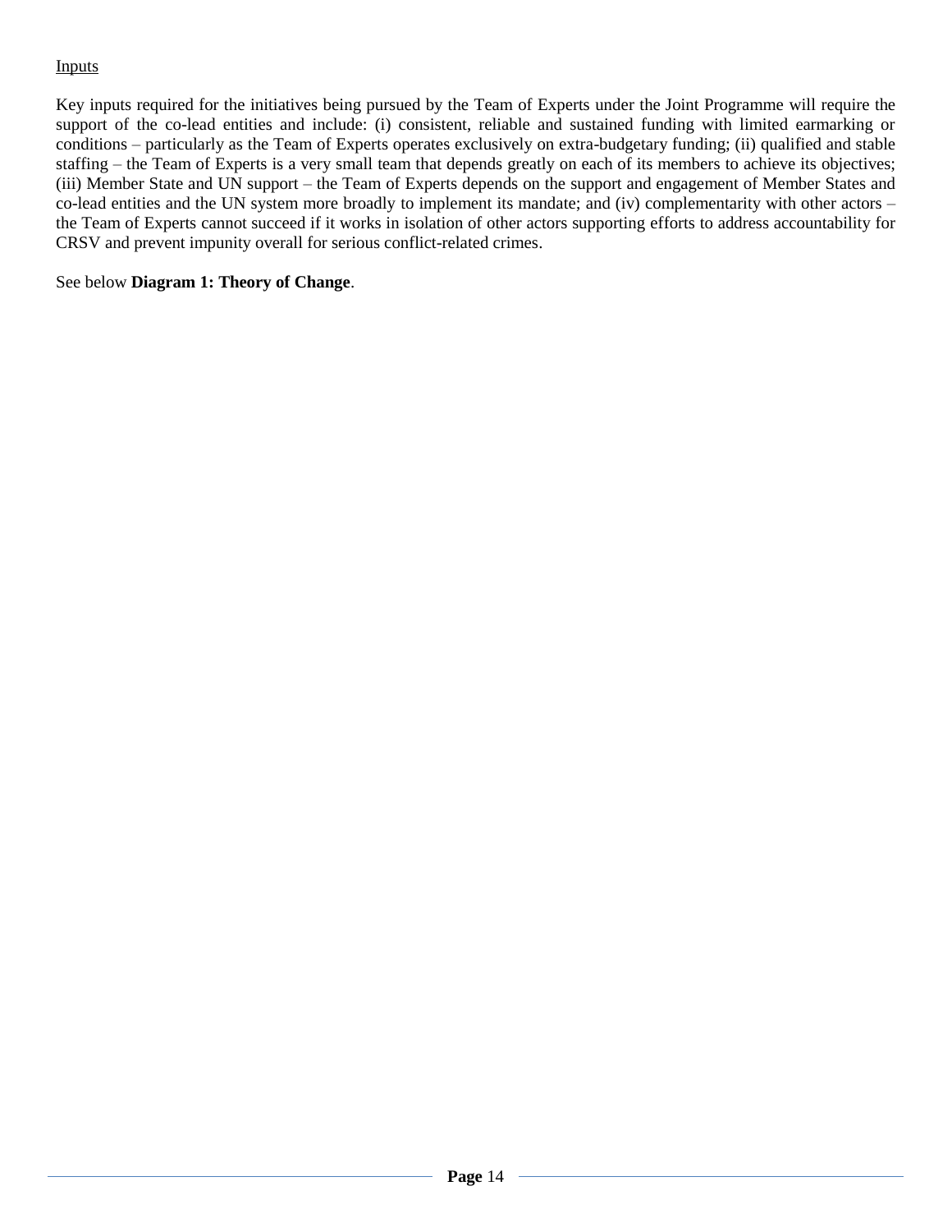Inputs

Key inputs required for the initiatives being pursued by the Team of Experts under the Joint Programme will require the support of the co-lead entities and include: (i) consistent, reliable and sustained funding with limited earmarking or conditions – particularly as the Team of Experts operates exclusively on extra-budgetary funding; (ii) qualified and stable staffing – the Team of Experts is a very small team that depends greatly on each of its members to achieve its objectives; (iii) Member State and UN support – the Team of Experts depends on the support and engagement of Member States and co-lead entities and the UN system more broadly to implement its mandate; and (iv) complementarity with other actors – the Team of Experts cannot succeed if it works in isolation of other actors supporting efforts to address accountability for CRSV and prevent impunity overall for serious conflict-related crimes.

See below **Diagram 1: Theory of Change**.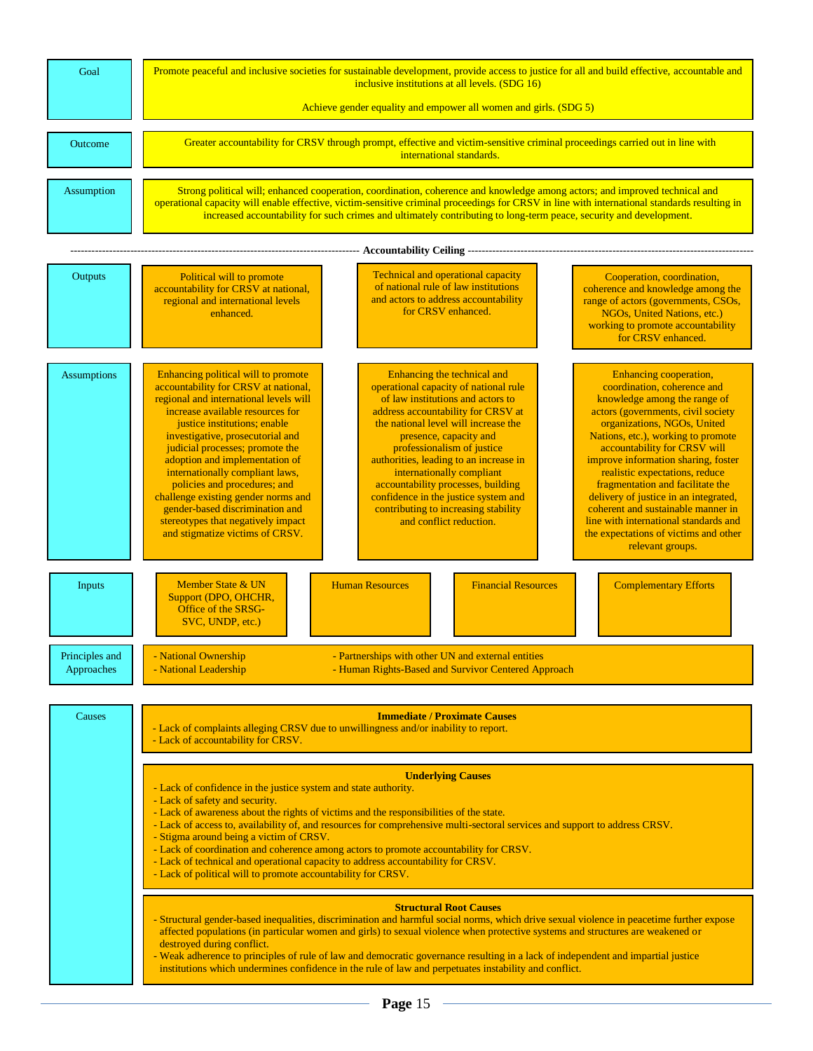| | |
|---|---|
| **Goal** | Promote peaceful and inclusive societies for sustainable development, provide access to justice for all and build effective, accountable and inclusive institutions at all levels. (SDG 16)<br><br>Achieve gender equality and empower all women and girls. (SDG 5) |
| **Outcome** | Greater accountability for CRSV through prompt, effective and victim-sensitive criminal proceedings carried out in line with international standards. |
| **Assumption** | Strong political will; enhanced cooperation, coordination, coherence and knowledge among actors; and improved technical and operational capacity will enable effective, victim-sensitive criminal proceedings for CRSV in line with international standards resulting in increased accountability for such crimes and ultimately contributing to long-term peace, security and development. |

--------------------------------------------- **Accountability Ceiling** ---------------------------------------------

| | | | |
|---|---|---|---|
| **Outputs** | Political will to promote accountability for CRSV at national, regional and international levels enhanced. | Technical and operational capacity of national rule of law institutions and actors to address accountability for CRSV enhanced. | Cooperation, coordination, coherence and knowledge among the range of actors (governments, CSOs, NGOs, United Nations, etc.) working to promote accountability for CRSV enhanced. |
| **Assumptions** | Enhancing political will to promote accountability for CRSV at national, regional and international levels will increase available resources for justice institutions; enable investigative, prosecutorial and judicial processes; promote the adoption and implementation of internationally compliant laws, policies and procedures; and challenge existing gender norms and gender-based discrimination and stereotypes that negatively impact and stigmatize victims of CRSV. | Enhancing the technical and operational capacity of national rule of law institutions and actors to address accountability for CRSV at the national level will increase the presence, capacity and professionalism of justice authorities, leading to an increase in internationally compliant accountability processes, building confidence in the justice system and contributing to increasing stability and conflict reduction. | Enhancing cooperation, coordination, coherence and knowledge among the range of actors (governments, civil society organizations, NGOs, United Nations, etc.), working to promote accountability for CRSV will improve information sharing, foster realistic expectations, reduce fragmentation and facilitate the delivery of justice in an integrated, coherent and sustainable manner in line with international standards and the expectations of victims and other relevant groups. |

| | | | | |
|---|---|---|---|---|
| **Inputs** | Member State & UN Support (DPO, OHCHR, Office of the SRSG-SVC, UNDP, etc.) | Human Resources | Financial Resources | Complementary Efforts |

| | |
|---|---|
| **Principles and Approaches** | - National Ownership<br>- National Leadership<br>- Partnerships with other UN and external entities<br>- Human Rights-Based and Survivor Centered Approach |

**Causes**

**Immediate / Proximate Causes**

- Lack of complaints alleging CRSV due to unwillingness and/or inability to report.
- Lack of accountability for CRSV.

**Underlying Causes**

- Lack of confidence in the justice system and state authority.
- Lack of safety and security.
- Lack of awareness about the rights of victims and the responsibilities of the state.
- Lack of access to, availability of, and resources for comprehensive multi-sectoral services and support to address CRSV.
- Stigma around being a victim of CRSV.
- Lack of coordination and coherence among actors to promote accountability for CRSV.
- Lack of technical and operational capacity to address accountability for CRSV.
- Lack of political will to promote accountability for CRSV.

**Structural Root Causes**

- Structural gender-based inequalities, discrimination and harmful social norms, which drive sexual violence in peacetime further expose affected populations (in particular women and girls) to sexual violence when protective systems and structures are weakened or destroyed during conflict.
- Weak adherence to principles of rule of law and democratic governance resulting in a lack of independent and impartial justice institutions which undermines confidence in the rule of law and perpetuates instability and conflict.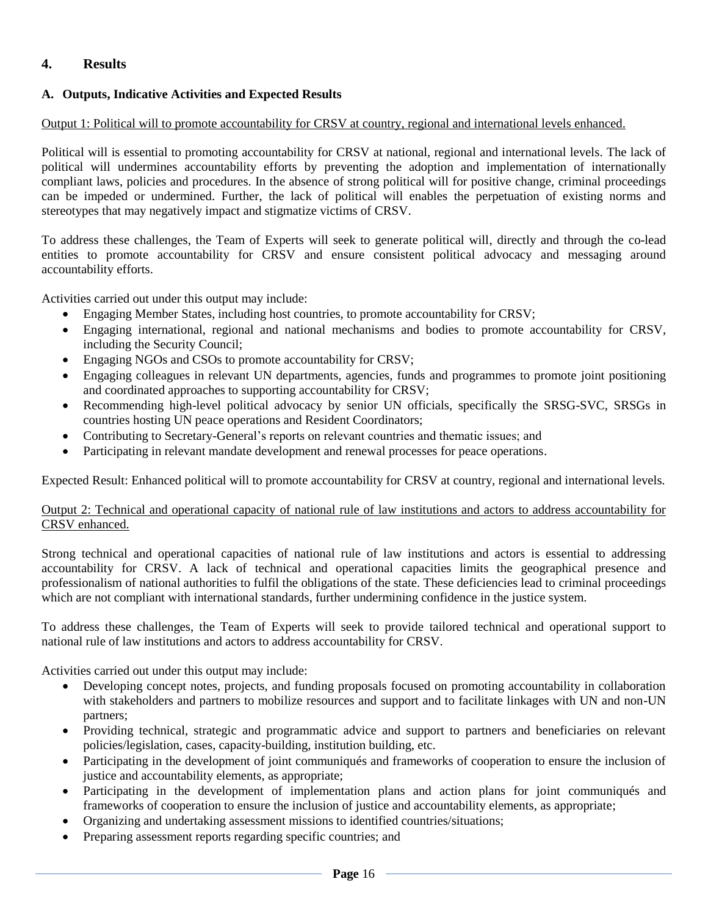## 4. Results

### A. Outputs, Indicative Activities and Expected Results

Output 1: Political will to promote accountability for CRSV at country, regional and international levels enhanced.

Political will is essential to promoting accountability for CRSV at national, regional and international levels. The lack of political will undermines accountability efforts by preventing the adoption and implementation of internationally compliant laws, policies and procedures. In the absence of strong political will for positive change, criminal proceedings can be impeded or undermined. Further, the lack of political will enables the perpetuation of existing norms and stereotypes that may negatively impact and stigmatize victims of CRSV.

To address these challenges, the Team of Experts will seek to generate political will, directly and through the co-lead entities to promote accountability for CRSV and ensure consistent political advocacy and messaging around accountability efforts.

Activities carried out under this output may include:

- Engaging Member States, including host countries, to promote accountability for CRSV;
- Engaging international, regional and national mechanisms and bodies to promote accountability for CRSV, including the Security Council;
- Engaging NGOs and CSOs to promote accountability for CRSV;
- Engaging colleagues in relevant UN departments, agencies, funds and programmes to promote joint positioning and coordinated approaches to supporting accountability for CRSV;
- Recommending high-level political advocacy by senior UN officials, specifically the SRSG-SVC, SRSGs in countries hosting UN peace operations and Resident Coordinators;
- Contributing to Secretary-General's reports on relevant countries and thematic issues; and
- Participating in relevant mandate development and renewal processes for peace operations.

Expected Result: Enhanced political will to promote accountability for CRSV at country, regional and international levels.

Output 2: Technical and operational capacity of national rule of law institutions and actors to address accountability for CRSV enhanced.

Strong technical and operational capacities of national rule of law institutions and actors is essential to addressing accountability for CRSV. A lack of technical and operational capacities limits the geographical presence and professionalism of national authorities to fulfil the obligations of the state. These deficiencies lead to criminal proceedings which are not compliant with international standards, further undermining confidence in the justice system.

To address these challenges, the Team of Experts will seek to provide tailored technical and operational support to national rule of law institutions and actors to address accountability for CRSV.

Activities carried out under this output may include:

- Developing concept notes, projects, and funding proposals focused on promoting accountability in collaboration with stakeholders and partners to mobilize resources and support and to facilitate linkages with UN and non-UN partners;
- Providing technical, strategic and programmatic advice and support to partners and beneficiaries on relevant policies/legislation, cases, capacity-building, institution building, etc.
- Participating in the development of joint communiqués and frameworks of cooperation to ensure the inclusion of justice and accountability elements, as appropriate;
- Participating in the development of implementation plans and action plans for joint communiqués and frameworks of cooperation to ensure the inclusion of justice and accountability elements, as appropriate;
- Organizing and undertaking assessment missions to identified countries/situations;
- Preparing assessment reports regarding specific countries; and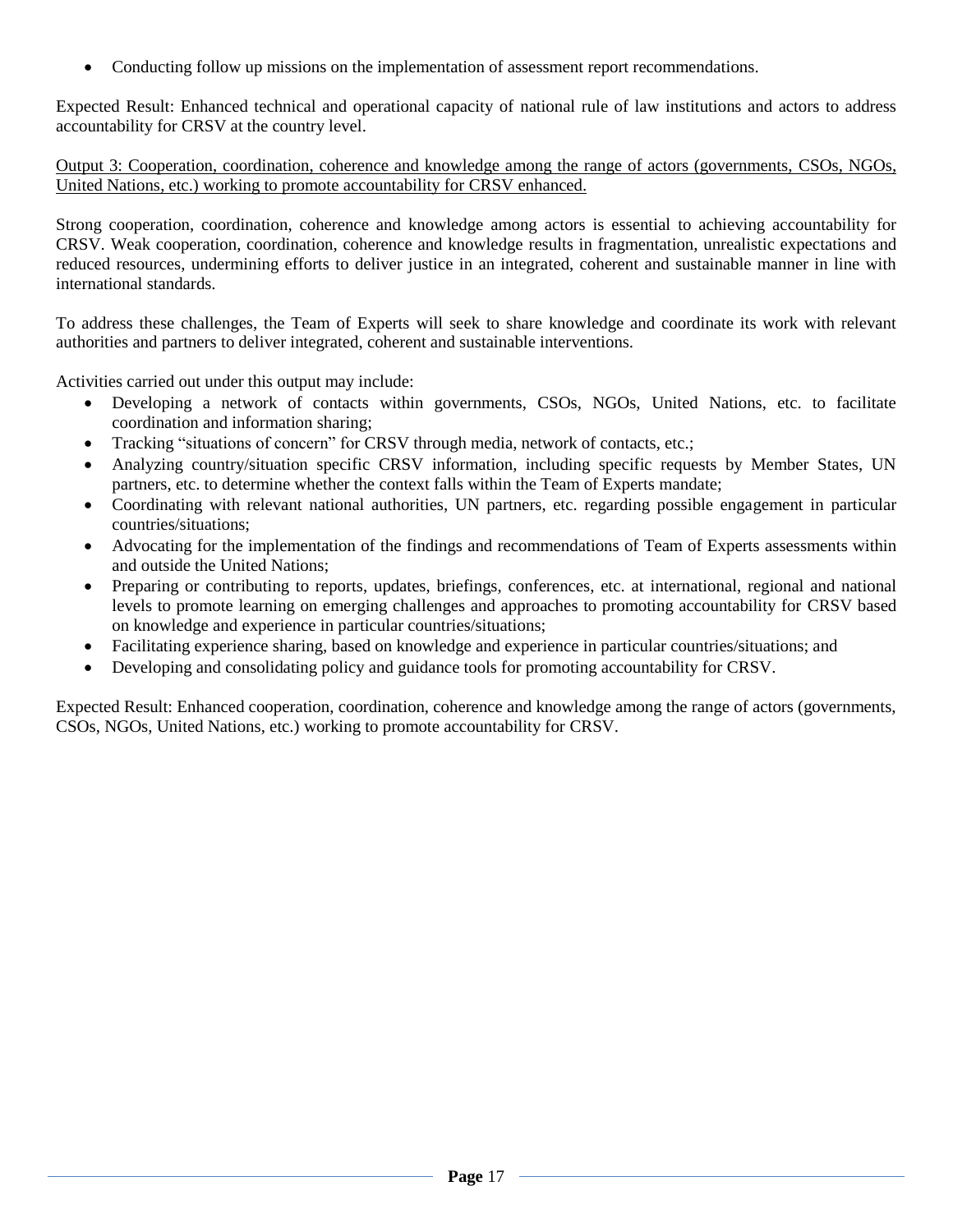- Conducting follow up missions on the implementation of assessment report recommendations.

Expected Result: Enhanced technical and operational capacity of national rule of law institutions and actors to address accountability for CRSV at the country level.

<u>Output 3: Cooperation, coordination, coherence and knowledge among the range of actors (governments, CSOs, NGOs, United Nations, etc.) working to promote accountability for CRSV enhanced.</u>

Strong cooperation, coordination, coherence and knowledge among actors is essential to achieving accountability for CRSV. Weak cooperation, coordination, coherence and knowledge results in fragmentation, unrealistic expectations and reduced resources, undermining efforts to deliver justice in an integrated, coherent and sustainable manner in line with international standards.

To address these challenges, the Team of Experts will seek to share knowledge and coordinate its work with relevant authorities and partners to deliver integrated, coherent and sustainable interventions.

Activities carried out under this output may include:

- Developing a network of contacts within governments, CSOs, NGOs, United Nations, etc. to facilitate coordination and information sharing;
- Tracking "situations of concern" for CRSV through media, network of contacts, etc.;
- Analyzing country/situation specific CRSV information, including specific requests by Member States, UN partners, etc. to determine whether the context falls within the Team of Experts mandate;
- Coordinating with relevant national authorities, UN partners, etc. regarding possible engagement in particular countries/situations;
- Advocating for the implementation of the findings and recommendations of Team of Experts assessments within and outside the United Nations;
- Preparing or contributing to reports, updates, briefings, conferences, etc. at international, regional and national levels to promote learning on emerging challenges and approaches to promoting accountability for CRSV based on knowledge and experience in particular countries/situations;
- Facilitating experience sharing, based on knowledge and experience in particular countries/situations; and
- Developing and consolidating policy and guidance tools for promoting accountability for CRSV.

Expected Result: Enhanced cooperation, coordination, coherence and knowledge among the range of actors (governments, CSOs, NGOs, United Nations, etc.) working to promote accountability for CRSV.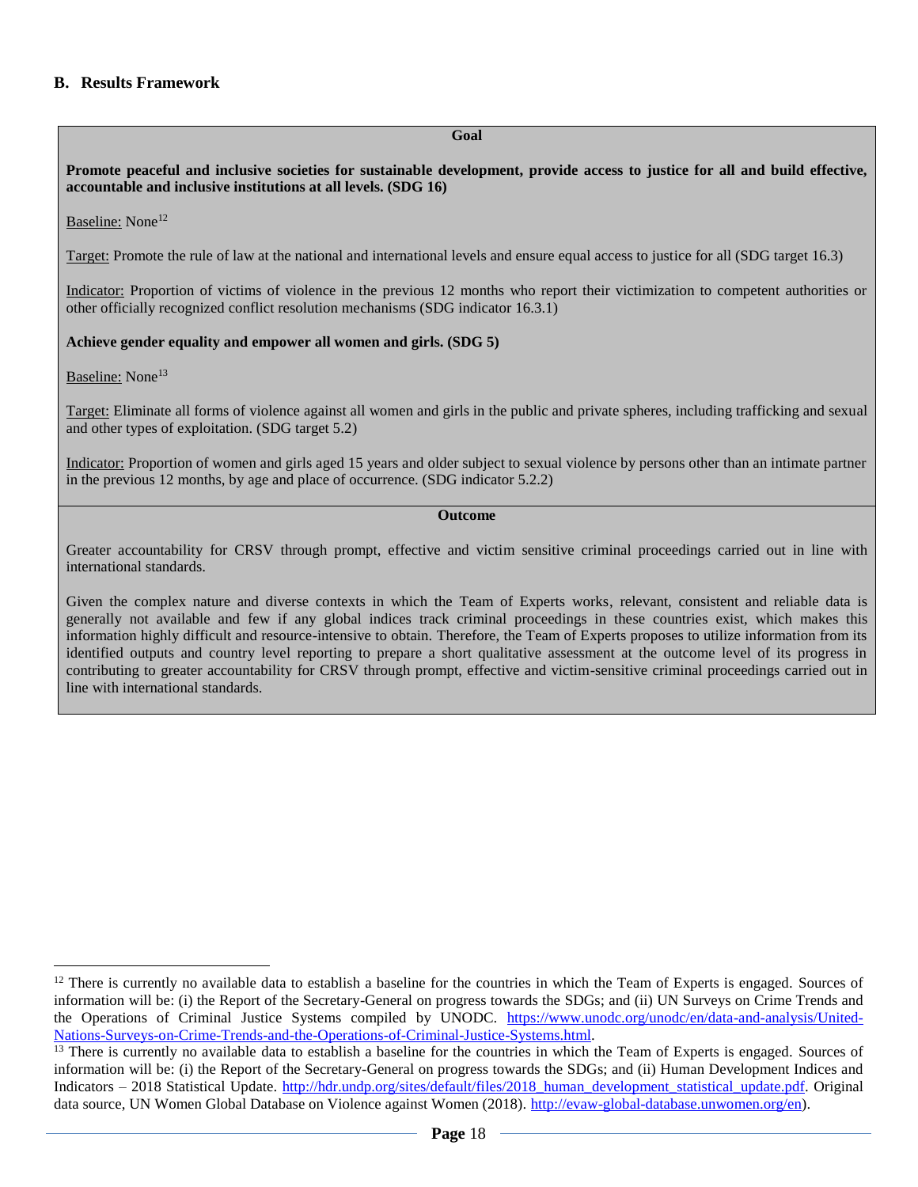## B. Results Framework

**Goal**

**Promote peaceful and inclusive societies for sustainable development, provide access to justice for all and build effective, accountable and inclusive institutions at all levels. (SDG 16)**

Baseline: None[12]

Target: Promote the rule of law at the national and international levels and ensure equal access to justice for all (SDG target 16.3)

Indicator: Proportion of victims of violence in the previous 12 months who report their victimization to competent authorities or other officially recognized conflict resolution mechanisms (SDG indicator 16.3.1)

**Achieve gender equality and empower all women and girls. (SDG 5)**

Baseline: None[13]

Target: Eliminate all forms of violence against all women and girls in the public and private spheres, including trafficking and sexual and other types of exploitation. (SDG target 5.2)

Indicator: Proportion of women and girls aged 15 years and older subject to sexual violence by persons other than an intimate partner in the previous 12 months, by age and place of occurrence. (SDG indicator 5.2.2)

**Outcome**

Greater accountability for CRSV through prompt, effective and victim sensitive criminal proceedings carried out in line with international standards.

Given the complex nature and diverse contexts in which the Team of Experts works, relevant, consistent and reliable data is generally not available and few if any global indices track criminal proceedings in these countries exist, which makes this information highly difficult and resource-intensive to obtain. Therefore, the Team of Experts proposes to utilize information from its identified outputs and country level reporting to prepare a short qualitative assessment at the outcome level of its progress in contributing to greater accountability for CRSV through prompt, effective and victim-sensitive criminal proceedings carried out in line with international standards.

---

[12] There is currently no available data to establish a baseline for the countries in which the Team of Experts is engaged. Sources of information will be: (i) the Report of the Secretary-General on progress towards the SDGs; and (ii) UN Surveys on Crime Trends and the Operations of Criminal Justice Systems compiled by UNODC. https://www.unodc.org/unodc/en/data-and-analysis/United-Nations-Surveys-on-Crime-Trends-and-the-Operations-of-Criminal-Justice-Systems.html.

[13] There is currently no available data to establish a baseline for the countries in which the Team of Experts is engaged. Sources of information will be: (i) the Report of the Secretary-General on progress towards the SDGs; and (ii) Human Development Indices and Indicators – 2018 Statistical Update. http://hdr.undp.org/sites/default/files/2018_human_development_statistical_update.pdf. Original data source, UN Women Global Database on Violence against Women (2018). http://evaw-global-database.unwomen.org/en).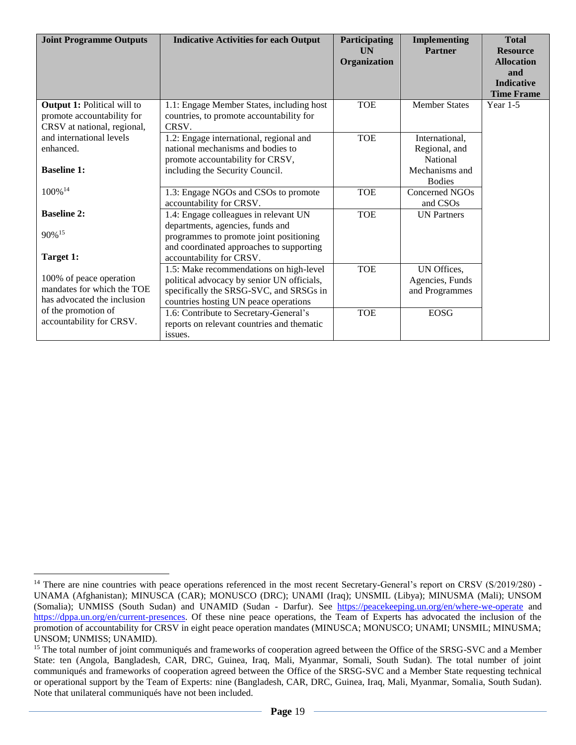| Joint Programme Outputs | Indicative Activities for each Output | Participating UN Organization | Implementing Partner | Total Resource Allocation and Indicative Time Frame |
|---|---|---|---|---|
| **Output 1:** Political will to promote accountability for CRSV at national, regional, and international levels enhanced.<br><br>**Baseline 1:**<br><br>100%[14]<br><br>**Baseline 2:**<br><br>90%[15]<br><br>**Target 1:**<br><br>100% of peace operation mandates for which the TOE has advocated the inclusion of the promotion of accountability for CRSV. | 1.1: Engage Member States, including host countries, to promote accountability for CRSV. | TOE | Member States | Year 1-5 |
| | 1.2: Engage international, regional and national mechanisms and bodies to promote accountability for CRSV, including the Security Council. | TOE | International, Regional, and National Mechanisms and Bodies | |
| | 1.3: Engage NGOs and CSOs to promote accountability for CRSV. | TOE | Concerned NGOs and CSOs | |
| | 1.4: Engage colleagues in relevant UN departments, agencies, funds and programmes to promote joint positioning and coordinated approaches to supporting accountability for CRSV. | TOE | UN Partners | |
| | 1.5: Make recommendations on high-level political advocacy by senior UN officials, specifically the SRSG-SVC, and SRSGs in countries hosting UN peace operations | TOE | UN Offices, Agencies, Funds and Programmes | |
| | 1.6: Contribute to Secretary-General's reports on relevant countries and thematic issues. | TOE | EOSG | |

[14] There are nine countries with peace operations referenced in the most recent Secretary-General's report on CRSV (S/2019/280) - UNAMA (Afghanistan); MINUSCA (CAR); MONUSCO (DRC); UNAMI (Iraq); UNSMIL (Libya); MINUSMA (Mali); UNSOM (Somalia); UNMISS (South Sudan) and UNAMID (Sudan - Darfur). See https://peacekeeping.un.org/en/where-we-operate and https://dppa.un.org/en/current-presences. Of these nine peace operations, the Team of Experts has advocated the inclusion of the promotion of accountability for CRSV in eight peace operation mandates (MINUSCA; MONUSCO; UNAMI; UNSMIL; MINUSMA; UNSOM; UNMISS; UNAMID).

[15] The total number of joint communiqués and frameworks of cooperation agreed between the Office of the SRSG-SVC and a Member State: ten (Angola, Bangladesh, CAR, DRC, Guinea, Iraq, Mali, Myanmar, Somali, South Sudan). The total number of joint communiqués and frameworks of cooperation agreed between the Office of the SRSG-SVC and a Member State requesting technical or operational support by the Team of Experts: nine (Bangladesh, CAR, DRC, Guinea, Iraq, Mali, Myanmar, Somalia, South Sudan). Note that unilateral communiqués have not been included.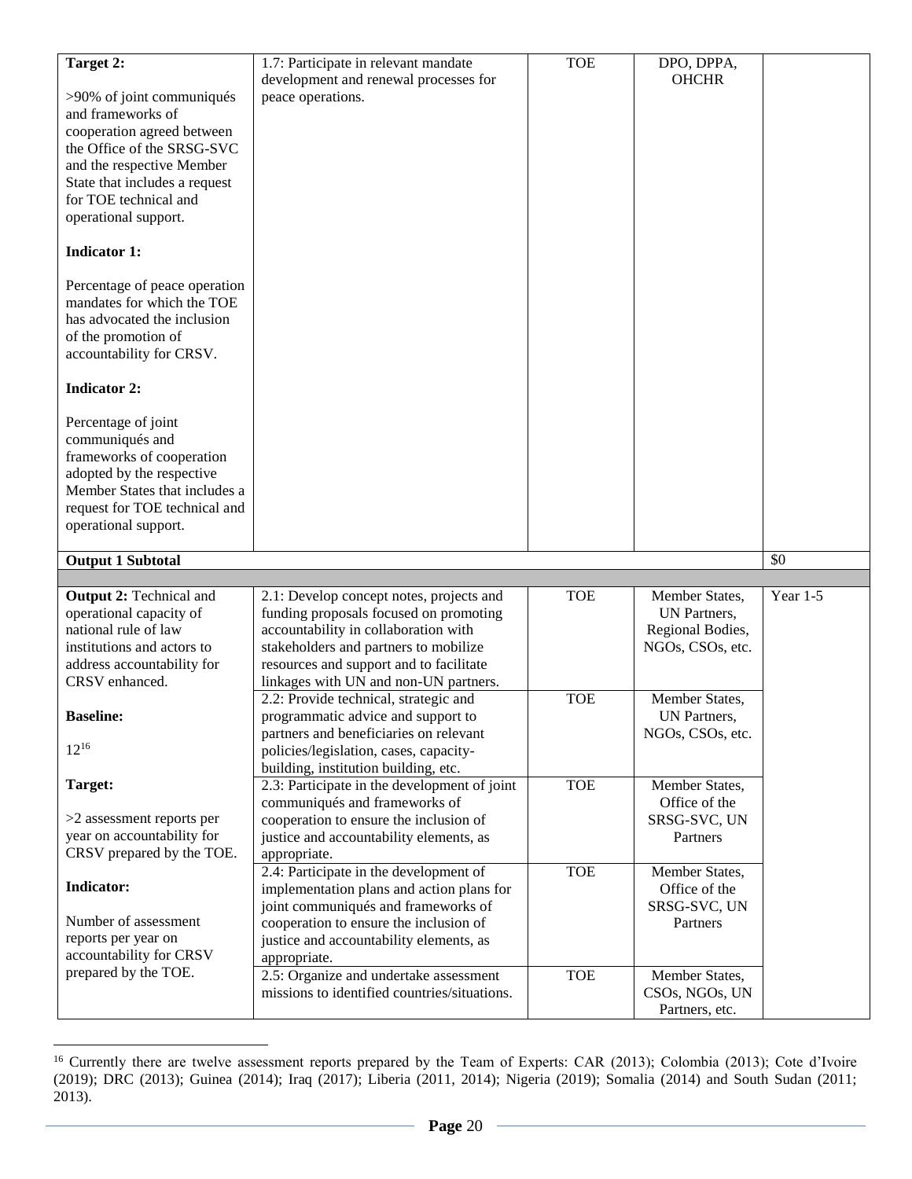| | | | | |
|---|---|---|---|---|
| **Target 2:**<br><br>>90% of joint communiqués and frameworks of cooperation agreed between the Office of the SRSG-SVC and the respective Member State that includes a request for TOE technical and operational support.<br><br>**Indicator 1:**<br><br>Percentage of peace operation mandates for which the TOE has advocated the inclusion of the promotion of accountability for CRSV.<br><br>**Indicator 2:**<br><br>Percentage of joint communiqués and frameworks of cooperation adopted by the respective Member States that includes a request for TOE technical and operational support. | 1.7: Participate in relevant mandate development and renewal processes for peace operations. | TOE | DPO, DPPA, OHCHR | |
| **Output 1 Subtotal** | | | | $0 |
| | | | | |
| **Output 2:** Technical and operational capacity of national rule of law institutions and actors to address accountability for CRSV enhanced.<br><br>**Baseline:**<br><br>12[16]<br><br>**Target:**<br><br>>2 assessment reports per year on accountability for CRSV prepared by the TOE.<br><br>**Indicator:**<br><br>Number of assessment reports per year on accountability for CRSV prepared by the TOE. | 2.1: Develop concept notes, projects and funding proposals focused on promoting accountability in collaboration with stakeholders and partners to mobilize resources and support and to facilitate linkages with UN and non-UN partners. | TOE | Member States, UN Partners, Regional Bodies, NGOs, CSOs, etc. | Year 1-5 |
| | 2.2: Provide technical, strategic and programmatic advice and support to partners and beneficiaries on relevant policies/legislation, cases, capacity-building, institution building, etc. | TOE | Member States, UN Partners, NGOs, CSOs, etc. | |
| | 2.3: Participate in the development of joint communiqués and frameworks of cooperation to ensure the inclusion of justice and accountability elements, as appropriate. | TOE | Member States, Office of the SRSG-SVC, UN Partners | |
| | 2.4: Participate in the development of implementation plans and action plans for joint communiqués and frameworks of cooperation to ensure the inclusion of justice and accountability elements, as appropriate. | TOE | Member States, Office of the SRSG-SVC, UN Partners | |
| | 2.5: Organize and undertake assessment missions to identified countries/situations. | TOE | Member States, CSOs, NGOs, UN Partners, etc. | |

[16] Currently there are twelve assessment reports prepared by the Team of Experts: CAR (2013); Colombia (2013); Cote d'Ivoire (2019); DRC (2013); Guinea (2014); Iraq (2017); Liberia (2011, 2014); Nigeria (2019); Somalia (2014) and South Sudan (2011; 2013).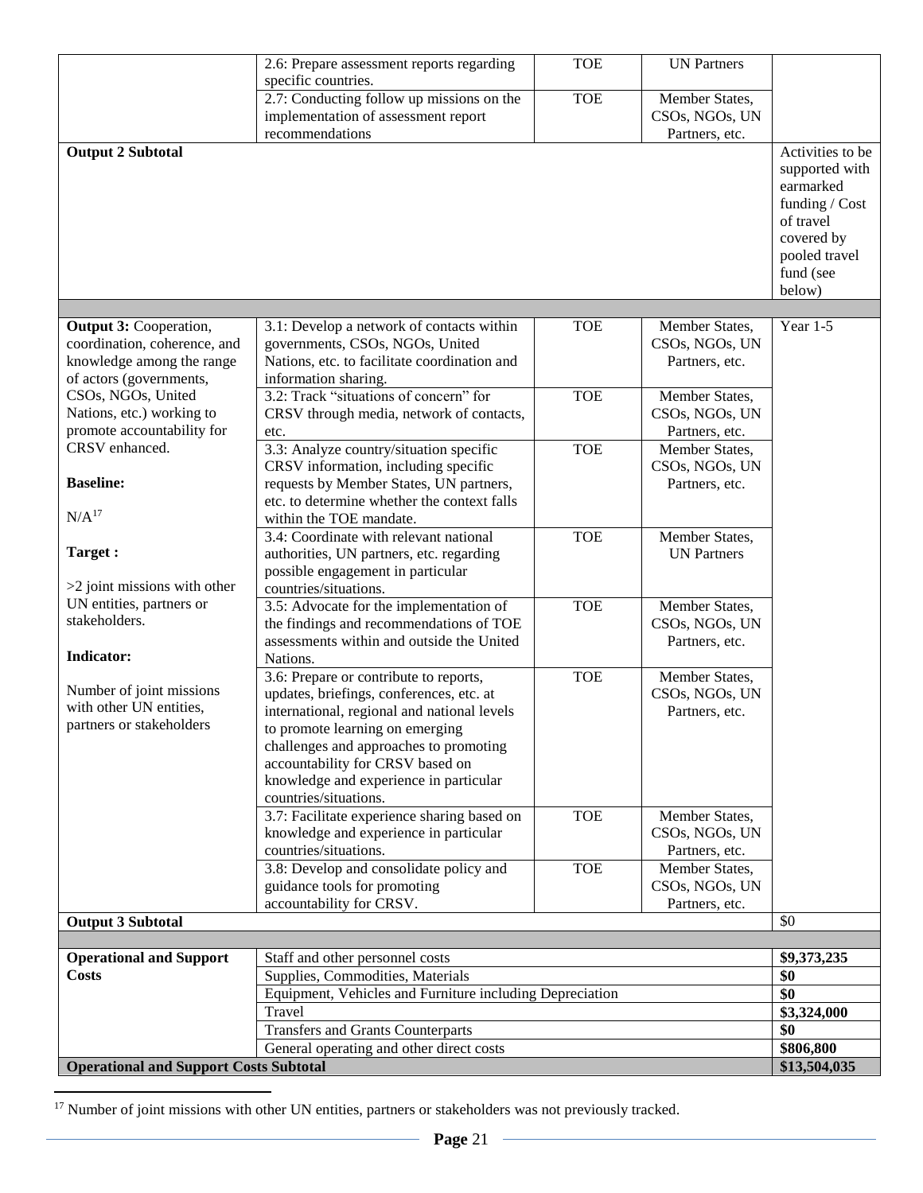| | | | | |
|---|---|---|---|---|
| | 2.6: Prepare assessment reports regarding specific countries. | TOE | UN Partners | |
| | 2.7: Conducting follow up missions on the implementation of assessment report recommendations | TOE | Member States, CSOs, NGOs, UN Partners, etc. | |
| **Output 2 Subtotal** | | | | Activities to be supported with earmarked funding / Cost of travel covered by pooled travel fund (see below) |
| | | | | |
| **Output 3:** Cooperation, coordination, coherence, and knowledge among the range of actors (governments, CSOs, NGOs, United Nations, etc.) working to promote accountability for CRSV enhanced.<br><br>**Baseline:**<br><br>N/A[17]<br><br>**Target :**<br><br>>2 joint missions with other UN entities, partners or stakeholders.<br><br>**Indicator:**<br><br>Number of joint missions with other UN entities, partners or stakeholders | 3.1: Develop a network of contacts within governments, CSOs, NGOs, United Nations, etc. to facilitate coordination and information sharing. | TOE | Member States, CSOs, NGOs, UN Partners, etc. | Year 1-5 |
| | 3.2: Track "situations of concern" for CRSV through media, network of contacts, etc. | TOE | Member States, CSOs, NGOs, UN Partners, etc. | |
| | 3.3: Analyze country/situation specific CRSV information, including specific requests by Member States, UN partners, etc. to determine whether the context falls within the TOE mandate. | TOE | Member States, CSOs, NGOs, UN Partners, etc. | |
| | 3.4: Coordinate with relevant national authorities, UN partners, etc. regarding possible engagement in particular countries/situations. | TOE | Member States, UN Partners | |
| | 3.5: Advocate for the implementation of the findings and recommendations of TOE assessments within and outside the United Nations. | TOE | Member States, CSOs, NGOs, UN Partners, etc. | |
| | 3.6: Prepare or contribute to reports, updates, briefings, conferences, etc. at international, regional and national levels to promote learning on emerging challenges and approaches to promoting accountability for CRSV based on knowledge and experience in particular countries/situations. | TOE | Member States, CSOs, NGOs, UN Partners, etc. | |
| | 3.7: Facilitate experience sharing based on knowledge and experience in particular countries/situations. | TOE | Member States, CSOs, NGOs, UN Partners, etc. | |
| | 3.8: Develop and consolidate policy and guidance tools for promoting accountability for CRSV. | TOE | Member States, CSOs, NGOs, UN Partners, etc. | |
| **Output 3 Subtotal** | | | | $0 |
| | | | | |
| **Operational and Support Costs** | Staff and other personnel costs | | | **$9,373,235** |
| | Supplies, Commodities, Materials | | | **$0** |
| | Equipment, Vehicles and Furniture including Depreciation | | | **$0** |
| | Travel | | | **$3,324,000** |
| | Transfers and Grants Counterparts | | | **$0** |
| | General operating and other direct costs | | | **$806,800** |
| **Operational and Support Costs Subtotal** | | | | **$13,504,035** |

[17] Number of joint missions with other UN entities, partners or stakeholders was not previously tracked.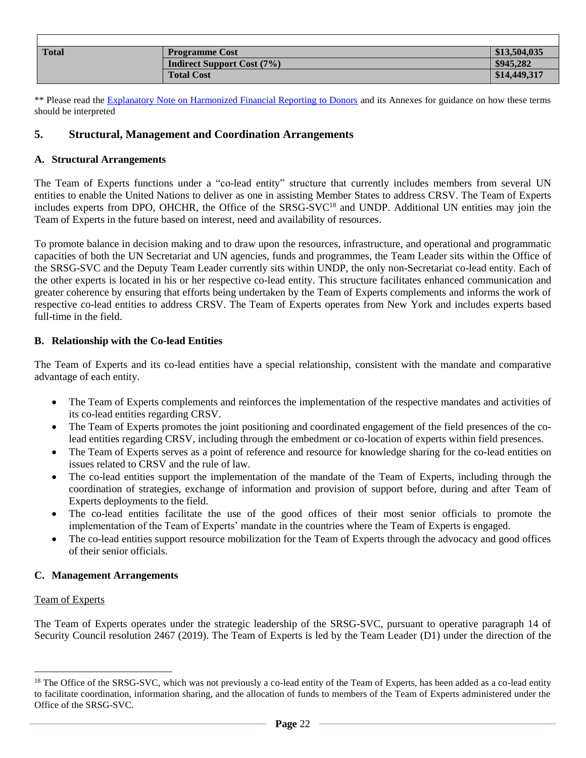| | | |
|---|---|---|
| **Total** | **Programme Cost** | **$13,504,035** |
| | **Indirect Support Cost (7%)** | **$945,282** |
| | **Total Cost** | **$14,449,317** |

** Please read the Explanatory Note on Harmonized Financial Reporting to Donors and its Annexes for guidance on how these terms should be interpreted

## 5. Structural, Management and Coordination Arrangements

### A. Structural Arrangements

The Team of Experts functions under a "co-lead entity" structure that currently includes members from several UN entities to enable the United Nations to deliver as one in assisting Member States to address CRSV. The Team of Experts includes experts from DPO, OHCHR, the Office of the SRSG-SVC[18] and UNDP. Additional UN entities may join the Team of Experts in the future based on interest, need and availability of resources.

To promote balance in decision making and to draw upon the resources, infrastructure, and operational and programmatic capacities of both the UN Secretariat and UN agencies, funds and programmes, the Team Leader sits within the Office of the SRSG-SVC and the Deputy Team Leader currently sits within UNDP, the only non-Secretariat co-lead entity. Each of the other experts is located in his or her respective co-lead entity. This structure facilitates enhanced communication and greater coherence by ensuring that efforts being undertaken by the Team of Experts complements and informs the work of respective co-lead entities to address CRSV. The Team of Experts operates from New York and includes experts based full-time in the field.

### B. Relationship with the Co-lead Entities

The Team of Experts and its co-lead entities have a special relationship, consistent with the mandate and comparative advantage of each entity.

- The Team of Experts complements and reinforces the implementation of the respective mandates and activities of its co-lead entities regarding CRSV.
- The Team of Experts promotes the joint positioning and coordinated engagement of the field presences of the co-lead entities regarding CRSV, including through the embedment or co-location of experts within field presences.
- The Team of Experts serves as a point of reference and resource for knowledge sharing for the co-lead entities on issues related to CRSV and the rule of law.
- The co-lead entities support the implementation of the mandate of the Team of Experts, including through the coordination of strategies, exchange of information and provision of support before, during and after Team of Experts deployments to the field.
- The co-lead entities facilitate the use of the good offices of their most senior officials to promote the implementation of the Team of Experts' mandate in the countries where the Team of Experts is engaged.
- The co-lead entities support resource mobilization for the Team of Experts through the advocacy and good offices of their senior officials.

### C. Management Arrangements

Team of Experts

The Team of Experts operates under the strategic leadership of the SRSG-SVC, pursuant to operative paragraph 14 of Security Council resolution 2467 (2019). The Team of Experts is led by the Team Leader (D1) under the direction of the

[18] The Office of the SRSG-SVC, which was not previously a co-lead entity of the Team of Experts, has been added as a co-lead entity to facilitate coordination, information sharing, and the allocation of funds to members of the Team of Experts administered under the Office of the SRSG-SVC.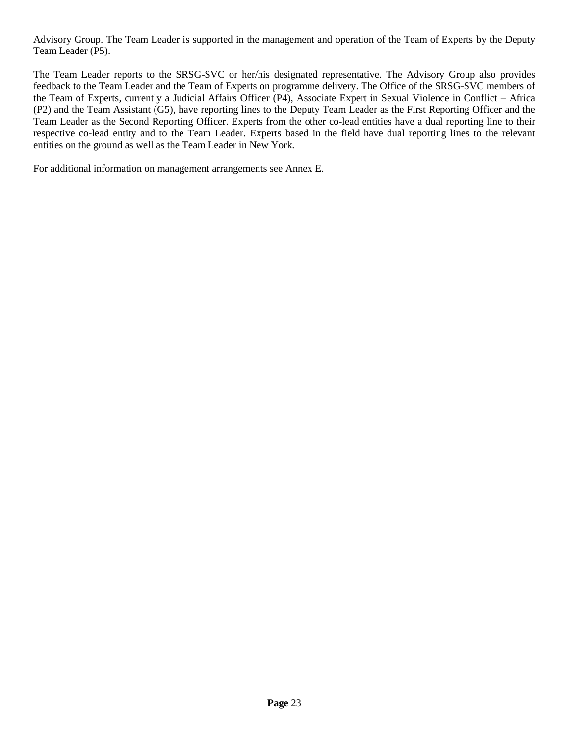Advisory Group. The Team Leader is supported in the management and operation of the Team of Experts by the Deputy Team Leader (P5).

The Team Leader reports to the SRSG-SVC or her/his designated representative. The Advisory Group also provides feedback to the Team Leader and the Team of Experts on programme delivery. The Office of the SRSG-SVC members of the Team of Experts, currently a Judicial Affairs Officer (P4), Associate Expert in Sexual Violence in Conflict – Africa (P2) and the Team Assistant (G5), have reporting lines to the Deputy Team Leader as the First Reporting Officer and the Team Leader as the Second Reporting Officer. Experts from the other co-lead entities have a dual reporting line to their respective co-lead entity and to the Team Leader. Experts based in the field have dual reporting lines to the relevant entities on the ground as well as the Team Leader in New York.

For additional information on management arrangements see Annex E.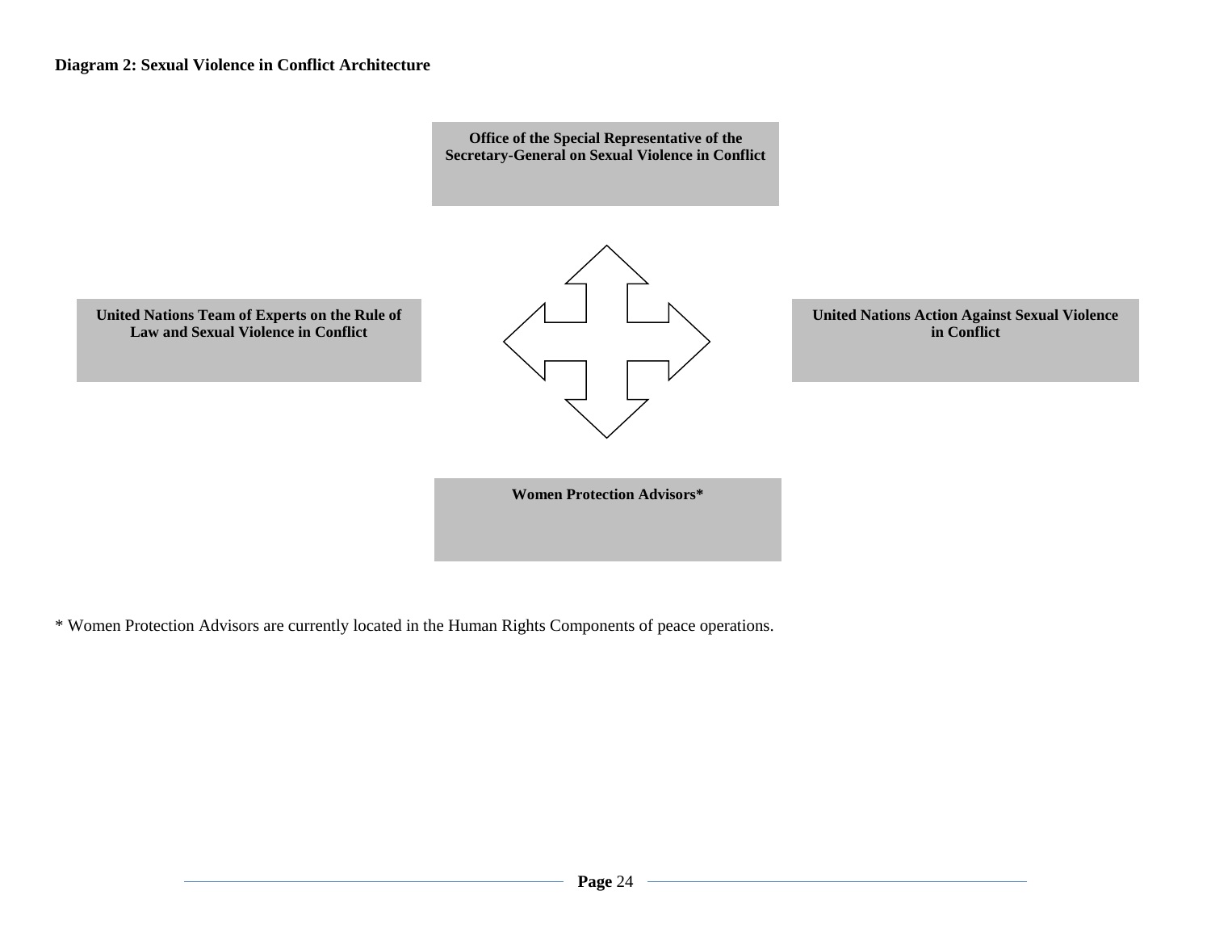**Diagram 2: Sexual Violence in Conflict Architecture**

**Office of the Special Representative of the Secretary-General on Sexual Violence in Conflict**

**United Nations Team of Experts on the Rule of Law and Sexual Violence in Conflict**

**United Nations Action Against Sexual Violence in Conflict**

**Women Protection Advisors***

* Women Protection Advisors are currently located in the Human Rights Components of peace operations.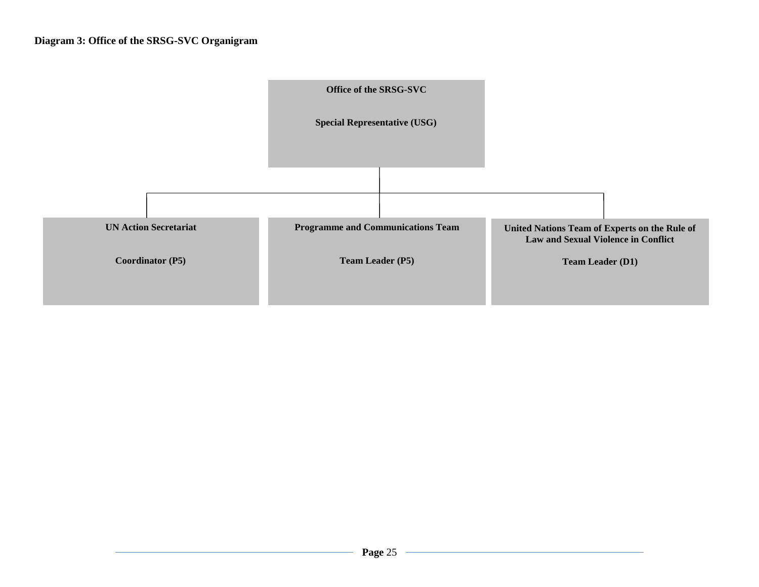**Diagram 3: Office of the SRSG-SVC Organigram**

**Office of the SRSG-SVC**

**Special Representative (USG)**

- **UN Action Secretariat**

  **Coordinator (P5)**

- **Programme and Communications Team**

  **Team Leader (P5)**

- **United Nations Team of Experts on the Rule of Law and Sexual Violence in Conflict**

  **Team Leader (D1)**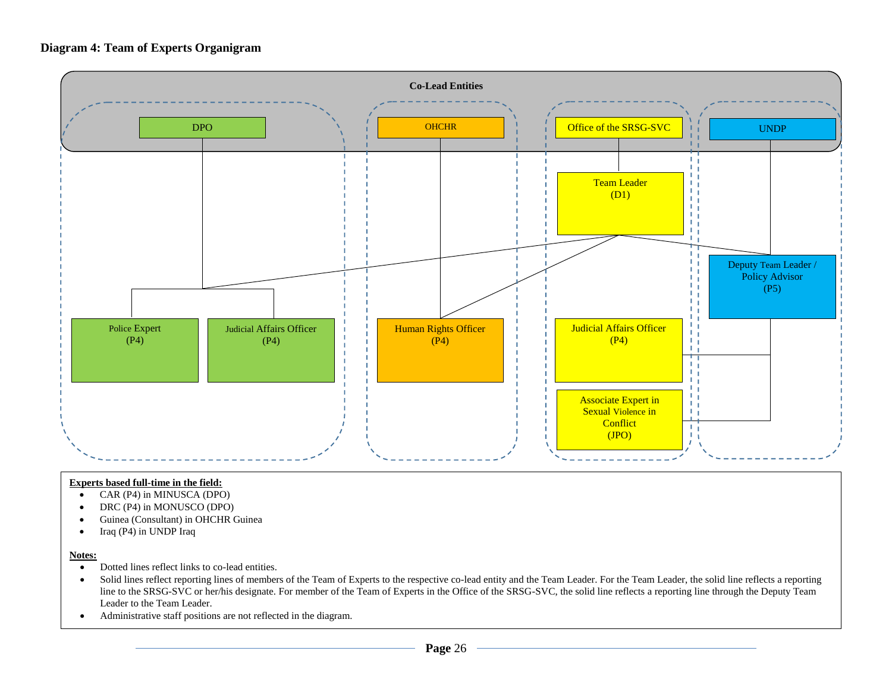**Diagram 4: Team of Experts Organigram**

**Co-Lead Entities**

DPO

OHCHR

Office of the SRSG-SVC

UNDP

Team Leader
(D1)

Deputy Team Leader /
Policy Advisor
(P5)

Police Expert
(P4)

Judicial Affairs Officer
(P4)

Human Rights Officer
(P4)

Judicial Affairs Officer
(P4)

Associate Expert in
Sexual Violence in
Conflict
(JPO)

**Experts based full-time in the field:**

- CAR (P4) in MINUSCA (DPO)
- DRC (P4) in MONUSCO (DPO)
- Guinea (Consultant) in OHCHR Guinea
- Iraq (P4) in UNDP Iraq

**Notes:**

- Dotted lines reflect links to co-lead entities.
- Solid lines reflect reporting lines of members of the Team of Experts to the respective co-lead entity and the Team Leader. For the Team Leader, the solid line reflects a reporting line to the SRSG-SVC or her/his designate. For member of the Team of Experts in the Office of the SRSG-SVC, the solid line reflects a reporting line through the Deputy Team Leader to the Team Leader.
- Administrative staff positions are not reflected in the diagram.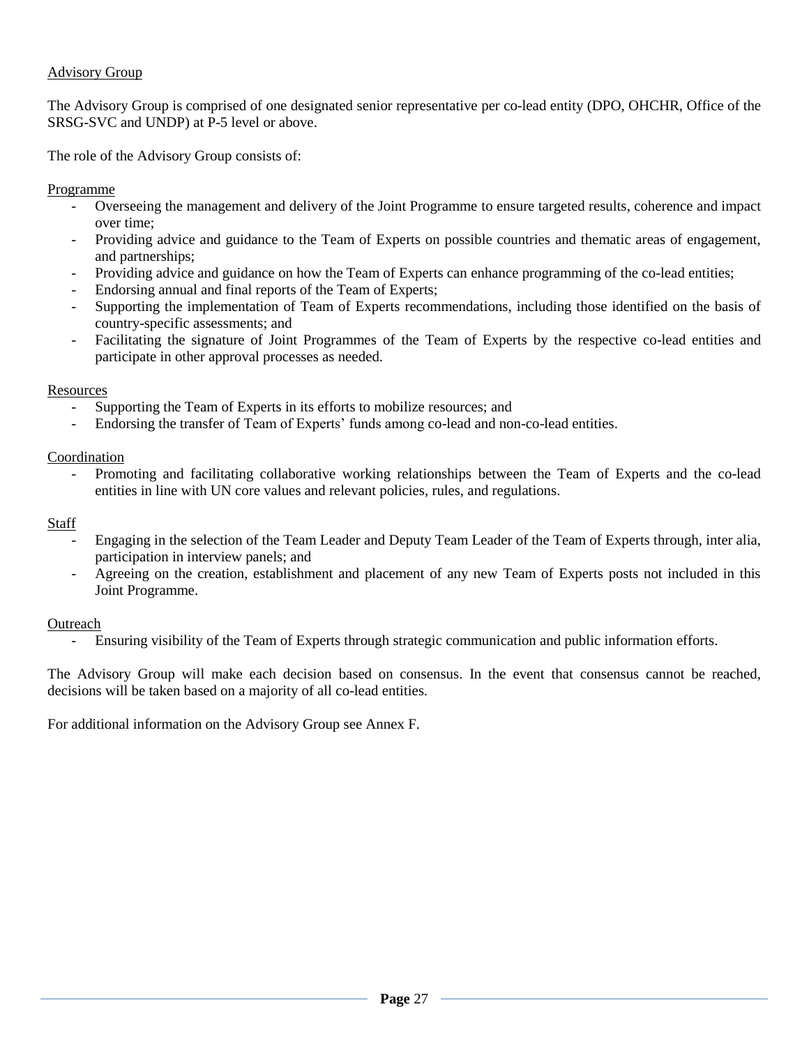## Advisory Group

The Advisory Group is comprised of one designated senior representative per co-lead entity (DPO, OHCHR, Office of the SRSG-SVC and UNDP) at P-5 level or above.

The role of the Advisory Group consists of:

### Programme

- Overseeing the management and delivery of the Joint Programme to ensure targeted results, coherence and impact over time;
- Providing advice and guidance to the Team of Experts on possible countries and thematic areas of engagement, and partnerships;
- Providing advice and guidance on how the Team of Experts can enhance programming of the co-lead entities;
- Endorsing annual and final reports of the Team of Experts;
- Supporting the implementation of Team of Experts recommendations, including those identified on the basis of country-specific assessments; and
- Facilitating the signature of Joint Programmes of the Team of Experts by the respective co-lead entities and participate in other approval processes as needed.

### Resources

- Supporting the Team of Experts in its efforts to mobilize resources; and
- Endorsing the transfer of Team of Experts' funds among co-lead and non-co-lead entities.

### Coordination

- Promoting and facilitating collaborative working relationships between the Team of Experts and the co-lead entities in line with UN core values and relevant policies, rules, and regulations.

### Staff

- Engaging in the selection of the Team Leader and Deputy Team Leader of the Team of Experts through, inter alia, participation in interview panels; and
- Agreeing on the creation, establishment and placement of any new Team of Experts posts not included in this Joint Programme.

### Outreach

- Ensuring visibility of the Team of Experts through strategic communication and public information efforts.

The Advisory Group will make each decision based on consensus. In the event that consensus cannot be reached, decisions will be taken based on a majority of all co-lead entities.

For additional information on the Advisory Group see Annex F.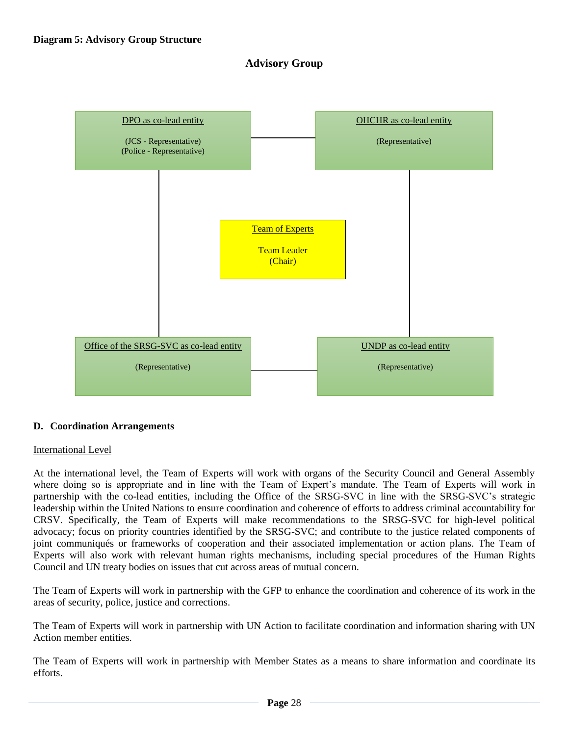**Diagram 5: Advisory Group Structure**

**Advisory Group**

DPO as co-lead entity

(JCS - Representative)
(Police - Representative)

OHCHR as co-lead entity

(Representative)

Team of Experts

Team Leader
(Chair)

Office of the SRSG-SVC as co-lead entity

(Representative)

UNDP as co-lead entity

(Representative)

## D. Coordination Arrangements

International Level

At the international level, the Team of Experts will work with organs of the Security Council and General Assembly where doing so is appropriate and in line with the Team of Expert's mandate. The Team of Experts will work in partnership with the co-lead entities, including the Office of the SRSG-SVC in line with the SRSG-SVC's strategic leadership within the United Nations to ensure coordination and coherence of efforts to address criminal accountability for CRSV. Specifically, the Team of Experts will make recommendations to the SRSG-SVC for high-level political advocacy; focus on priority countries identified by the SRSG-SVC; and contribute to the justice related components of joint communiqués or frameworks of cooperation and their associated implementation or action plans. The Team of Experts will also work with relevant human rights mechanisms, including special procedures of the Human Rights Council and UN treaty bodies on issues that cut across areas of mutual concern.

The Team of Experts will work in partnership with the GFP to enhance the coordination and coherence of its work in the areas of security, police, justice and corrections.

The Team of Experts will work in partnership with UN Action to facilitate coordination and information sharing with UN Action member entities.

The Team of Experts will work in partnership with Member States as a means to share information and coordinate its efforts.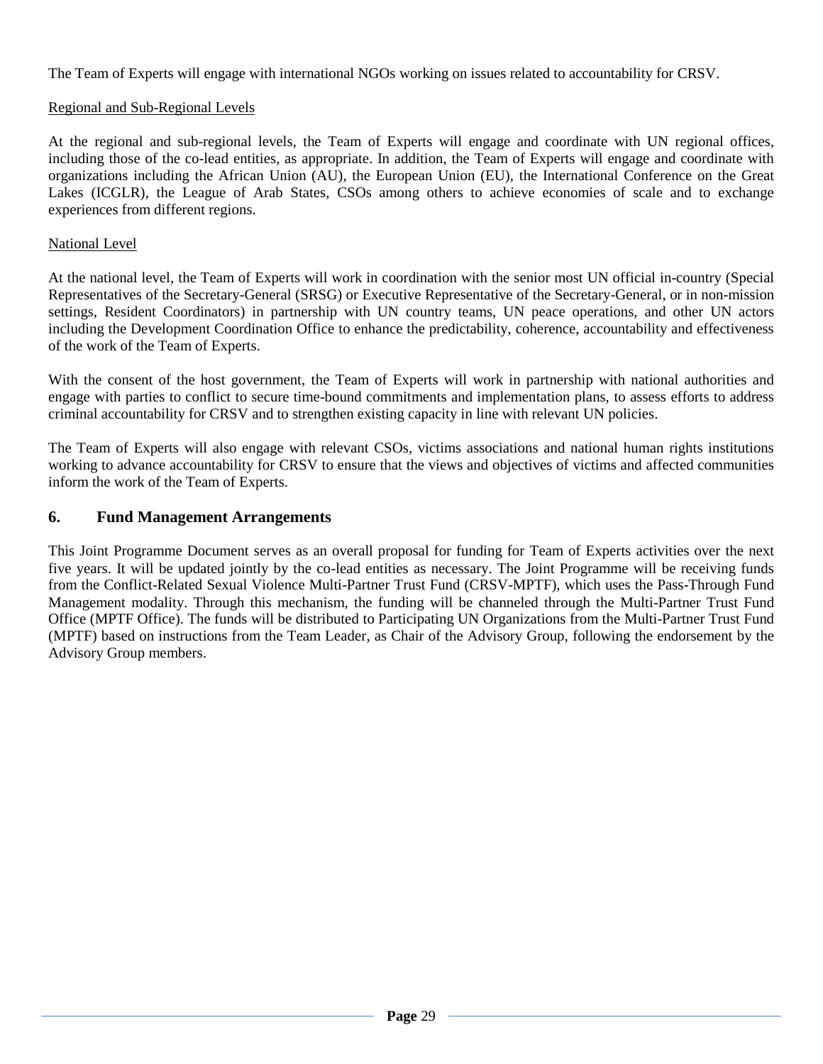The Team of Experts will engage with international NGOs working on issues related to accountability for CRSV.

Regional and Sub-Regional Levels

At the regional and sub-regional levels, the Team of Experts will engage and coordinate with UN regional offices, including those of the co-lead entities, as appropriate. In addition, the Team of Experts will engage and coordinate with organizations including the African Union (AU), the European Union (EU), the International Conference on the Great Lakes (ICGLR), the League of Arab States, CSOs among others to achieve economies of scale and to exchange experiences from different regions.

National Level

At the national level, the Team of Experts will work in coordination with the senior most UN official in-country (Special Representatives of the Secretary-General (SRSG) or Executive Representative of the Secretary-General, or in non-mission settings, Resident Coordinators) in partnership with UN country teams, UN peace operations, and other UN actors including the Development Coordination Office to enhance the predictability, coherence, accountability and effectiveness of the work of the Team of Experts.

With the consent of the host government, the Team of Experts will work in partnership with national authorities and engage with parties to conflict to secure time-bound commitments and implementation plans, to assess efforts to address criminal accountability for CRSV and to strengthen existing capacity in line with relevant UN policies.

The Team of Experts will also engage with relevant CSOs, victims associations and national human rights institutions working to advance accountability for CRSV to ensure that the views and objectives of victims and affected communities inform the work of the Team of Experts.

## 6. Fund Management Arrangements

This Joint Programme Document serves as an overall proposal for funding for Team of Experts activities over the next five years. It will be updated jointly by the co-lead entities as necessary. The Joint Programme will be receiving funds from the Conflict-Related Sexual Violence Multi-Partner Trust Fund (CRSV-MPTF), which uses the Pass-Through Fund Management modality. Through this mechanism, the funding will be channeled through the Multi-Partner Trust Fund Office (MPTF Office). The funds will be distributed to Participating UN Organizations from the Multi-Partner Trust Fund (MPTF) based on instructions from the Team Leader, as Chair of the Advisory Group, following the endorsement by the Advisory Group members.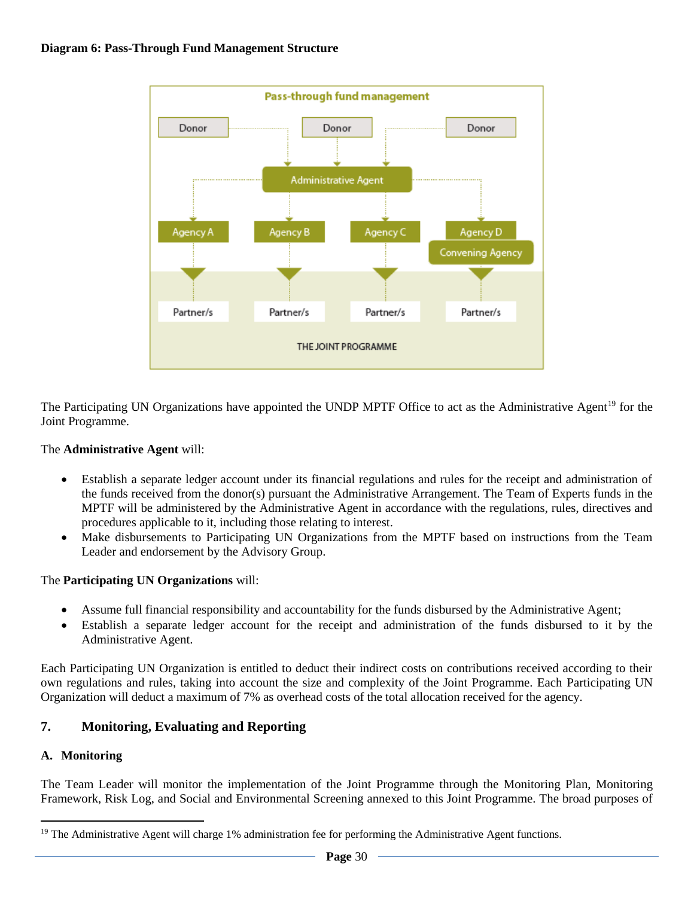**Diagram 6: Pass-Through Fund Management Structure**

Pass-through fund management

Donor | Donor | Donor

Administrative Agent

Agency A | Agency B | Agency C | Agency D Convening Agency

Partner/s | Partner/s | Partner/s | Partner/s

THE JOINT PROGRAMME

The Participating UN Organizations have appointed the UNDP MPTF Office to act as the Administrative Agent[19] for the Joint Programme.

The **Administrative Agent** will:

- Establish a separate ledger account under its financial regulations and rules for the receipt and administration of the funds received from the donor(s) pursuant the Administrative Arrangement. The Team of Experts funds in the MPTF will be administered by the Administrative Agent in accordance with the regulations, rules, directives and procedures applicable to it, including those relating to interest.
- Make disbursements to Participating UN Organizations from the MPTF based on instructions from the Team Leader and endorsement by the Advisory Group.

The **Participating UN Organizations** will:

- Assume full financial responsibility and accountability for the funds disbursed by the Administrative Agent;
- Establish a separate ledger account for the receipt and administration of the funds disbursed to it by the Administrative Agent.

Each Participating UN Organization is entitled to deduct their indirect costs on contributions received according to their own regulations and rules, taking into account the size and complexity of the Joint Programme. Each Participating UN Organization will deduct a maximum of 7% as overhead costs of the total allocation received for the agency.

## 7. Monitoring, Evaluating and Reporting

### A. Monitoring

The Team Leader will monitor the implementation of the Joint Programme through the Monitoring Plan, Monitoring Framework, Risk Log, and Social and Environmental Screening annexed to this Joint Programme. The broad purposes of

---

[19] The Administrative Agent will charge 1% administration fee for performing the Administrative Agent functions.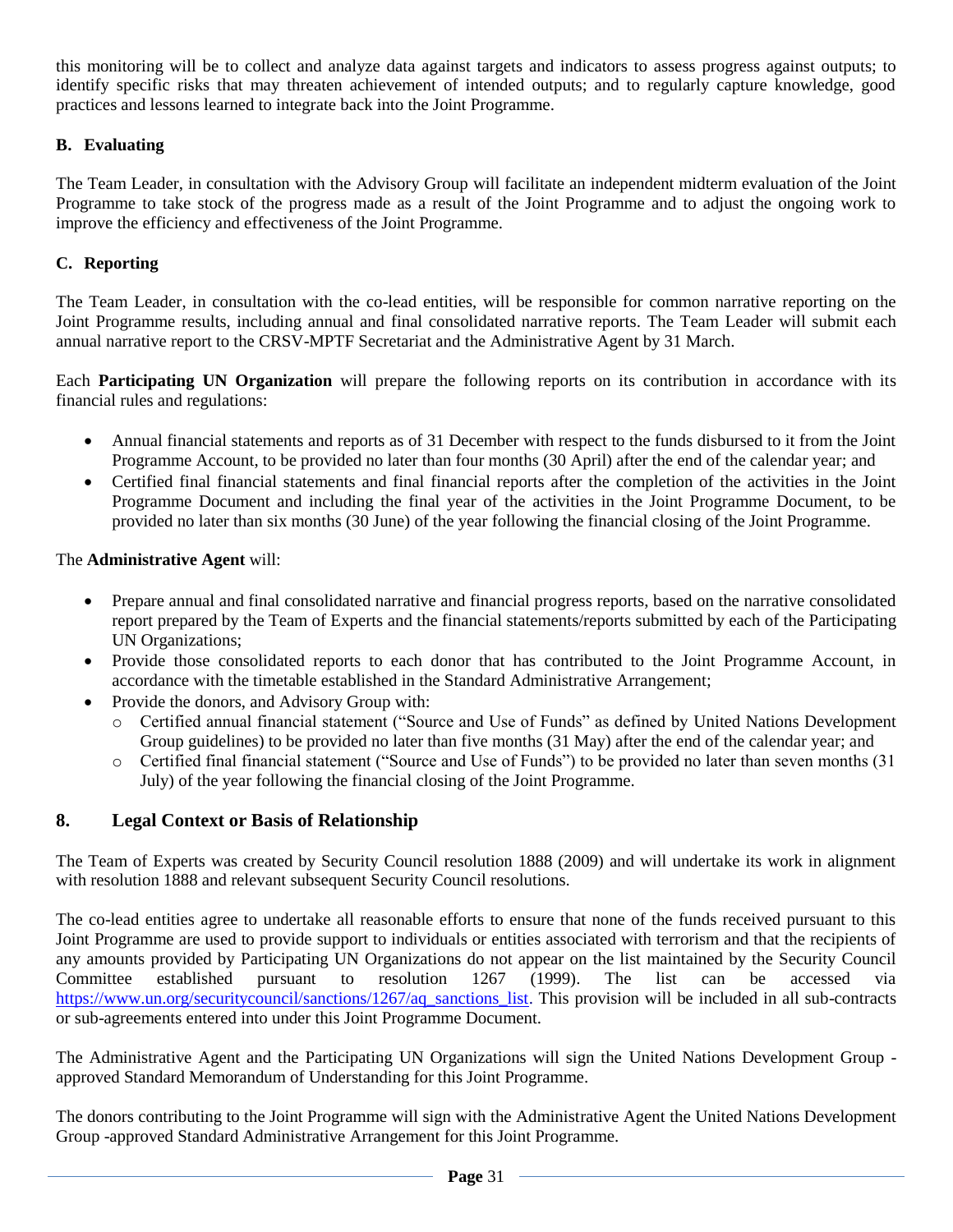this monitoring will be to collect and analyze data against targets and indicators to assess progress against outputs; to identify specific risks that may threaten achievement of intended outputs; and to regularly capture knowledge, good practices and lessons learned to integrate back into the Joint Programme.

### B. Evaluating

The Team Leader, in consultation with the Advisory Group will facilitate an independent midterm evaluation of the Joint Programme to take stock of the progress made as a result of the Joint Programme and to adjust the ongoing work to improve the efficiency and effectiveness of the Joint Programme.

### C. Reporting

The Team Leader, in consultation with the co-lead entities, will be responsible for common narrative reporting on the Joint Programme results, including annual and final consolidated narrative reports. The Team Leader will submit each annual narrative report to the CRSV-MPTF Secretariat and the Administrative Agent by 31 March.

Each **Participating UN Organization** will prepare the following reports on its contribution in accordance with its financial rules and regulations:

- Annual financial statements and reports as of 31 December with respect to the funds disbursed to it from the Joint Programme Account, to be provided no later than four months (30 April) after the end of the calendar year; and
- Certified final financial statements and final financial reports after the completion of the activities in the Joint Programme Document and including the final year of the activities in the Joint Programme Document, to be provided no later than six months (30 June) of the year following the financial closing of the Joint Programme.

The **Administrative Agent** will:

- Prepare annual and final consolidated narrative and financial progress reports, based on the narrative consolidated report prepared by the Team of Experts and the financial statements/reports submitted by each of the Participating UN Organizations;
- Provide those consolidated reports to each donor that has contributed to the Joint Programme Account, in accordance with the timetable established in the Standard Administrative Arrangement;
- Provide the donors, and Advisory Group with:
    - Certified annual financial statement ("Source and Use of Funds" as defined by United Nations Development Group guidelines) to be provided no later than five months (31 May) after the end of the calendar year; and
    - Certified final financial statement ("Source and Use of Funds") to be provided no later than seven months (31 July) of the year following the financial closing of the Joint Programme.

## 8. Legal Context or Basis of Relationship

The Team of Experts was created by Security Council resolution 1888 (2009) and will undertake its work in alignment with resolution 1888 and relevant subsequent Security Council resolutions.

The co-lead entities agree to undertake all reasonable efforts to ensure that none of the funds received pursuant to this Joint Programme are used to provide support to individuals or entities associated with terrorism and that the recipients of any amounts provided by Participating UN Organizations do not appear on the list maintained by the Security Council Committee established pursuant to resolution 1267 (1999). The list can be accessed via https://www.un.org/securitycouncil/sanctions/1267/aq_sanctions_list. This provision will be included in all sub-contracts or sub-agreements entered into under this Joint Programme Document.

The Administrative Agent and the Participating UN Organizations will sign the United Nations Development Group - approved Standard Memorandum of Understanding for this Joint Programme.

The donors contributing to the Joint Programme will sign with the Administrative Agent the United Nations Development Group -approved Standard Administrative Arrangement for this Joint Programme.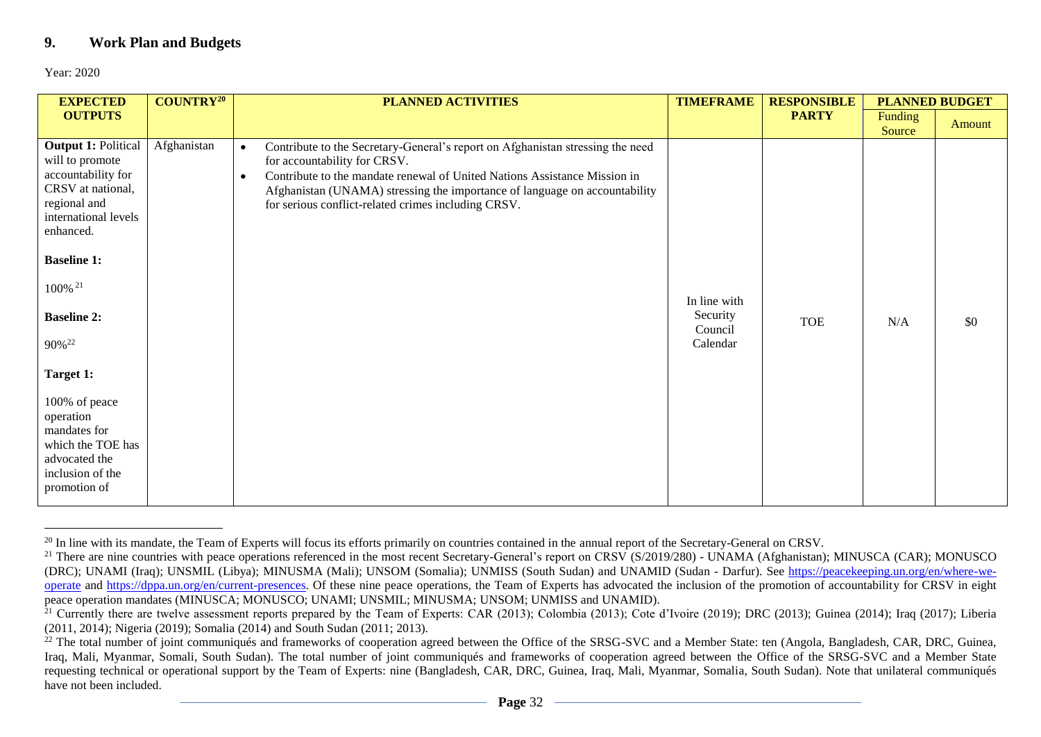## 9. Work Plan and Budgets

Year: 2020

| EXPECTED OUTPUTS | COUNTRY[20] | PLANNED ACTIVITIES | TIMEFRAME | RESPONSIBLE PARTY | PLANNED BUDGET | |
|---|---|---|---|---|---|---|
| | | | | | Funding Source | Amount |
| **Output 1:** Political will to promote accountability for CRSV at national, regional and international levels enhanced.<br><br>**Baseline 1:**<br><br>100%[21]<br><br>**Baseline 2:**<br><br>90%[22]<br><br>**Target 1:**<br><br>100% of peace operation mandates for which the TOE has advocated the inclusion of the promotion of | Afghanistan | • Contribute to the Secretary-General's report on Afghanistan stressing the need for accountability for CRSV.<br>• Contribute to the mandate renewal of United Nations Assistance Mission in Afghanistan (UNAMA) stressing the importance of language on accountability for serious conflict-related crimes including CRSV. | In line with Security Council Calendar | TOE | N/A | $0 |

[20] In line with its mandate, the Team of Experts will focus its efforts primarily on countries contained in the annual report of the Secretary-General on CRSV.

[21] There are nine countries with peace operations referenced in the most recent Secretary-General's report on CRSV (S/2019/280) - UNAMA (Afghanistan); MINUSCA (CAR); MONUSCO (DRC); UNAMI (Iraq); UNSMIL (Libya); MINUSMA (Mali); UNSOM (Somalia); UNMISS (South Sudan) and UNAMID (Sudan - Darfur). See https://peacekeeping.un.org/en/where-we-operate and https://dppa.un.org/en/current-presences. Of these nine peace operations, the Team of Experts has advocated the inclusion of the promotion of accountability for CRSV in eight peace operation mandates (MINUSCA; MONUSCO; UNAMI; UNSMIL; MINUSMA; UNSOM; UNMISS and UNAMID).

[21] Currently there are twelve assessment reports prepared by the Team of Experts: CAR (2013); Colombia (2013); Cote d'Ivoire (2019); DRC (2013); Guinea (2014); Iraq (2017); Liberia (2011, 2014); Nigeria (2019); Somalia (2014) and South Sudan (2011; 2013).

[22] The total number of joint communiqués and frameworks of cooperation agreed between the Office of the SRSG-SVC and a Member State: ten (Angola, Bangladesh, CAR, DRC, Guinea, Iraq, Mali, Myanmar, Somali, South Sudan). The total number of joint communiqués and frameworks of cooperation agreed between the Office of the SRSG-SVC and a Member State requesting technical or operational support by the Team of Experts: nine (Bangladesh, CAR, DRC, Guinea, Iraq, Mali, Myanmar, Somalia, South Sudan). Note that unilateral communiqués have not been included.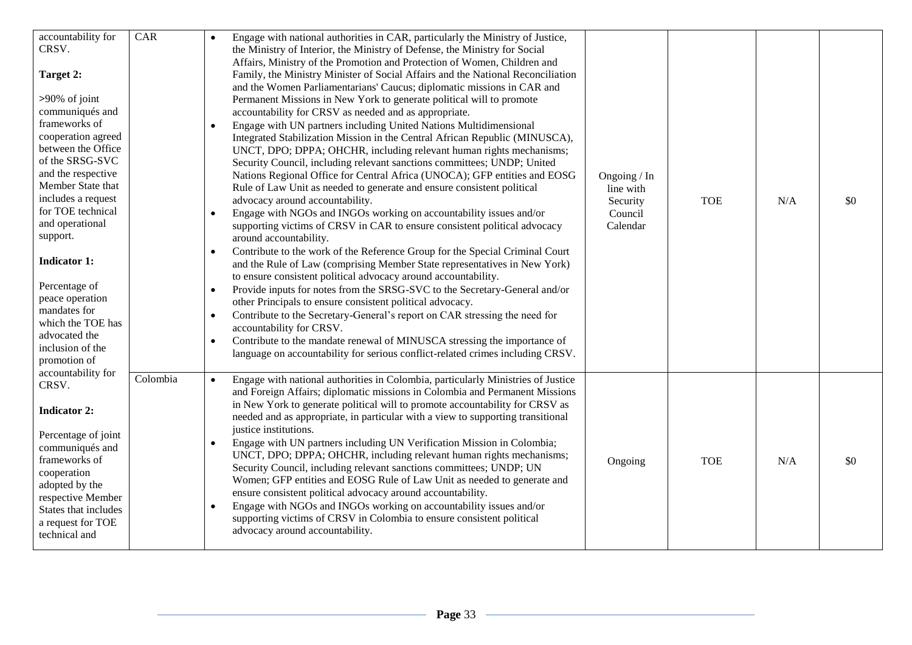| | | | | | | |
|---|---|---|---|---|---|---|
| accountability for CRSV.<br><br>**Target 2:**<br><br>>90% of joint communiqués and frameworks of cooperation agreed between the Office of the SRSG-SVC and the respective Member State that includes a request for TOE technical and operational support.<br><br>**Indicator 1:**<br><br>Percentage of peace operation mandates for which the TOE has advocated the inclusion of the promotion of accountability for CRSV.<br><br>**Indicator 2:**<br><br>Percentage of joint communiqués and frameworks of cooperation adopted by the respective Member States that includes a request for TOE technical and | CAR | • Engage with national authorities in CAR, particularly the Ministry of Justice, the Ministry of Interior, the Ministry of Defense, the Ministry for Social Affairs, Ministry of the Promotion and Protection of Women, Children and Family, the Ministry Minister of Social Affairs and the National Reconciliation and the Women Parliamentarians' Caucus; diplomatic missions in CAR and Permanent Missions in New York to generate political will to promote accountability for CRSV as needed and as appropriate.<br>• Engage with UN partners including United Nations Multidimensional Integrated Stabilization Mission in the Central African Republic (MINUSCA), UNCT, DPO; DPPA; OHCHR, including relevant human rights mechanisms; Security Council, including relevant sanctions committees; UNDP; United Nations Regional Office for Central Africa (UNOCA); GFP entities and EOSG Rule of Law Unit as needed to generate and ensure consistent political advocacy around accountability.<br>• Engage with NGOs and INGOs working on accountability issues and/or supporting victims of CRSV in CAR to ensure consistent political advocacy around accountability.<br>• Contribute to the work of the Reference Group for the Special Criminal Court and the Rule of Law (comprising Member State representatives in New York) to ensure consistent political advocacy around accountability.<br>• Provide inputs for notes from the SRSG-SVC to the Secretary-General and/or other Principals to ensure consistent political advocacy.<br>• Contribute to the Secretary-General's report on CAR stressing the need for accountability for CRSV.<br>• Contribute to the mandate renewal of MINUSCA stressing the importance of language on accountability for serious conflict-related crimes including CRSV. | Ongoing / In line with Security Council Calendar | TOE | N/A | $0 |
| | Colombia | • Engage with national authorities in Colombia, particularly Ministries of Justice and Foreign Affairs; diplomatic missions in Colombia and Permanent Missions in New York to generate political will to promote accountability for CRSV as needed and as appropriate, in particular with a view to supporting transitional justice institutions.<br>• Engage with UN partners including UN Verification Mission in Colombia; UNCT, DPO; DPPA; OHCHR, including relevant human rights mechanisms; Security Council, including relevant sanctions committees; UNDP; UN Women; GFP entities and EOSG Rule of Law Unit as needed to generate and ensure consistent political advocacy around accountability.<br>• Engage with NGOs and INGOs working on accountability issues and/or supporting victims of CRSV in Colombia to ensure consistent political advocacy around accountability. | Ongoing | TOE | N/A | $0 |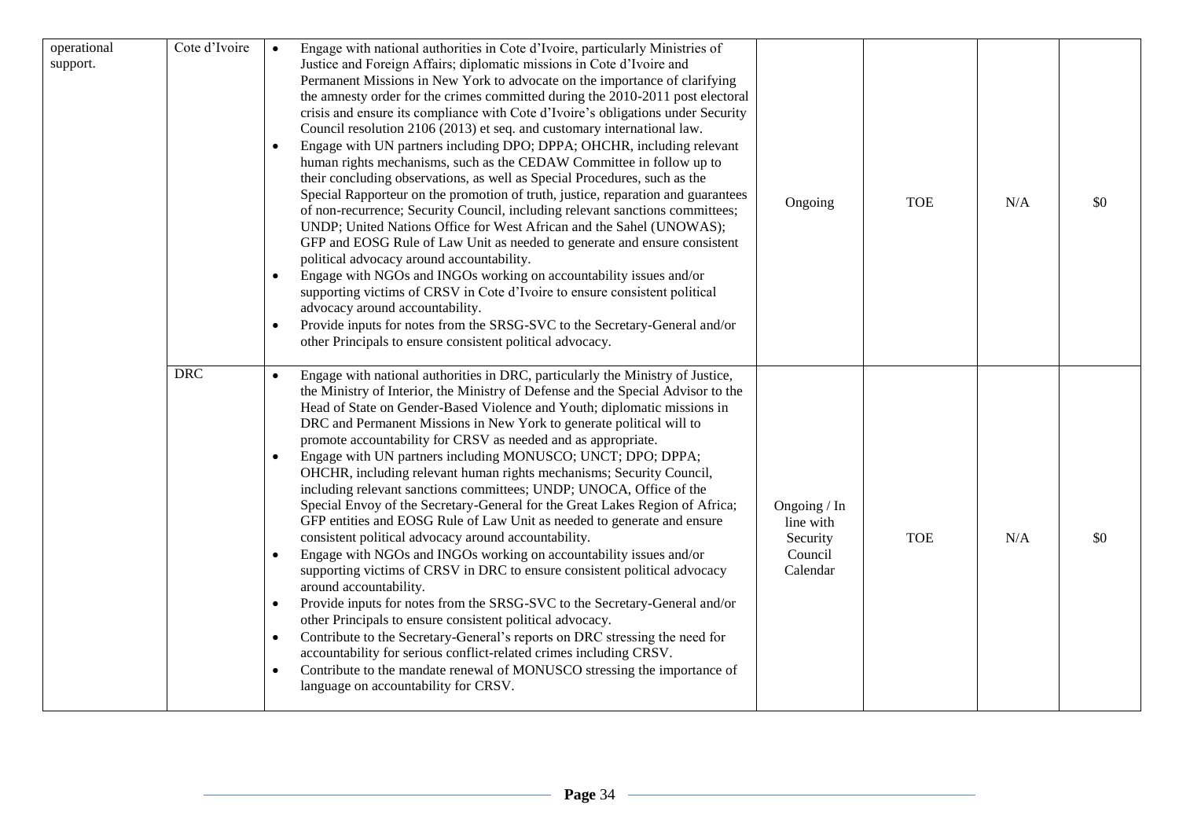| | | | | | | |
|---|---|---|---|---|---|---|
| operational support. | Cote d'Ivoire | • Engage with national authorities in Cote d'Ivoire, particularly Ministries of Justice and Foreign Affairs; diplomatic missions in Cote d'Ivoire and Permanent Missions in New York to advocate on the importance of clarifying the amnesty order for the crimes committed during the 2010-2011 post electoral crisis and ensure its compliance with Cote d'Ivoire's obligations under Security Council resolution 2106 (2013) et seq. and customary international law.<br>• Engage with UN partners including DPO; DPPA; OHCHR, including relevant human rights mechanisms, such as the CEDAW Committee in follow up to their concluding observations, as well as Special Procedures, such as the Special Rapporteur on the promotion of truth, justice, reparation and guarantees of non-recurrence; Security Council, including relevant sanctions committees; UNDP; United Nations Office for West African and the Sahel (UNOWAS); GFP and EOSG Rule of Law Unit as needed to generate and ensure consistent political advocacy around accountability.<br>• Engage with NGOs and INGOs working on accountability issues and/or supporting victims of CRSV in Cote d'Ivoire to ensure consistent political advocacy around accountability.<br>• Provide inputs for notes from the SRSG-SVC to the Secretary-General and/or other Principals to ensure consistent political advocacy. | Ongoing | TOE | N/A | $0 |
| | DRC | • Engage with national authorities in DRC, particularly the Ministry of Justice, the Ministry of Interior, the Ministry of Defense and the Special Advisor to the Head of State on Gender-Based Violence and Youth; diplomatic missions in DRC and Permanent Missions in New York to generate political will to promote accountability for CRSV as needed and as appropriate.<br>• Engage with UN partners including MONUSCO; UNCT; DPO; DPPA; OHCHR, including relevant human rights mechanisms; Security Council, including relevant sanctions committees; UNDP; UNOCA, Office of the Special Envoy of the Secretary-General for the Great Lakes Region of Africa; GFP entities and EOSG Rule of Law Unit as needed to generate and ensure consistent political advocacy around accountability.<br>• Engage with NGOs and INGOs working on accountability issues and/or supporting victims of CRSV in DRC to ensure consistent political advocacy around accountability.<br>• Provide inputs for notes from the SRSG-SVC to the Secretary-General and/or other Principals to ensure consistent political advocacy.<br>• Contribute to the Secretary-General's reports on DRC stressing the need for accountability for serious conflict-related crimes including CRSV.<br>• Contribute to the mandate renewal of MONUSCO stressing the importance of language on accountability for CRSV. | Ongoing / In line with Security Council Calendar | TOE | N/A | $0 |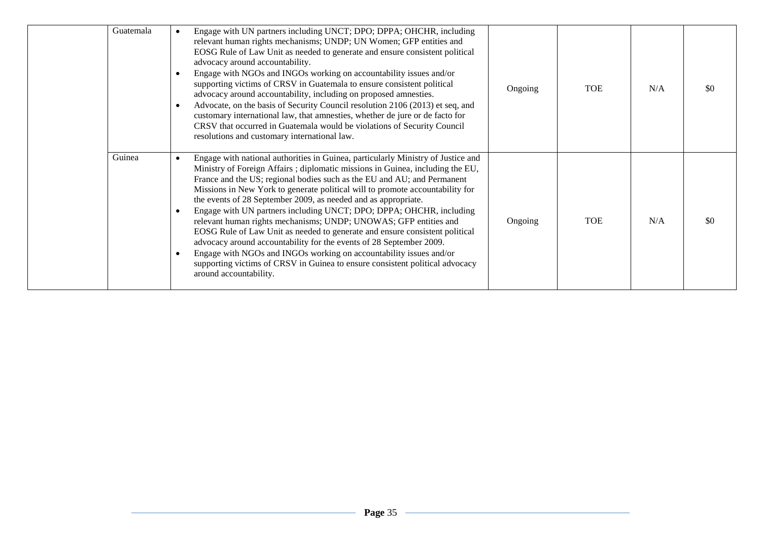| | | | | | | |
|---|---|---|---|---|---|---|
| | Guatemala | • Engage with UN partners including UNCT; DPO; DPPA; OHCHR, including relevant human rights mechanisms; UNDP; UN Women; GFP entities and EOSG Rule of Law Unit as needed to generate and ensure consistent political advocacy around accountability.<br>• Engage with NGOs and INGOs working on accountability issues and/or supporting victims of CRSV in Guatemala to ensure consistent political advocacy around accountability, including on proposed amnesties.<br>• Advocate, on the basis of Security Council resolution 2106 (2013) et seq, and customary international law, that amnesties, whether de jure or de facto for CRSV that occurred in Guatemala would be violations of Security Council resolutions and customary international law. | Ongoing | TOE | N/A | $0 |
| | Guinea | • Engage with national authorities in Guinea, particularly Ministry of Justice and Ministry of Foreign Affairs ; diplomatic missions in Guinea, including the EU, France and the US; regional bodies such as the EU and AU; and Permanent Missions in New York to generate political will to promote accountability for the events of 28 September 2009, as needed and as appropriate.<br>• Engage with UN partners including UNCT; DPO; DPPA; OHCHR, including relevant human rights mechanisms; UNDP; UNOWAS; GFP entities and EOSG Rule of Law Unit as needed to generate and ensure consistent political advocacy around accountability for the events of 28 September 2009.<br>• Engage with NGOs and INGOs working on accountability issues and/or supporting victims of CRSV in Guinea to ensure consistent political advocacy around accountability. | Ongoing | TOE | N/A | $0 |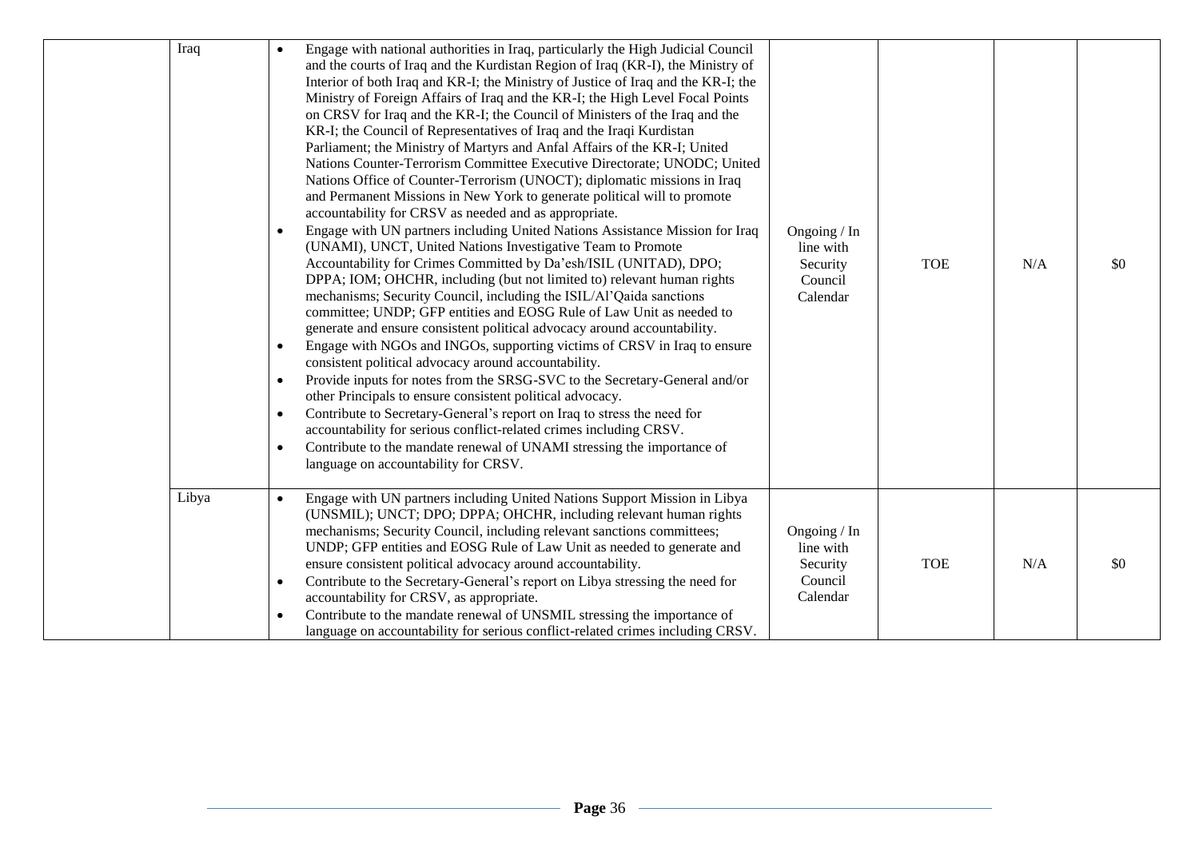| | | | | | | |
|---|---|---|---|---|---|---|
| | Iraq | • Engage with national authorities in Iraq, particularly the High Judicial Council and the courts of Iraq and the Kurdistan Region of Iraq (KR-I), the Ministry of Interior of both Iraq and KR-I; the Ministry of Justice of Iraq and the KR-I; the Ministry of Foreign Affairs of Iraq and the KR-I; the High Level Focal Points on CRSV for Iraq and the KR-I; the Council of Ministers of the Iraq and the KR-I; the Council of Representatives of Iraq and the Iraqi Kurdistan Parliament; the Ministry of Martyrs and Anfal Affairs of the KR-I; United Nations Counter-Terrorism Committee Executive Directorate; UNODC; United Nations Office of Counter-Terrorism (UNOCT); diplomatic missions in Iraq and Permanent Missions in New York to generate political will to promote accountability for CRSV as needed and as appropriate.<br>• Engage with UN partners including United Nations Assistance Mission for Iraq (UNAMI), UNCT, United Nations Investigative Team to Promote Accountability for Crimes Committed by Da'esh/ISIL (UNITAD), DPO; DPPA; IOM; OHCHR, including (but not limited to) relevant human rights mechanisms; Security Council, including the ISIL/Al'Qaida sanctions committee; UNDP; GFP entities and EOSG Rule of Law Unit as needed to generate and ensure consistent political advocacy around accountability.<br>• Engage with NGOs and INGOs, supporting victims of CRSV in Iraq to ensure consistent political advocacy around accountability.<br>• Provide inputs for notes from the SRSG-SVC to the Secretary-General and/or other Principals to ensure consistent political advocacy.<br>• Contribute to Secretary-General's report on Iraq to stress the need for accountability for serious conflict-related crimes including CRSV.<br>• Contribute to the mandate renewal of UNAMI stressing the importance of language on accountability for CRSV. | Ongoing / In line with Security Council Calendar | TOE | N/A | $0 |
| | Libya | • Engage with UN partners including United Nations Support Mission in Libya (UNSMIL); UNCT; DPO; DPPA; OHCHR, including relevant human rights mechanisms; Security Council, including relevant sanctions committees; UNDP; GFP entities and EOSG Rule of Law Unit as needed to generate and ensure consistent political advocacy around accountability.<br>• Contribute to the Secretary-General's report on Libya stressing the need for accountability for CRSV, as appropriate.<br>• Contribute to the mandate renewal of UNSMIL stressing the importance of language on accountability for serious conflict-related crimes including CRSV. | Ongoing / In line with Security Council Calendar | TOE | N/A | $0 |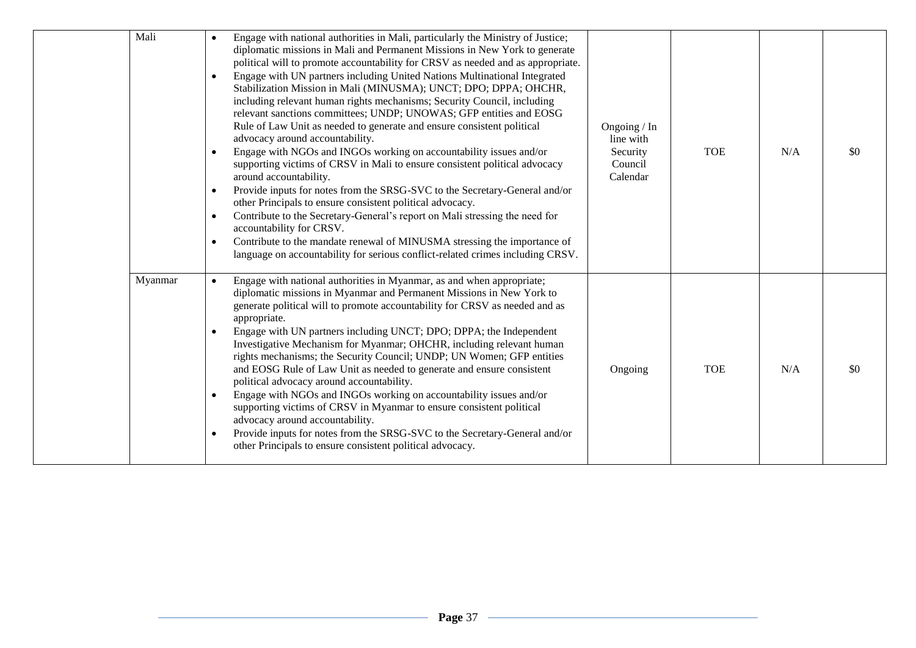| | | | | | | |
|---|---|---|---|---|---|---|
| | Mali | • Engage with national authorities in Mali, particularly the Ministry of Justice; diplomatic missions in Mali and Permanent Missions in New York to generate political will to promote accountability for CRSV as needed and as appropriate.<br>• Engage with UN partners including United Nations Multinational Integrated Stabilization Mission in Mali (MINUSMA); UNCT; DPO; DPPA; OHCHR, including relevant human rights mechanisms; Security Council, including relevant sanctions committees; UNDP; UNOWAS; GFP entities and EOSG Rule of Law Unit as needed to generate and ensure consistent political advocacy around accountability.<br>• Engage with NGOs and INGOs working on accountability issues and/or supporting victims of CRSV in Mali to ensure consistent political advocacy around accountability.<br>• Provide inputs for notes from the SRSG-SVC to the Secretary-General and/or other Principals to ensure consistent political advocacy.<br>• Contribute to the Secretary-General's report on Mali stressing the need for accountability for CRSV.<br>• Contribute to the mandate renewal of MINUSMA stressing the importance of language on accountability for serious conflict-related crimes including CRSV. | Ongoing / In line with Security Council Calendar | TOE | N/A | $0 |
| | Myanmar | • Engage with national authorities in Myanmar, as and when appropriate; diplomatic missions in Myanmar and Permanent Missions in New York to generate political will to promote accountability for CRSV as needed and as appropriate.<br>• Engage with UN partners including UNCT; DPO; DPPA; the Independent Investigative Mechanism for Myanmar; OHCHR, including relevant human rights mechanisms; the Security Council; UNDP; UN Women; GFP entities and EOSG Rule of Law Unit as needed to generate and ensure consistent political advocacy around accountability.<br>• Engage with NGOs and INGOs working on accountability issues and/or supporting victims of CRSV in Myanmar to ensure consistent political advocacy around accountability.<br>• Provide inputs for notes from the SRSG-SVC to the Secretary-General and/or other Principals to ensure consistent political advocacy. | Ongoing | TOE | N/A | $0 |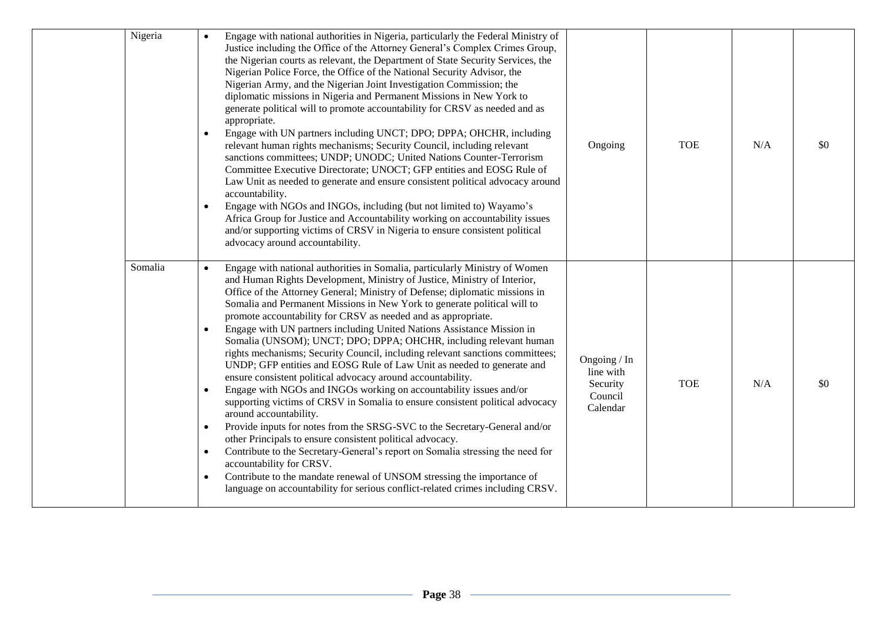|  | Nigeria | • Engage with national authorities in Nigeria, particularly the Federal Ministry of Justice including the Office of the Attorney General's Complex Crimes Group, the Nigerian courts as relevant, the Department of State Security Services, the Nigerian Police Force, the Office of the National Security Advisor, the Nigerian Army, and the Nigerian Joint Investigation Commission; the diplomatic missions in Nigeria and Permanent Missions in New York to generate political will to promote accountability for CRSV as needed and as appropriate.<br>• Engage with UN partners including UNCT; DPO; DPPA; OHCHR, including relevant human rights mechanisms; Security Council, including relevant sanctions committees; UNDP; UNODC; United Nations Counter-Terrorism Committee Executive Directorate; UNOCT; GFP entities and EOSG Rule of Law Unit as needed to generate and ensure consistent political advocacy around accountability.<br>• Engage with NGOs and INGOs, including (but not limited to) Wayamo's Africa Group for Justice and Accountability working on accountability issues and/or supporting victims of CRSV in Nigeria to ensure consistent political advocacy around accountability. | Ongoing | TOE | N/A | $0 |
|---|---|---|---|---|---|---|
|  | Somalia | • Engage with national authorities in Somalia, particularly Ministry of Women and Human Rights Development, Ministry of Justice, Ministry of Interior, Office of the Attorney General; Ministry of Defense; diplomatic missions in Somalia and Permanent Missions in New York to generate political will to promote accountability for CRSV as needed and as appropriate.<br>• Engage with UN partners including United Nations Assistance Mission in Somalia (UNSOM); UNCT; DPO; DPPA; OHCHR, including relevant human rights mechanisms; Security Council, including relevant sanctions committees; UNDP; GFP entities and EOSG Rule of Law Unit as needed to generate and ensure consistent political advocacy around accountability.<br>• Engage with NGOs and INGOs working on accountability issues and/or supporting victims of CRSV in Somalia to ensure consistent political advocacy around accountability.<br>• Provide inputs for notes from the SRSG-SVC to the Secretary-General and/or other Principals to ensure consistent political advocacy.<br>• Contribute to the Secretary-General's report on Somalia stressing the need for accountability for CRSV.<br>• Contribute to the mandate renewal of UNSOM stressing the importance of language on accountability for serious conflict-related crimes including CRSV. | Ongoing / In line with Security Council Calendar | TOE | N/A | $0 |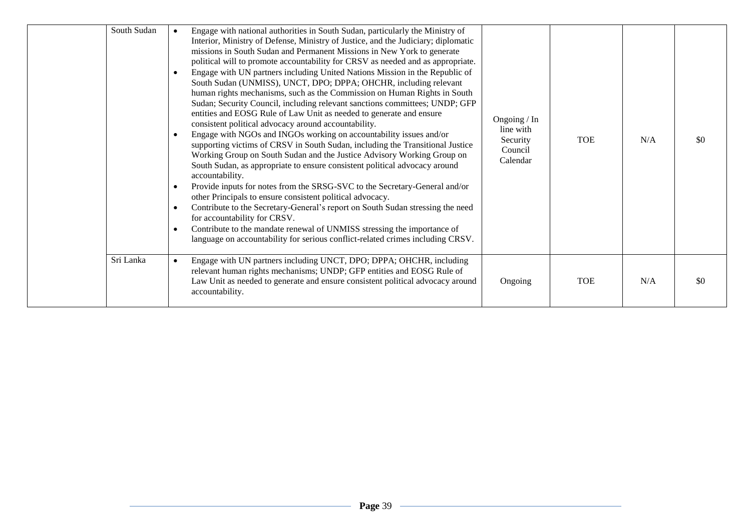|  |  |  |  |  |  |  |
|---|---|---|---|---|---|---|
|  | South Sudan | • Engage with national authorities in South Sudan, particularly the Ministry of Interior, Ministry of Defense, Ministry of Justice, and the Judiciary; diplomatic missions in South Sudan and Permanent Missions in New York to generate political will to promote accountability for CRSV as needed and as appropriate.<br>• Engage with UN partners including United Nations Mission in the Republic of South Sudan (UNMISS), UNCT, DPO; DPPA; OHCHR, including relevant human rights mechanisms, such as the Commission on Human Rights in South Sudan; Security Council, including relevant sanctions committees; UNDP; GFP entities and EOSG Rule of Law Unit as needed to generate and ensure consistent political advocacy around accountability.<br>• Engage with NGOs and INGOs working on accountability issues and/or supporting victims of CRSV in South Sudan, including the Transitional Justice Working Group on South Sudan and the Justice Advisory Working Group on South Sudan, as appropriate to ensure consistent political advocacy around accountability.<br>• Provide inputs for notes from the SRSG-SVC to the Secretary-General and/or other Principals to ensure consistent political advocacy.<br>• Contribute to the Secretary-General's report on South Sudan stressing the need for accountability for CRSV.<br>• Contribute to the mandate renewal of UNMISS stressing the importance of language on accountability for serious conflict-related crimes including CRSV. | Ongoing / In line with Security Council Calendar | TOE | N/A | $0 |
|  | Sri Lanka | • Engage with UN partners including UNCT, DPO; DPPA; OHCHR, including relevant human rights mechanisms; UNDP; GFP entities and EOSG Rule of Law Unit as needed to generate and ensure consistent political advocacy around accountability. | Ongoing | TOE | N/A | $0 |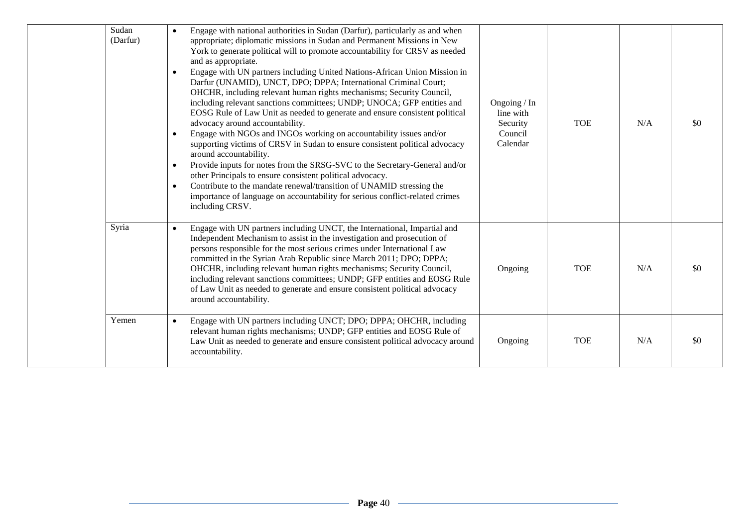| | | | | | | |
|---|---|---|---|---|---|---|
| | Sudan (Darfur) | • Engage with national authorities in Sudan (Darfur), particularly as and when appropriate; diplomatic missions in Sudan and Permanent Missions in New York to generate political will to promote accountability for CRSV as needed and as appropriate.<br>• Engage with UN partners including United Nations-African Union Mission in Darfur (UNAMID), UNCT, DPO; DPPA; International Criminal Court; OHCHR, including relevant human rights mechanisms; Security Council, including relevant sanctions committees; UNDP; UNOCA; GFP entities and EOSG Rule of Law Unit as needed to generate and ensure consistent political advocacy around accountability.<br>• Engage with NGOs and INGOs working on accountability issues and/or supporting victims of CRSV in Sudan to ensure consistent political advocacy around accountability.<br>• Provide inputs for notes from the SRSG-SVC to the Secretary-General and/or other Principals to ensure consistent political advocacy.<br>• Contribute to the mandate renewal/transition of UNAMID stressing the importance of language on accountability for serious conflict-related crimes including CRSV. | Ongoing / In line with Security Council Calendar | TOE | N/A | $0 |
| | Syria | • Engage with UN partners including UNCT, the International, Impartial and Independent Mechanism to assist in the investigation and prosecution of persons responsible for the most serious crimes under International Law committed in the Syrian Arab Republic since March 2011; DPO; DPPA; OHCHR, including relevant human rights mechanisms; Security Council, including relevant sanctions committees; UNDP; GFP entities and EOSG Rule of Law Unit as needed to generate and ensure consistent political advocacy around accountability. | Ongoing | TOE | N/A | $0 |
| | Yemen | • Engage with UN partners including UNCT; DPO; DPPA; OHCHR, including relevant human rights mechanisms; UNDP; GFP entities and EOSG Rule of Law Unit as needed to generate and ensure consistent political advocacy around accountability. | Ongoing | TOE | N/A | $0 |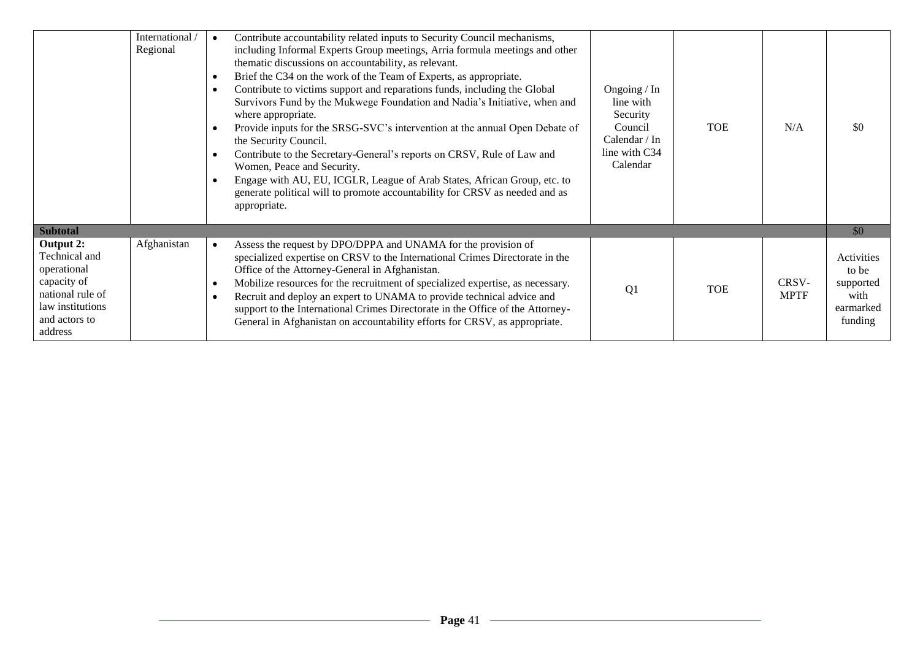| | International / Regional | • Contribute accountability related inputs to Security Council mechanisms, including Informal Experts Group meetings, Arria formula meetings and other thematic discussions on accountability, as relevant.<br>• Brief the C34 on the work of the Team of Experts, as appropriate.<br>• Contribute to victims support and reparations funds, including the Global Survivors Fund by the Mukwege Foundation and Nadia's Initiative, when and where appropriate.<br>• Provide inputs for the SRSG-SVC's intervention at the annual Open Debate of the Security Council.<br>• Contribute to the Secretary-General's reports on CRSV, Rule of Law and Women, Peace and Security.<br>• Engage with AU, EU, ICGLR, League of Arab States, African Group, etc. to generate political will to promote accountability for CRSV as needed and as appropriate. | Ongoing / In line with Security Council Calendar / In line with C34 Calendar | TOE | N/A | $0 |
|---|---|---|---|---|---|---|
| **Subtotal** | | | | | | $0 |
| **Output 2:** Technical and operational capacity of national rule of law institutions and actors to address | Afghanistan | • Assess the request by DPO/DPPA and UNAMA for the provision of specialized expertise on CRSV to the International Crimes Directorate in the Office of the Attorney-General in Afghanistan.<br>• Mobilize resources for the recruitment of specialized expertise, as necessary.<br>• Recruit and deploy an expert to UNAMA to provide technical advice and support to the International Crimes Directorate in the Office of the Attorney-General in Afghanistan on accountability efforts for CRSV, as appropriate. | Q1 | TOE | CRSV-MPTF | Activities to be supported with earmarked funding |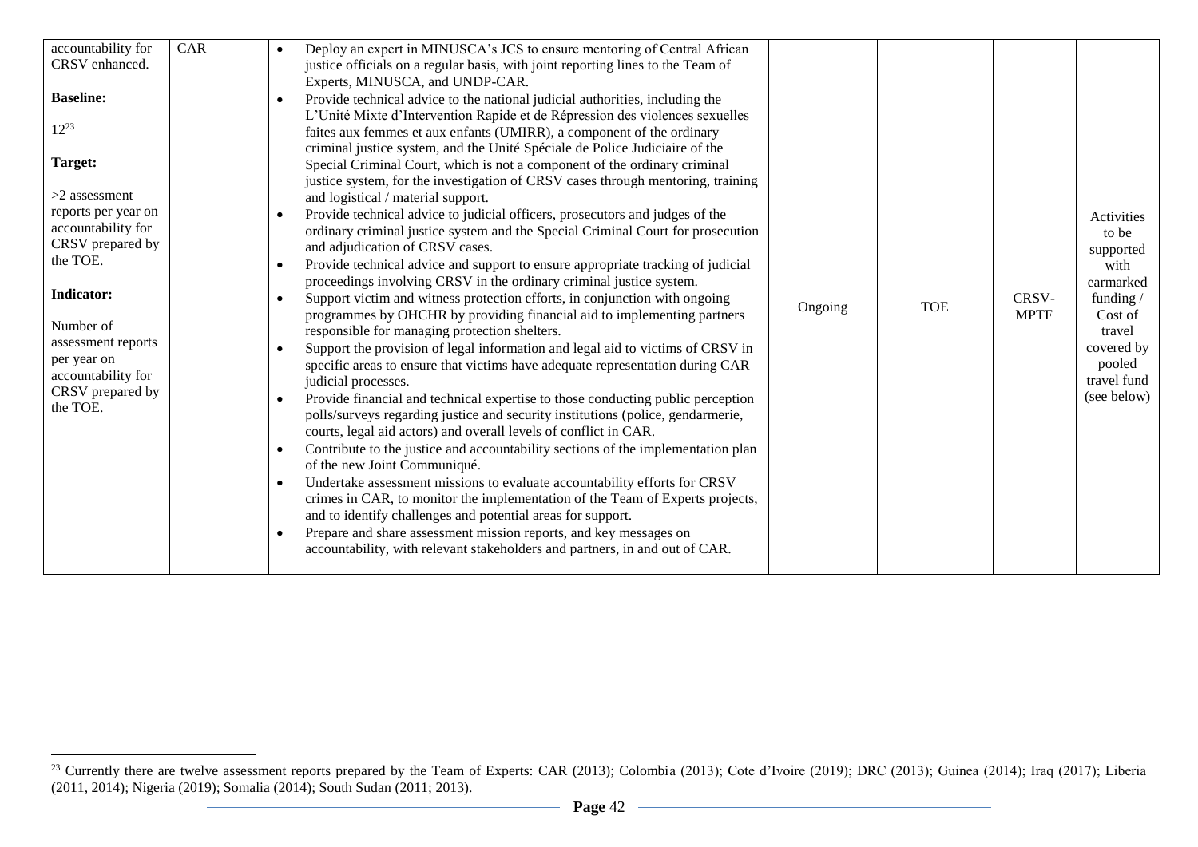| | | | | | | |
|---|---|---|---|---|---|---|
| accountability for CRSV enhanced.<br><br>**Baseline:**<br><br>12[23]<br><br>**Target:**<br><br>>2 assessment reports per year on accountability for CRSV prepared by the TOE.<br><br>**Indicator:**<br><br>Number of assessment reports per year on accountability for CRSV prepared by the TOE. | CAR | • Deploy an expert in MINUSCA's JCS to ensure mentoring of Central African justice officials on a regular basis, with joint reporting lines to the Team of Experts, MINUSCA, and UNDP-CAR.<br>• Provide technical advice to the national judicial authorities, including the L'Unité Mixte d'Intervention Rapide et de Répression des violences sexuelles faites aux femmes et aux enfants (UMIRR), a component of the ordinary criminal justice system, and the Unité Spéciale de Police Judiciaire of the Special Criminal Court, which is not a component of the ordinary criminal justice system, for the investigation of CRSV cases through mentoring, training and logistical / material support.<br>• Provide technical advice to judicial officers, prosecutors and judges of the ordinary criminal justice system and the Special Criminal Court for prosecution and adjudication of CRSV cases.<br>• Provide technical advice and support to ensure appropriate tracking of judicial proceedings involving CRSV in the ordinary criminal justice system.<br>• Support victim and witness protection efforts, in conjunction with ongoing programmes by OHCHR by providing financial aid to implementing partners responsible for managing protection shelters.<br>• Support the provision of legal information and legal aid to victims of CRSV in specific areas to ensure that victims have adequate representation during CAR judicial processes.<br>• Provide financial and technical expertise to those conducting public perception polls/surveys regarding justice and security institutions (police, gendarmerie, courts, legal aid actors) and overall levels of conflict in CAR.<br>• Contribute to the justice and accountability sections of the implementation plan of the new Joint Communiqué.<br>• Undertake assessment missions to evaluate accountability efforts for CRSV crimes in CAR, to monitor the implementation of the Team of Experts projects, and to identify challenges and potential areas for support.<br>• Prepare and share assessment mission reports, and key messages on accountability, with relevant stakeholders and partners, in and out of CAR. | Ongoing | TOE | CRSV-MPTF | Activities to be supported with earmarked funding / Cost of travel covered by pooled travel fund (see below) |

[23] Currently there are twelve assessment reports prepared by the Team of Experts: CAR (2013); Colombia (2013); Cote d'Ivoire (2019); DRC (2013); Guinea (2014); Iraq (2017); Liberia (2011, 2014); Nigeria (2019); Somalia (2014); South Sudan (2011; 2013).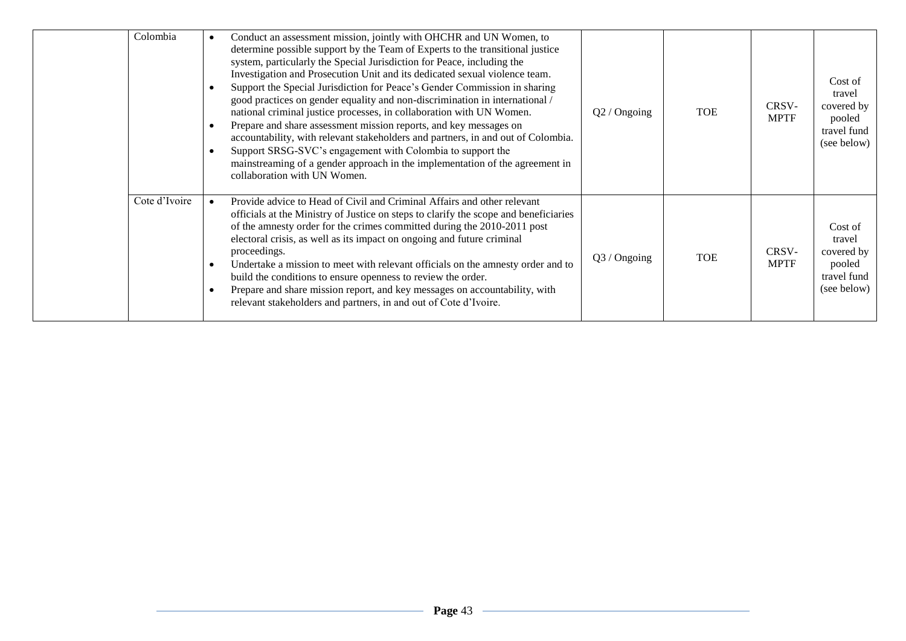| | | | | | | |
|---|---|---|---|---|---|---|
| | Colombia | • Conduct an assessment mission, jointly with OHCHR and UN Women, to determine possible support by the Team of Experts to the transitional justice system, particularly the Special Jurisdiction for Peace, including the Investigation and Prosecution Unit and its dedicated sexual violence team.<br>• Support the Special Jurisdiction for Peace's Gender Commission in sharing good practices on gender equality and non-discrimination in international / national criminal justice processes, in collaboration with UN Women.<br>• Prepare and share assessment mission reports, and key messages on accountability, with relevant stakeholders and partners, in and out of Colombia.<br>• Support SRSG-SVC's engagement with Colombia to support the mainstreaming of a gender approach in the implementation of the agreement in collaboration with UN Women. | Q2 / Ongoing | TOE | CRSV-MPTF | Cost of travel covered by pooled travel fund (see below) |
| | Cote d'Ivoire | • Provide advice to Head of Civil and Criminal Affairs and other relevant officials at the Ministry of Justice on steps to clarify the scope and beneficiaries of the amnesty order for the crimes committed during the 2010-2011 post electoral crisis, as well as its impact on ongoing and future criminal proceedings.<br>• Undertake a mission to meet with relevant officials on the amnesty order and to build the conditions to ensure openness to review the order.<br>• Prepare and share mission report, and key messages on accountability, with relevant stakeholders and partners, in and out of Cote d'Ivoire. | Q3 / Ongoing | TOE | CRSV-MPTF | Cost of travel covered by pooled travel fund (see below) |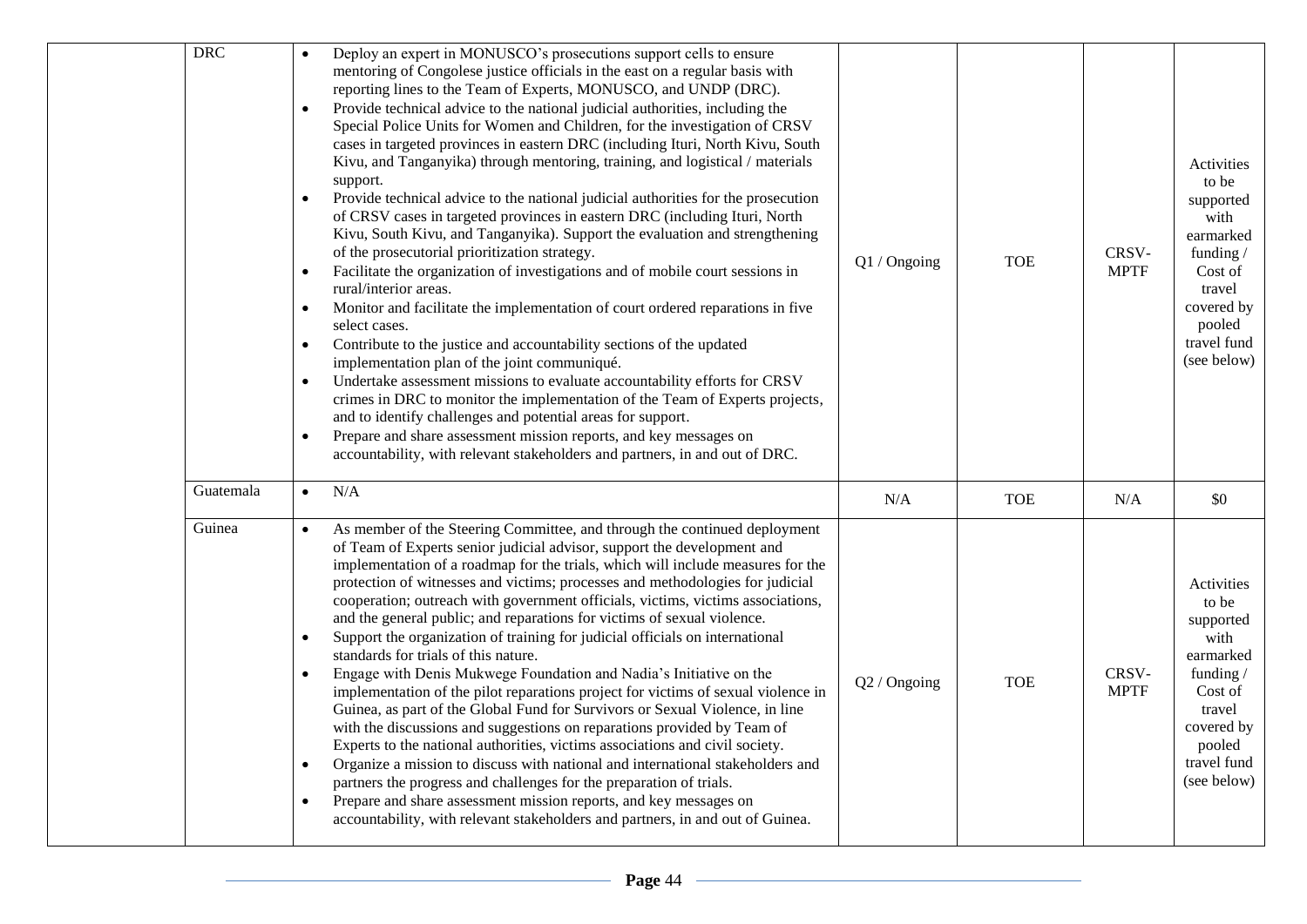| | | | | | | |
|---|---|---|---|---|---|---|
| | DRC | • Deploy an expert in MONUSCO's prosecutions support cells to ensure mentoring of Congolese justice officials in the east on a regular basis with reporting lines to the Team of Experts, MONUSCO, and UNDP (DRC).<br>• Provide technical advice to the national judicial authorities, including the Special Police Units for Women and Children, for the investigation of CRSV cases in targeted provinces in eastern DRC (including Ituri, North Kivu, South Kivu, and Tanganyika) through mentoring, training, and logistical / materials support.<br>• Provide technical advice to the national judicial authorities for the prosecution of CRSV cases in targeted provinces in eastern DRC (including Ituri, North Kivu, South Kivu, and Tanganyika). Support the evaluation and strengthening of the prosecutorial prioritization strategy.<br>• Facilitate the organization of investigations and of mobile court sessions in rural/interior areas.<br>• Monitor and facilitate the implementation of court ordered reparations in five select cases.<br>• Contribute to the justice and accountability sections of the updated implementation plan of the joint communiqué.<br>• Undertake assessment missions to evaluate accountability efforts for CRSV crimes in DRC to monitor the implementation of the Team of Experts projects, and to identify challenges and potential areas for support.<br>• Prepare and share assessment mission reports, and key messages on accountability, with relevant stakeholders and partners, in and out of DRC. | Q1 / Ongoing | TOE | CRSV-MPTF | Activities to be supported with earmarked funding / Cost of travel covered by pooled travel fund (see below) |
| | Guatemala | • N/A | N/A | TOE | N/A | $0 |
| | Guinea | • As member of the Steering Committee, and through the continued deployment of Team of Experts senior judicial advisor, support the development and implementation of a roadmap for the trials, which will include measures for the protection of witnesses and victims; processes and methodologies for judicial cooperation; outreach with government officials, victims, victims associations, and the general public; and reparations for victims of sexual violence.<br>• Support the organization of training for judicial officials on international standards for trials of this nature.<br>• Engage with Denis Mukwege Foundation and Nadia's Initiative on the implementation of the pilot reparations project for victims of sexual violence in Guinea, as part of the Global Fund for Survivors or Sexual Violence, in line with the discussions and suggestions on reparations provided by Team of Experts to the national authorities, victims associations and civil society.<br>• Organize a mission to discuss with national and international stakeholders and partners the progress and challenges for the preparation of trials.<br>• Prepare and share assessment mission reports, and key messages on accountability, with relevant stakeholders and partners, in and out of Guinea. | Q2 / Ongoing | TOE | CRSV-MPTF | Activities to be supported with earmarked funding / Cost of travel covered by pooled travel fund (see below) |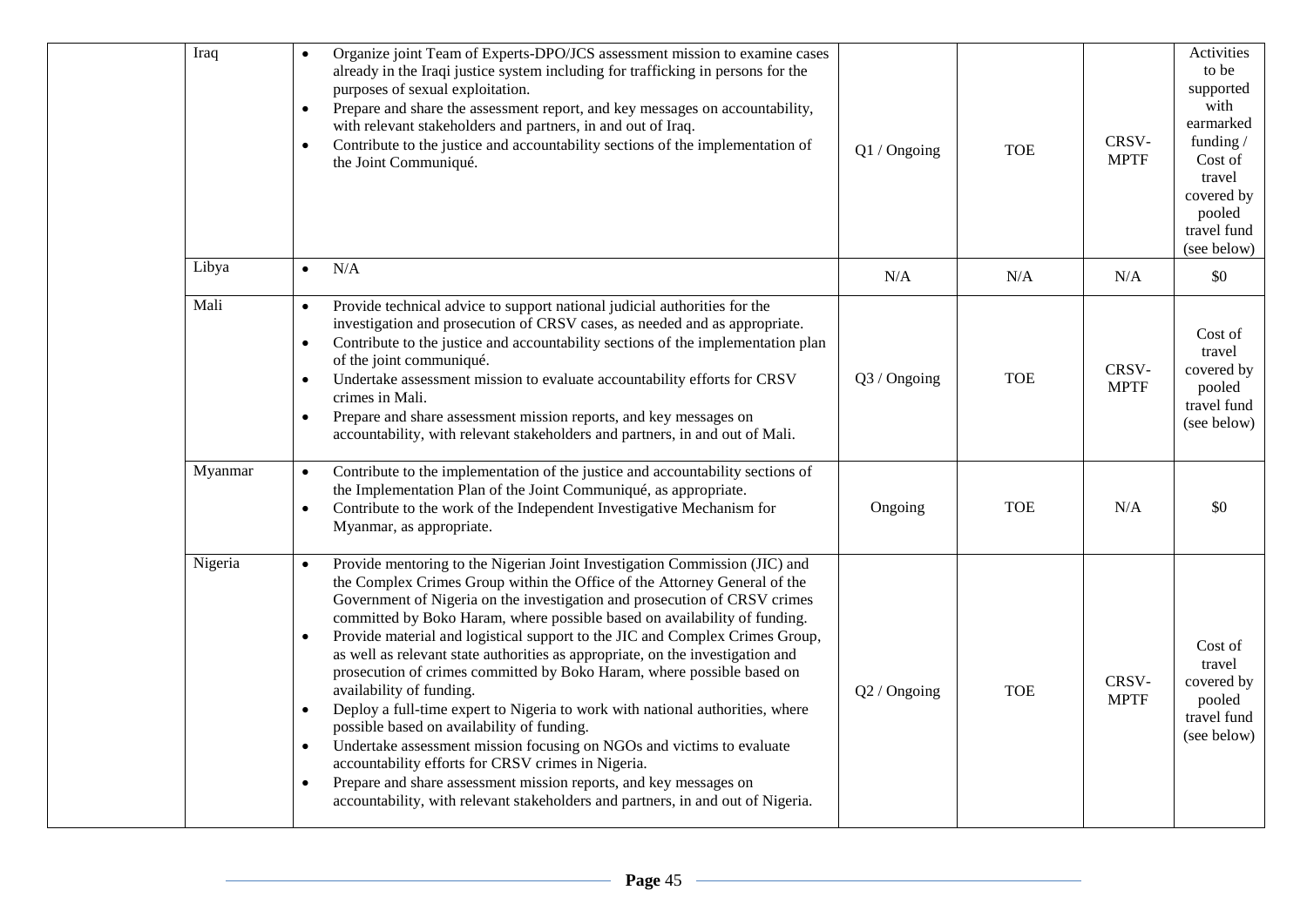|  | Iraq | • Organize joint Team of Experts-DPO/JCS assessment mission to examine cases already in the Iraqi justice system including for trafficking in persons for the purposes of sexual exploitation.<br>• Prepare and share the assessment report, and key messages on accountability, with relevant stakeholders and partners, in and out of Iraq.<br>• Contribute to the justice and accountability sections of the implementation of the Joint Communiqué. | Q1 / Ongoing | TOE | CRSV-MPTF | Activities to be supported with earmarked funding / Cost of travel covered by pooled travel fund (see below) |
|---|---|---|---|---|---|---|
|  | Libya | • N/A | N/A | N/A | N/A | $0 |
|  | Mali | • Provide technical advice to support national judicial authorities for the investigation and prosecution of CRSV cases, as needed and as appropriate.<br>• Contribute to the justice and accountability sections of the implementation plan of the joint communiqué.<br>• Undertake assessment mission to evaluate accountability efforts for CRSV crimes in Mali.<br>• Prepare and share assessment mission reports, and key messages on accountability, with relevant stakeholders and partners, in and out of Mali. | Q3 / Ongoing | TOE | CRSV-MPTF | Cost of travel covered by pooled travel fund (see below) |
|  | Myanmar | • Contribute to the implementation of the justice and accountability sections of the Implementation Plan of the Joint Communiqué, as appropriate.<br>• Contribute to the work of the Independent Investigative Mechanism for Myanmar, as appropriate. | Ongoing | TOE | N/A | $0 |
|  | Nigeria | • Provide mentoring to the Nigerian Joint Investigation Commission (JIC) and the Complex Crimes Group within the Office of the Attorney General of the Government of Nigeria on the investigation and prosecution of CRSV crimes committed by Boko Haram, where possible based on availability of funding.<br>• Provide material and logistical support to the JIC and Complex Crimes Group, as well as relevant state authorities as appropriate, on the investigation and prosecution of crimes committed by Boko Haram, where possible based on availability of funding.<br>• Deploy a full-time expert to Nigeria to work with national authorities, where possible based on availability of funding.<br>• Undertake assessment mission focusing on NGOs and victims to evaluate accountability efforts for CRSV crimes in Nigeria.<br>• Prepare and share assessment mission reports, and key messages on accountability, with relevant stakeholders and partners, in and out of Nigeria. | Q2 / Ongoing | TOE | CRSV-MPTF | Cost of travel covered by pooled travel fund (see below) |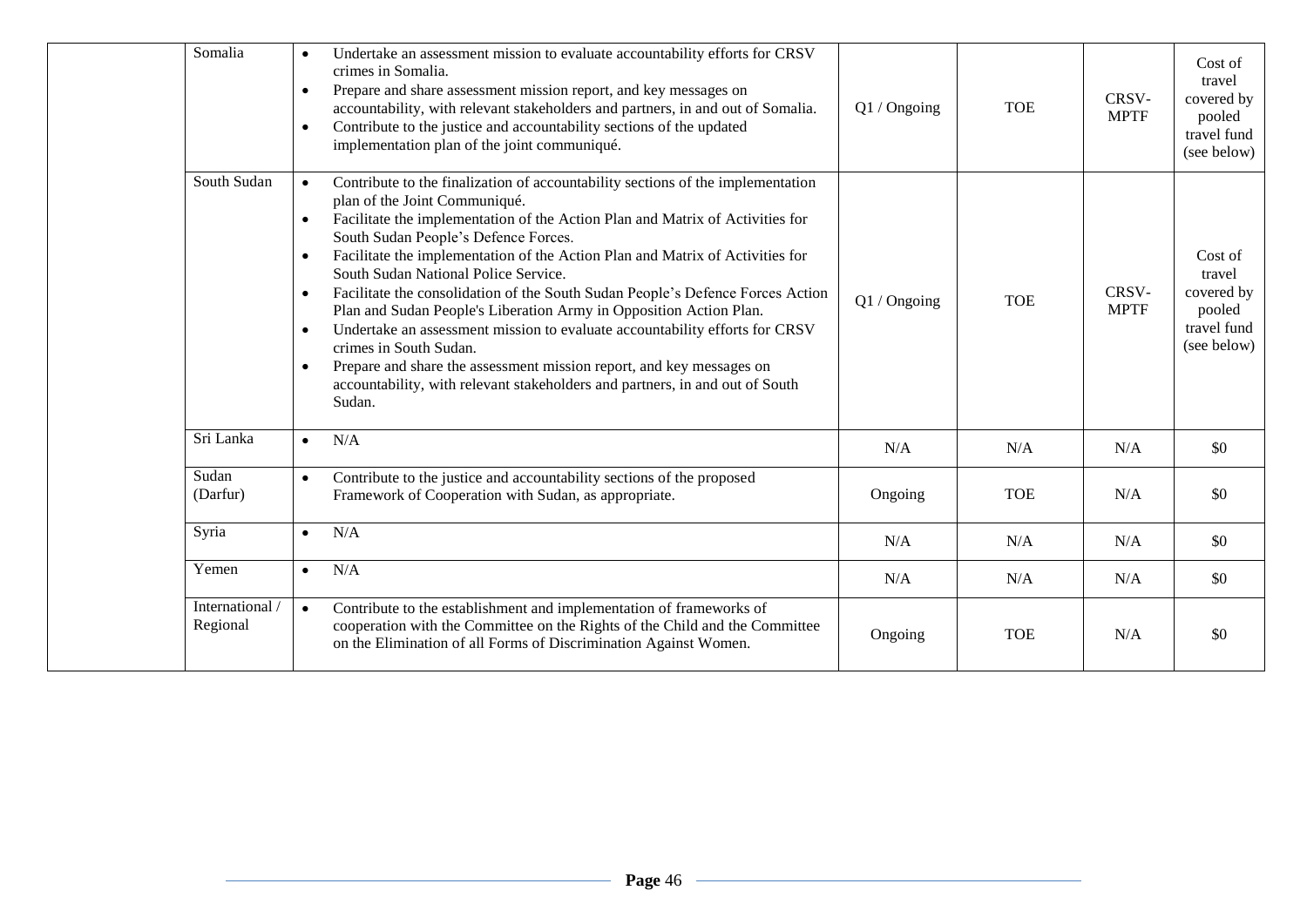| | | | | | | |
|---|---|---|---|---|---|---|
| | Somalia | • Undertake an assessment mission to evaluate accountability efforts for CRSV crimes in Somalia.<br>• Prepare and share assessment mission report, and key messages on accountability, with relevant stakeholders and partners, in and out of Somalia.<br>• Contribute to the justice and accountability sections of the updated implementation plan of the joint communiqué. | Q1 / Ongoing | TOE | CRSV-MPTF | Cost of travel covered by pooled travel fund (see below) |
| | South Sudan | • Contribute to the finalization of accountability sections of the implementation plan of the Joint Communiqué.<br>• Facilitate the implementation of the Action Plan and Matrix of Activities for South Sudan People's Defence Forces.<br>• Facilitate the implementation of the Action Plan and Matrix of Activities for South Sudan National Police Service.<br>• Facilitate the consolidation of the South Sudan People's Defence Forces Action Plan and Sudan People's Liberation Army in Opposition Action Plan.<br>• Undertake an assessment mission to evaluate accountability efforts for CRSV crimes in South Sudan.<br>• Prepare and share the assessment mission report, and key messages on accountability, with relevant stakeholders and partners, in and out of South Sudan. | Q1 / Ongoing | TOE | CRSV-MPTF | Cost of travel covered by pooled travel fund (see below) |
| | Sri Lanka | • N/A | N/A | N/A | N/A | $0 |
| | Sudan (Darfur) | • Contribute to the justice and accountability sections of the proposed Framework of Cooperation with Sudan, as appropriate. | Ongoing | TOE | N/A | $0 |
| | Syria | • N/A | N/A | N/A | N/A | $0 |
| | Yemen | • N/A | N/A | N/A | N/A | $0 |
| | International / Regional | • Contribute to the establishment and implementation of frameworks of cooperation with the Committee on the Rights of the Child and the Committee on the Elimination of all Forms of Discrimination Against Women. | Ongoing | TOE | N/A | $0 |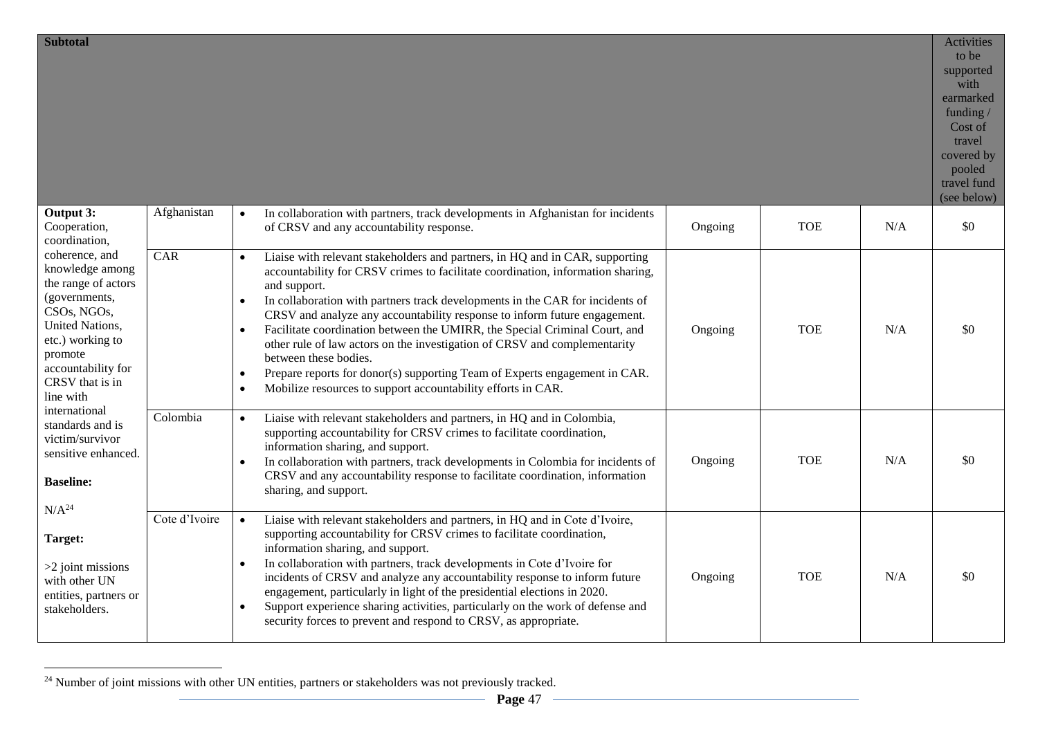| Subtotal | | | | | | Activities to be supported with earmarked funding / Cost of travel covered by pooled travel fund (see below) |
|---|---|---|---|---|---|---|
| **Output 3:** Cooperation, coordination, coherence, and knowledge among the range of actors (governments, CSOs, NGOs, United Nations, etc.) working to promote accountability for CRSV that is in line with international standards and is victim/survivor sensitive enhanced.<br><br>**Baseline:**<br><br>N/A[24]<br><br>**Target:**<br><br>>2 joint missions with other UN entities, partners or stakeholders. | Afghanistan | • In collaboration with partners, track developments in Afghanistan for incidents of CRSV and any accountability response. | Ongoing | TOE | N/A | $0 |
| | CAR | • Liaise with relevant stakeholders and partners, in HQ and in CAR, supporting accountability for CRSV crimes to facilitate coordination, information sharing, and support.<br>• In collaboration with partners track developments in the CAR for incidents of CRSV and analyze any accountability response to inform future engagement.<br>• Facilitate coordination between the UMIRR, the Special Criminal Court, and other rule of law actors on the investigation of CRSV and complementarity between these bodies.<br>• Prepare reports for donor(s) supporting Team of Experts engagement in CAR.<br>• Mobilize resources to support accountability efforts in CAR. | Ongoing | TOE | N/A | $0 |
| | Colombia | • Liaise with relevant stakeholders and partners, in HQ and in Colombia, supporting accountability for CRSV crimes to facilitate coordination, information sharing, and support.<br>• In collaboration with partners, track developments in Colombia for incidents of CRSV and any accountability response to facilitate coordination, information sharing, and support. | Ongoing | TOE | N/A | $0 |
| | Cote d'Ivoire | • Liaise with relevant stakeholders and partners, in HQ and in Cote d'Ivoire, supporting accountability for CRSV crimes to facilitate coordination, information sharing, and support.<br>• In collaboration with partners, track developments in Cote d'Ivoire for incidents of CRSV and analyze any accountability response to inform future engagement, particularly in light of the presidential elections in 2020.<br>• Support experience sharing activities, particularly on the work of defense and security forces to prevent and respond to CRSV, as appropriate. | Ongoing | TOE | N/A | $0 |

[24] Number of joint missions with other UN entities, partners or stakeholders was not previously tracked.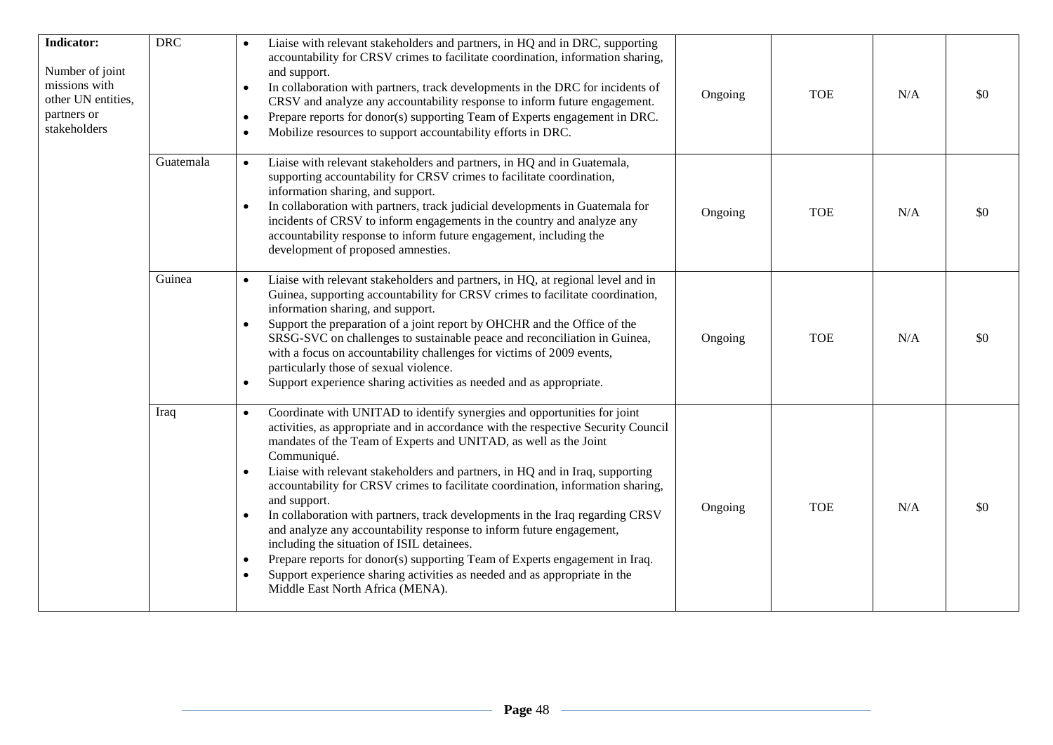| **Indicator:**<br><br>Number of joint missions with other UN entities, partners or stakeholders | DRC | • Liaise with relevant stakeholders and partners, in HQ and in DRC, supporting accountability for CRSV crimes to facilitate coordination, information sharing, and support.<br>• In collaboration with partners, track developments in the DRC for incidents of CRSV and analyze any accountability response to inform future engagement.<br>• Prepare reports for donor(s) supporting Team of Experts engagement in DRC.<br>• Mobilize resources to support accountability efforts in DRC. | Ongoing | TOE | N/A | $0 |
|---|---|---|---|---|---|---|
| | Guatemala | • Liaise with relevant stakeholders and partners, in HQ and in Guatemala, supporting accountability for CRSV crimes to facilitate coordination, information sharing, and support.<br>• In collaboration with partners, track judicial developments in Guatemala for incidents of CRSV to inform engagements in the country and analyze any accountability response to inform future engagement, including the development of proposed amnesties. | Ongoing | TOE | N/A | $0 |
| | Guinea | • Liaise with relevant stakeholders and partners, in HQ, at regional level and in Guinea, supporting accountability for CRSV crimes to facilitate coordination, information sharing, and support.<br>• Support the preparation of a joint report by OHCHR and the Office of the SRSG-SVC on challenges to sustainable peace and reconciliation in Guinea, with a focus on accountability challenges for victims of 2009 events, particularly those of sexual violence.<br>• Support experience sharing activities as needed and as appropriate. | Ongoing | TOE | N/A | $0 |
| | Iraq | • Coordinate with UNITAD to identify synergies and opportunities for joint activities, as appropriate and in accordance with the respective Security Council mandates of the Team of Experts and UNITAD, as well as the Joint Communiqué.<br>• Liaise with relevant stakeholders and partners, in HQ and in Iraq, supporting accountability for CRSV crimes to facilitate coordination, information sharing, and support.<br>• In collaboration with partners, track developments in the Iraq regarding CRSV and analyze any accountability response to inform future engagement, including the situation of ISIL detainees.<br>• Prepare reports for donor(s) supporting Team of Experts engagement in Iraq.<br>• Support experience sharing activities as needed and as appropriate in the Middle East North Africa (MENA). | Ongoing | TOE | N/A | $0 |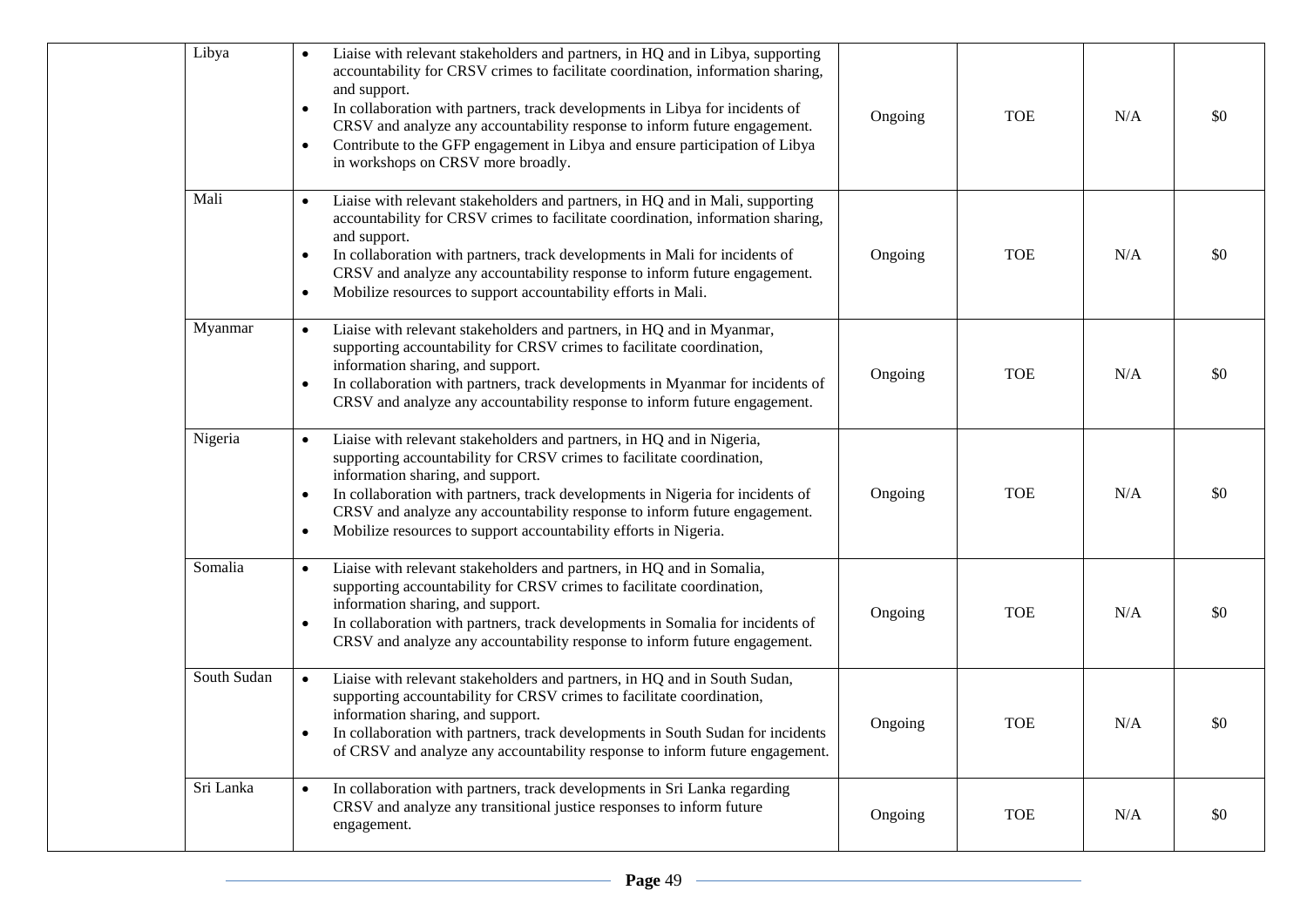| | Libya | <ul><li>Liaise with relevant stakeholders and partners, in HQ and in Libya, supporting accountability for CRSV crimes to facilitate coordination, information sharing, and support.</li><li>In collaboration with partners, track developments in Libya for incidents of CRSV and analyze any accountability response to inform future engagement.</li><li>Contribute to the GFP engagement in Libya and ensure participation of Libya in workshops on CRSV more broadly.</li></ul> | Ongoing | TOE | N/A | $0 |
|---|---|---|---|---|---|---|
| | Mali | <ul><li>Liaise with relevant stakeholders and partners, in HQ and in Mali, supporting accountability for CRSV crimes to facilitate coordination, information sharing, and support.</li><li>In collaboration with partners, track developments in Mali for incidents of CRSV and analyze any accountability response to inform future engagement.</li><li>Mobilize resources to support accountability efforts in Mali.</li></ul> | Ongoing | TOE | N/A | $0 |
| | Myanmar | <ul><li>Liaise with relevant stakeholders and partners, in HQ and in Myanmar, supporting accountability for CRSV crimes to facilitate coordination, information sharing, and support.</li><li>In collaboration with partners, track developments in Myanmar for incidents of CRSV and analyze any accountability response to inform future engagement.</li></ul> | Ongoing | TOE | N/A | $0 |
| | Nigeria | <ul><li>Liaise with relevant stakeholders and partners, in HQ and in Nigeria, supporting accountability for CRSV crimes to facilitate coordination, information sharing, and support.</li><li>In collaboration with partners, track developments in Nigeria for incidents of CRSV and analyze any accountability response to inform future engagement.</li><li>Mobilize resources to support accountability efforts in Nigeria.</li></ul> | Ongoing | TOE | N/A | $0 |
| | Somalia | <ul><li>Liaise with relevant stakeholders and partners, in HQ and in Somalia, supporting accountability for CRSV crimes to facilitate coordination, information sharing, and support.</li><li>In collaboration with partners, track developments in Somalia for incidents of CRSV and analyze any accountability response to inform future engagement.</li></ul> | Ongoing | TOE | N/A | $0 |
| | South Sudan | <ul><li>Liaise with relevant stakeholders and partners, in HQ and in South Sudan, supporting accountability for CRSV crimes to facilitate coordination, information sharing, and support.</li><li>In collaboration with partners, track developments in South Sudan for incidents of CRSV and analyze any accountability response to inform future engagement.</li></ul> | Ongoing | TOE | N/A | $0 |
| | Sri Lanka | <ul><li>In collaboration with partners, track developments in Sri Lanka regarding CRSV and analyze any transitional justice responses to inform future engagement.</li></ul> | Ongoing | TOE | N/A | $0 |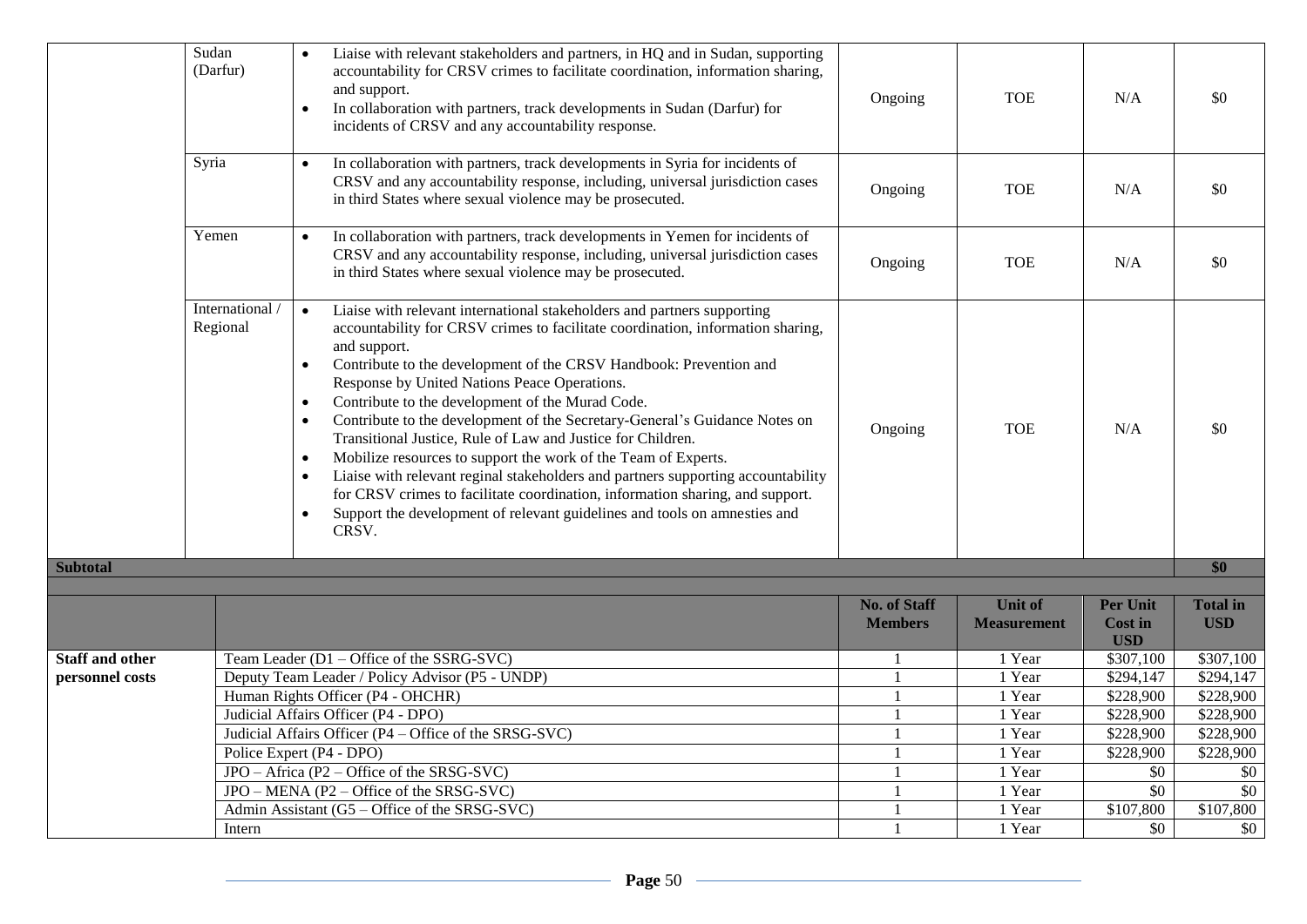| | | | | | | |
|---|---|---|---|---|---|---|
| | Sudan (Darfur) | • Liaise with relevant stakeholders and partners, in HQ and in Sudan, supporting accountability for CRSV crimes to facilitate coordination, information sharing, and support.<br>• In collaboration with partners, track developments in Sudan (Darfur) for incidents of CRSV and any accountability response. | Ongoing | TOE | N/A | $0 |
| | Syria | • In collaboration with partners, track developments in Syria for incidents of CRSV and any accountability response, including, universal jurisdiction cases in third States where sexual violence may be prosecuted. | Ongoing | TOE | N/A | $0 |
| | Yemen | • In collaboration with partners, track developments in Yemen for incidents of CRSV and any accountability response, including, universal jurisdiction cases in third States where sexual violence may be prosecuted. | Ongoing | TOE | N/A | $0 |
| | International / Regional | • Liaise with relevant international stakeholders and partners supporting accountability for CRSV crimes to facilitate coordination, information sharing, and support.<br>• Contribute to the development of the CRSV Handbook: Prevention and Response by United Nations Peace Operations.<br>• Contribute to the development of the Murad Code.<br>• Contribute to the development of the Secretary-General's Guidance Notes on Transitional Justice, Rule of Law and Justice for Children.<br>• Mobilize resources to support the work of the Team of Experts.<br>• Liaise with relevant reginal stakeholders and partners supporting accountability for CRSV crimes to facilitate coordination, information sharing, and support.<br>• Support the development of relevant guidelines and tools on amnesties and CRSV. | Ongoing | TOE | N/A | $0 |
| **Subtotal** | | | | | | **$0** |

| | | **No. of Staff Members** | **Unit of Measurement** | **Per Unit Cost in USD** | **Total in USD** |
|---|---|---|---|---|---|
| **Staff and other personnel costs** | Team Leader (D1 – Office of the SSRG-SVC) | 1 | 1 Year | $307,100 | $307,100 |
| | Deputy Team Leader / Policy Advisor (P5 - UNDP) | 1 | 1 Year | $294,147 | $294,147 |
| | Human Rights Officer (P4 - OHCHR) | 1 | 1 Year | $228,900 | $228,900 |
| | Judicial Affairs Officer (P4 - DPO) | 1 | 1 Year | $228,900 | $228,900 |
| | Judicial Affairs Officer (P4 – Office of the SRSG-SVC) | 1 | 1 Year | $228,900 | $228,900 |
| | Police Expert (P4 - DPO) | 1 | 1 Year | $228,900 | $228,900 |
| | JPO – Africa (P2 – Office of the SRSG-SVC) | 1 | 1 Year | $0 | $0 |
| | JPO – MENA (P2 – Office of the SRSG-SVC) | 1 | 1 Year | $0 | $0 |
| | Admin Assistant (G5 – Office of the SRSG-SVC) | 1 | 1 Year | $107,800 | $107,800 |
| | Intern | 1 | 1 Year | $0 | $0 |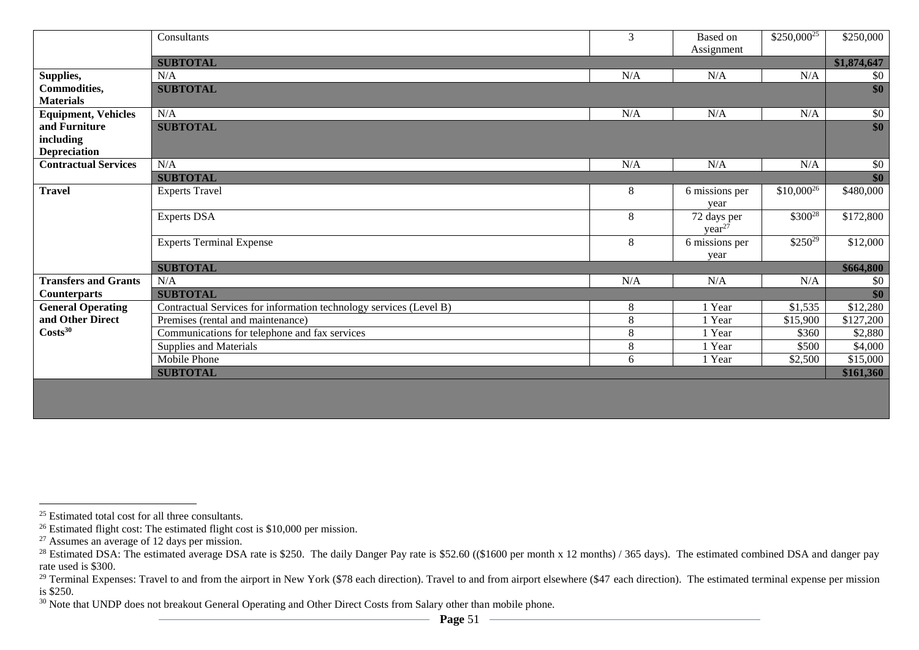| | | | | | |
|---|---|---|---|---|---|
| | Consultants | 3 | Based on Assignment | $250,000[25] | $250,000 |
| | **SUBTOTAL** | | | | **$1,874,647** |
| **Supplies, Commodities, Materials** | N/A | N/A | N/A | N/A | $0 |
| | **SUBTOTAL** | | | | **$0** |
| **Equipment, Vehicles and Furniture including Depreciation** | N/A | N/A | N/A | N/A | $0 |
| | **SUBTOTAL** | | | | **$0** |
| **Contractual Services** | N/A | N/A | N/A | N/A | $0 |
| | **SUBTOTAL** | | | | **$0** |
| **Travel** | Experts Travel | 8 | 6 missions per year | $10,000[26] | $480,000 |
| | Experts DSA | 8 | 72 days per year[27] | $300[28] | $172,800 |
| | Experts Terminal Expense | 8 | 6 missions per year | $250[29] | $12,000 |
| | **SUBTOTAL** | | | | **$664,800** |
| **Transfers and Grants Counterparts** | N/A | N/A | N/A | N/A | $0 |
| | **SUBTOTAL** | | | | **$0** |
| **General Operating and Other Direct Costs[30]** | Contractual Services for information technology services (Level B) | 8 | 1 Year | $1,535 | $12,280 |
| | Premises (rental and maintenance) | 8 | 1 Year | $15,900 | $127,200 |
| | Communications for telephone and fax services | 8 | 1 Year | $360 | $2,880 |
| | Supplies and Materials | 8 | 1 Year | $500 | $4,000 |
| | Mobile Phone | 6 | 1 Year | $2,500 | $15,000 |
| | **SUBTOTAL** | | | | **$161,360** |

[25] Estimated total cost for all three consultants.

[26] Estimated flight cost: The estimated flight cost is $10,000 per mission.

[27] Assumes an average of 12 days per mission.

[28] Estimated DSA: The estimated average DSA rate is $250. The daily Danger Pay rate is $52.60 (($1600 per month x 12 months) / 365 days). The estimated combined DSA and danger pay rate used is $300.

[29] Terminal Expenses: Travel to and from the airport in New York ($78 each direction). Travel to and from airport elsewhere ($47 each direction). The estimated terminal expense per mission is $250.

[30] Note that UNDP does not breakout General Operating and Other Direct Costs from Salary other than mobile phone.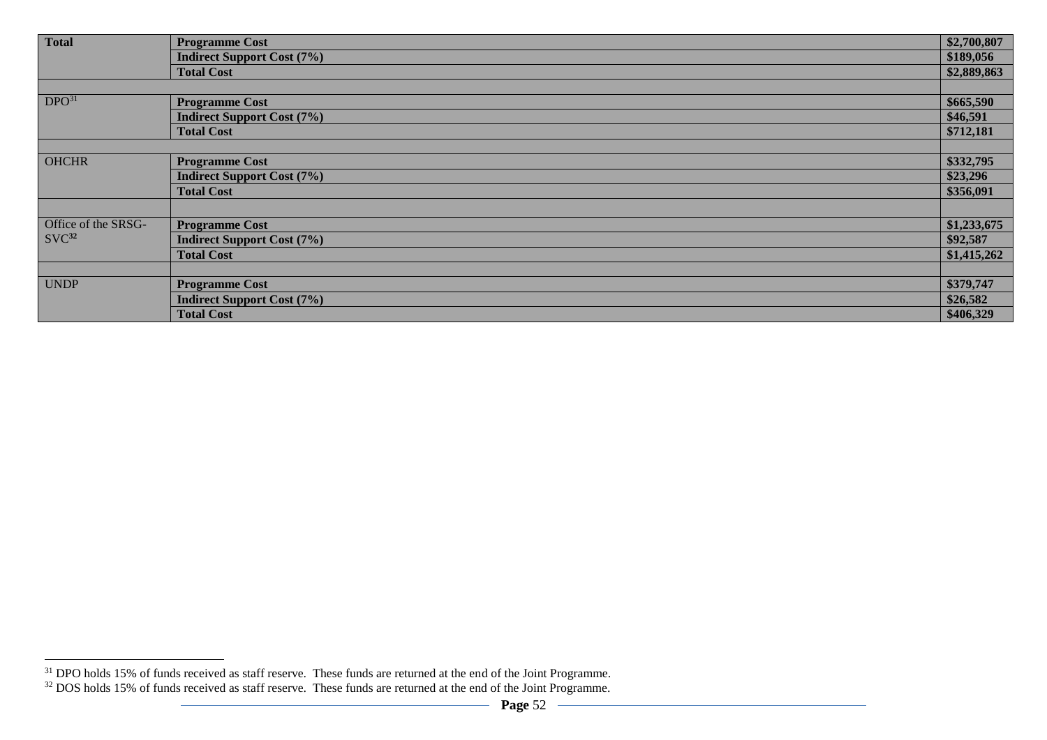| Total | Programme Cost | $2,700,807 |
|---|---|---|
| | Indirect Support Cost (7%) | $189,056 |
| | Total Cost | $2,889,863 |
| | | |
| DPO[31] | Programme Cost | $665,590 |
| | Indirect Support Cost (7%) | $46,591 |
| | Total Cost | $712,181 |
| | | |
| OHCHR | Programme Cost | $332,795 |
| | Indirect Support Cost (7%) | $23,296 |
| | Total Cost | $356,091 |
| | | |
| Office of the SRSG-SVC[32] | Programme Cost | $1,233,675 |
| | Indirect Support Cost (7%) | $92,587 |
| | Total Cost | $1,415,262 |
| | | |
| UNDP | Programme Cost | $379,747 |
| | Indirect Support Cost (7%) | $26,582 |
| | Total Cost | $406,329 |

[31] DPO holds 15% of funds received as staff reserve. These funds are returned at the end of the Joint Programme.

[32] DOS holds 15% of funds received as staff reserve. These funds are returned at the end of the Joint Programme.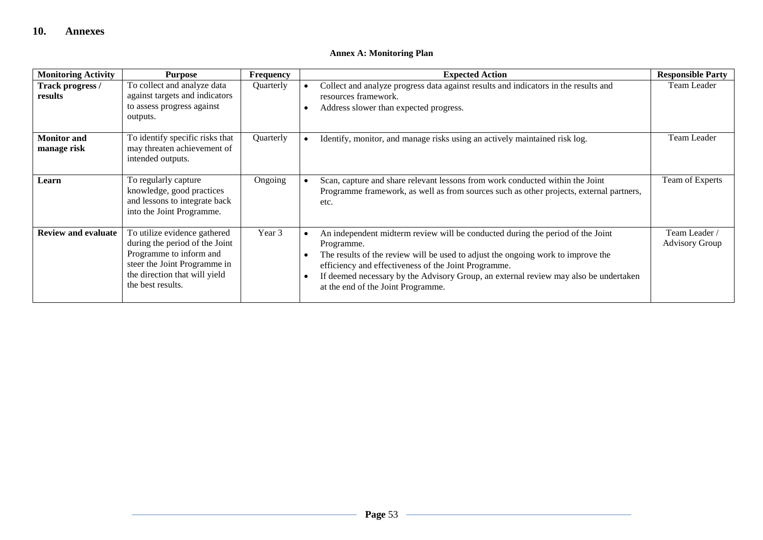## 10. Annexes

**Annex A: Monitoring Plan**

| Monitoring Activity | Purpose | Frequency | Expected Action | Responsible Party |
|---|---|---|---|---|
| **Track progress / results** | To collect and analyze data against targets and indicators to assess progress against outputs. | Quarterly | • Collect and analyze progress data against results and indicators in the results and resources framework.<br>• Address slower than expected progress. | Team Leader |
| **Monitor and manage risk** | To identify specific risks that may threaten achievement of intended outputs. | Quarterly | • Identify, monitor, and manage risks using an actively maintained risk log. | Team Leader |
| **Learn** | To regularly capture knowledge, good practices and lessons to integrate back into the Joint Programme. | Ongoing | • Scan, capture and share relevant lessons from work conducted within the Joint Programme framework, as well as from sources such as other projects, external partners, etc. | Team of Experts |
| **Review and evaluate** | To utilize evidence gathered during the period of the Joint Programme to inform and steer the Joint Programme in the direction that will yield the best results. | Year 3 | • An independent midterm review will be conducted during the period of the Joint Programme.<br>• The results of the review will be used to adjust the ongoing work to improve the efficiency and effectiveness of the Joint Programme.<br>• If deemed necessary by the Advisory Group, an external review may also be undertaken at the end of the Joint Programme. | Team Leader / Advisory Group |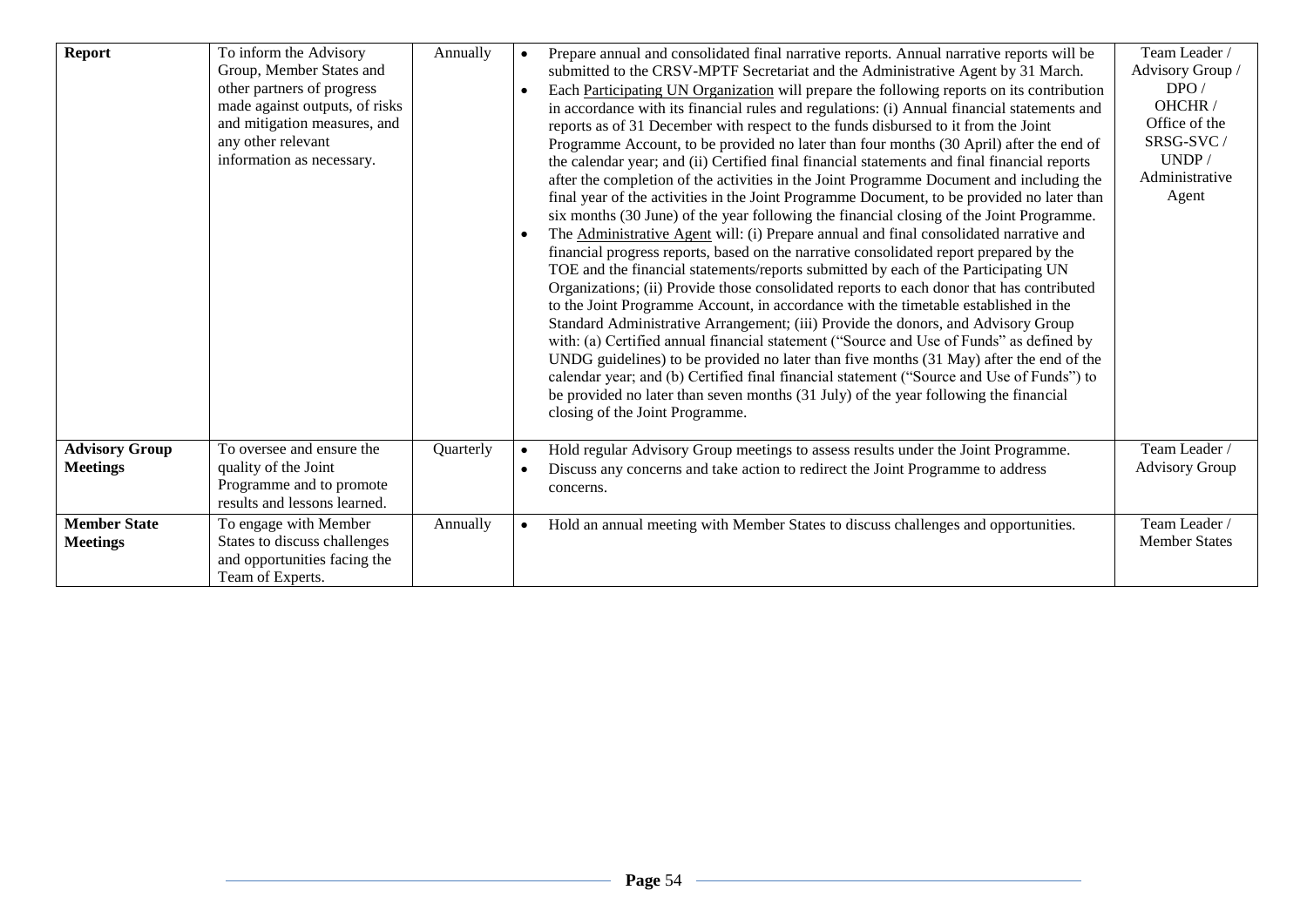| **Report** | To inform the Advisory Group, Member States and other partners of progress made against outputs, of risks and mitigation measures, and any other relevant information as necessary. | Annually | • Prepare annual and consolidated final narrative reports. Annual narrative reports will be submitted to the CRSV-MPTF Secretariat and the Administrative Agent by 31 March.<br>• Each Participating UN Organization will prepare the following reports on its contribution in accordance with its financial rules and regulations: (i) Annual financial statements and reports as of 31 December with respect to the funds disbursed to it from the Joint Programme Account, to be provided no later than four months (30 April) after the end of the calendar year; and (ii) Certified final financial statements and final financial reports after the completion of the activities in the Joint Programme Document and including the final year of the activities in the Joint Programme Document, to be provided no later than six months (30 June) of the year following the financial closing of the Joint Programme.<br>• The Administrative Agent will: (i) Prepare annual and final consolidated narrative and financial progress reports, based on the narrative consolidated report prepared by the TOE and the financial statements/reports submitted by each of the Participating UN Organizations; (ii) Provide those consolidated reports to each donor that has contributed to the Joint Programme Account, in accordance with the timetable established in the Standard Administrative Arrangement; (iii) Provide the donors, and Advisory Group with: (a) Certified annual financial statement ("Source and Use of Funds" as defined by UNDG guidelines) to be provided no later than five months (31 May) after the end of the calendar year; and (b) Certified final financial statement ("Source and Use of Funds") to be provided no later than seven months (31 July) of the year following the financial closing of the Joint Programme. | Team Leader / Advisory Group / DPO / OHCHR / Office of the SRSG-SVC / UNDP / Administrative Agent |
|---|---|---|---|---|
| **Advisory Group Meetings** | To oversee and ensure the quality of the Joint Programme and to promote results and lessons learned. | Quarterly | • Hold regular Advisory Group meetings to assess results under the Joint Programme.<br>• Discuss any concerns and take action to redirect the Joint Programme to address concerns. | Team Leader / Advisory Group |
| **Member State Meetings** | To engage with Member States to discuss challenges and opportunities facing the Team of Experts. | Annually | • Hold an annual meeting with Member States to discuss challenges and opportunities. | Team Leader / Member States |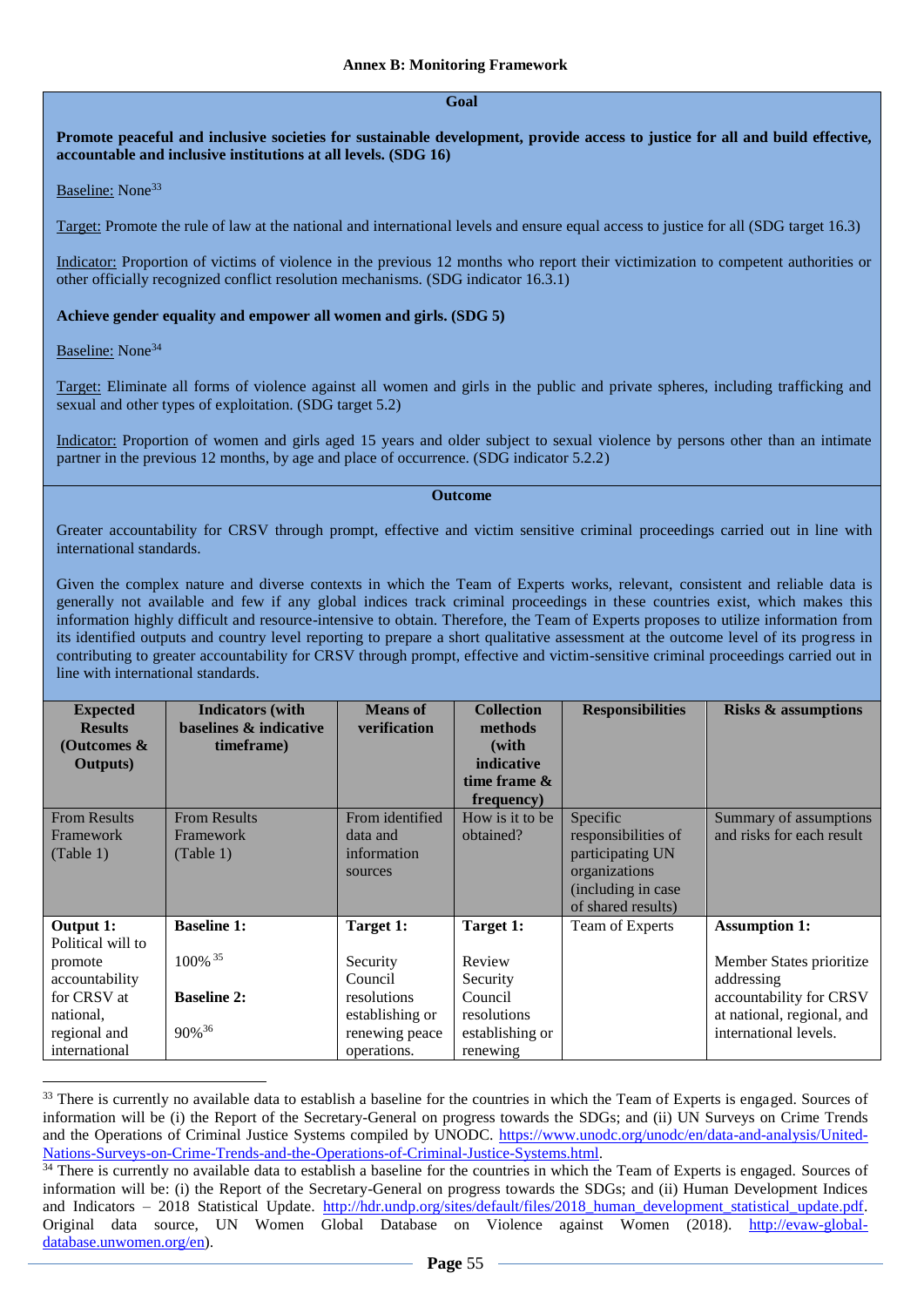**Annex B: Monitoring Framework**

**Goal**

**Promote peaceful and inclusive societies for sustainable development, provide access to justice for all and build effective, accountable and inclusive institutions at all levels. (SDG 16)**

Baseline: None[33]

Target: Promote the rule of law at the national and international levels and ensure equal access to justice for all (SDG target 16.3)

Indicator: Proportion of victims of violence in the previous 12 months who report their victimization to competent authorities or other officially recognized conflict resolution mechanisms. (SDG indicator 16.3.1)

**Achieve gender equality and empower all women and girls. (SDG 5)**

Baseline: None[34]

Target: Eliminate all forms of violence against all women and girls in the public and private spheres, including trafficking and sexual and other types of exploitation. (SDG target 5.2)

Indicator: Proportion of women and girls aged 15 years and older subject to sexual violence by persons other than an intimate partner in the previous 12 months, by age and place of occurrence. (SDG indicator 5.2.2)

**Outcome**

Greater accountability for CRSV through prompt, effective and victim sensitive criminal proceedings carried out in line with international standards.

Given the complex nature and diverse contexts in which the Team of Experts works, relevant, consistent and reliable data is generally not available and few if any global indices track criminal proceedings in these countries exist, which makes this information highly difficult and resource-intensive to obtain. Therefore, the Team of Experts proposes to utilize information from its identified outputs and country level reporting to prepare a short qualitative assessment at the outcome level of its progress in contributing to greater accountability for CRSV through prompt, effective and victim-sensitive criminal proceedings carried out in line with international standards.

| Expected Results (Outcomes & Outputs) | Indicators (with baselines & indicative timeframe) | Means of verification | Collection methods (with indicative time frame & frequency) | Responsibilities | Risks & assumptions |
|---|---|---|---|---|---|
| From Results Framework (Table 1) | From Results Framework (Table 1) | From identified data and information sources | How is it to be obtained? | Specific responsibilities of participating UN organizations (including in case of shared results) | Summary of assumptions and risks for each result |
| **Output 1:** Political will to promote accountability for CRSV at national, regional and international | **Baseline 1:** 100%[35] **Baseline 2:** 90%[36] | **Target 1:** Security Council resolutions establishing or renewing peace operations. | **Target 1:** Review Security Council resolutions establishing or renewing | Team of Experts | **Assumption 1:** Member States prioritize addressing accountability for CRSV at national, regional, and international levels. |

[33] There is currently no available data to establish a baseline for the countries in which the Team of Experts is engaged. Sources of information will be (i) the Report of the Secretary-General on progress towards the SDGs; and (ii) UN Surveys on Crime Trends and the Operations of Criminal Justice Systems compiled by UNODC. https://www.unodc.org/unodc/en/data-and-analysis/United-Nations-Surveys-on-Crime-Trends-and-the-Operations-of-Criminal-Justice-Systems.html.

[34] There is currently no available data to establish a baseline for the countries in which the Team of Experts is engaged. Sources of information will be: (i) the Report of the Secretary-General on progress towards the SDGs; and (ii) Human Development Indices and Indicators – 2018 Statistical Update. http://hdr.undp.org/sites/default/files/2018_human_development_statistical_update.pdf. Original data source, UN Women Global Database on Violence against Women (2018). http://evaw-global-database.unwomen.org/en).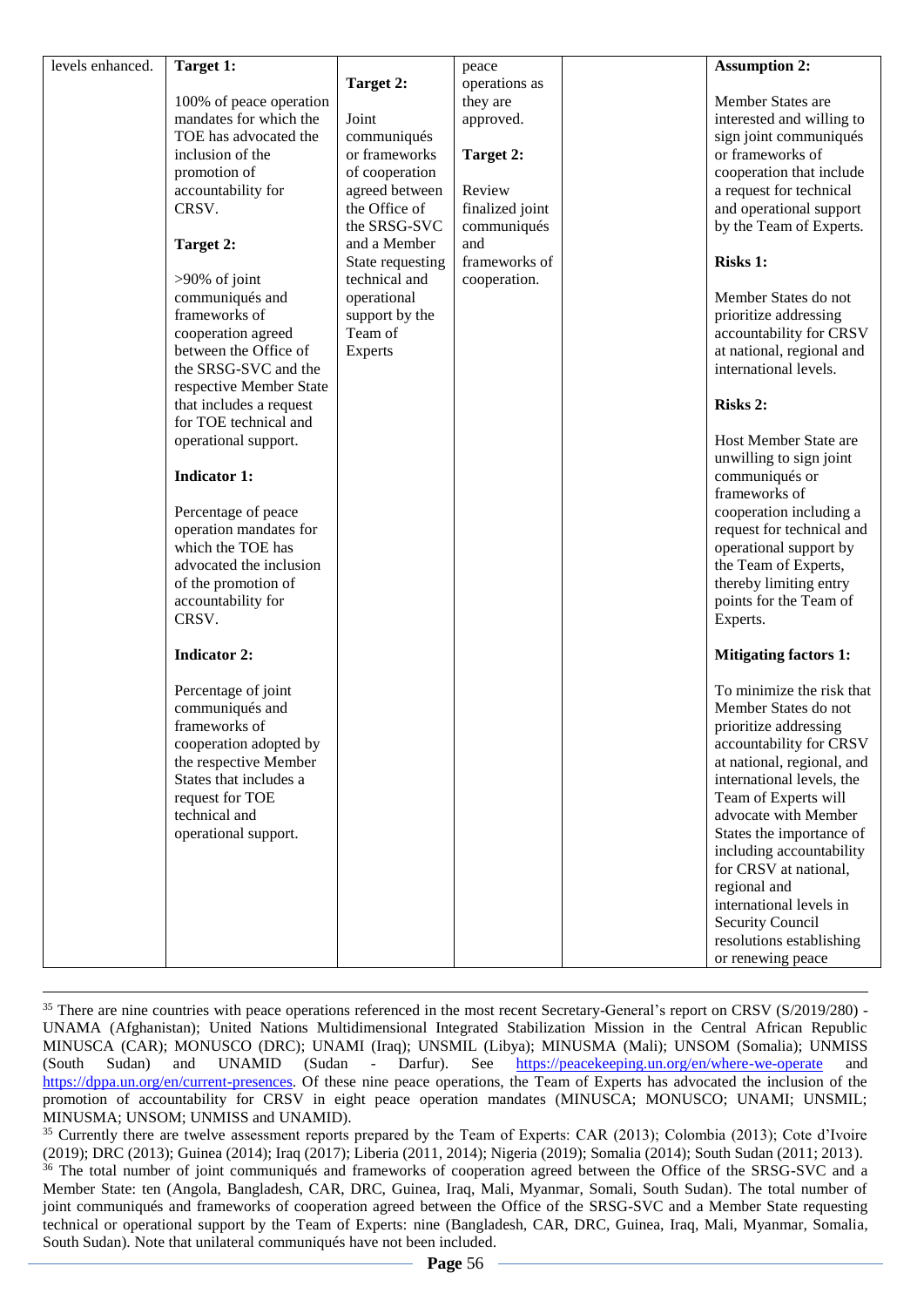| levels enhanced. | **Target 1:**<br><br>100% of peace operation mandates for which the TOE has advocated the inclusion of the promotion of accountability for CRSV.<br><br>**Target 2:**<br><br>>90% of joint communiqués and frameworks of cooperation agreed between the Office of the SRSG-SVC and the respective Member State that includes a request for TOE technical and operational support.<br><br>**Indicator 1:**<br><br>Percentage of peace operation mandates for which the TOE has advocated the inclusion of the promotion of accountability for CRSV.<br><br>**Indicator 2:**<br><br>Percentage of joint communiqués and frameworks of cooperation adopted by the respective Member States that includes a request for TOE technical and operational support. | **Target 2:**<br><br>Joint communiqués or frameworks of cooperation agreed between the Office of the SRSG-SVC and a Member State requesting technical and operational support by the Team of Experts | peace operations as they are approved.<br><br>**Target 2:**<br><br>Review finalized joint communiqués and frameworks of cooperation. | | **Assumption 2:**<br><br>Member States are interested and willing to sign joint communiqués or frameworks of cooperation that include a request for technical and operational support by the Team of Experts.<br><br>**Risks 1:**<br><br>Member States do not prioritize addressing accountability for CRSV at national, regional and international levels.<br><br>**Risks 2:**<br><br>Host Member State are unwilling to sign joint communiqués or frameworks of cooperation including a request for technical and operational support by the Team of Experts, thereby limiting entry points for the Team of Experts.<br><br>**Mitigating factors 1:**<br><br>To minimize the risk that Member States do not prioritize addressing accountability for CRSV at national, regional, and international levels, the Team of Experts will advocate with Member States the importance of including accountability for CRSV at national, regional and international levels in Security Council resolutions establishing or renewing peace |
|---|---|---|---|---|---|

---

[35] There are nine countries with peace operations referenced in the most recent Secretary-General's report on CRSV (S/2019/280) - UNAMA (Afghanistan); United Nations Multidimensional Integrated Stabilization Mission in the Central African Republic MINUSCA (CAR); MONUSCO (DRC); UNAMI (Iraq); UNSMIL (Libya); MINUSMA (Mali); UNSOM (Somalia); UNMISS (South Sudan) and UNAMID (Sudan - Darfur). See https://peacekeeping.un.org/en/where-we-operate and https://dppa.un.org/en/current-presences. Of these nine peace operations, the Team of Experts has advocated the inclusion of the promotion of accountability for CRSV in eight peace operation mandates (MINUSCA; MONUSCO; UNAMI; UNSMIL; MINUSMA; UNSOM; UNMISS and UNAMID).

[35] Currently there are twelve assessment reports prepared by the Team of Experts: CAR (2013); Colombia (2013); Cote d'Ivoire (2019); DRC (2013); Guinea (2014); Iraq (2017); Liberia (2011, 2014); Nigeria (2019); Somalia (2014); South Sudan (2011; 2013).

[36] The total number of joint communiqués and frameworks of cooperation agreed between the Office of the SRSG-SVC and a Member State: ten (Angola, Bangladesh, CAR, DRC, Guinea, Iraq, Mali, Myanmar, Somali, South Sudan). The total number of joint communiqués and frameworks of cooperation agreed between the Office of the SRSG-SVC and a Member State requesting technical or operational support by the Team of Experts: nine (Bangladesh, CAR, DRC, Guinea, Iraq, Mali, Myanmar, Somalia, South Sudan). Note that unilateral communiqués have not been included.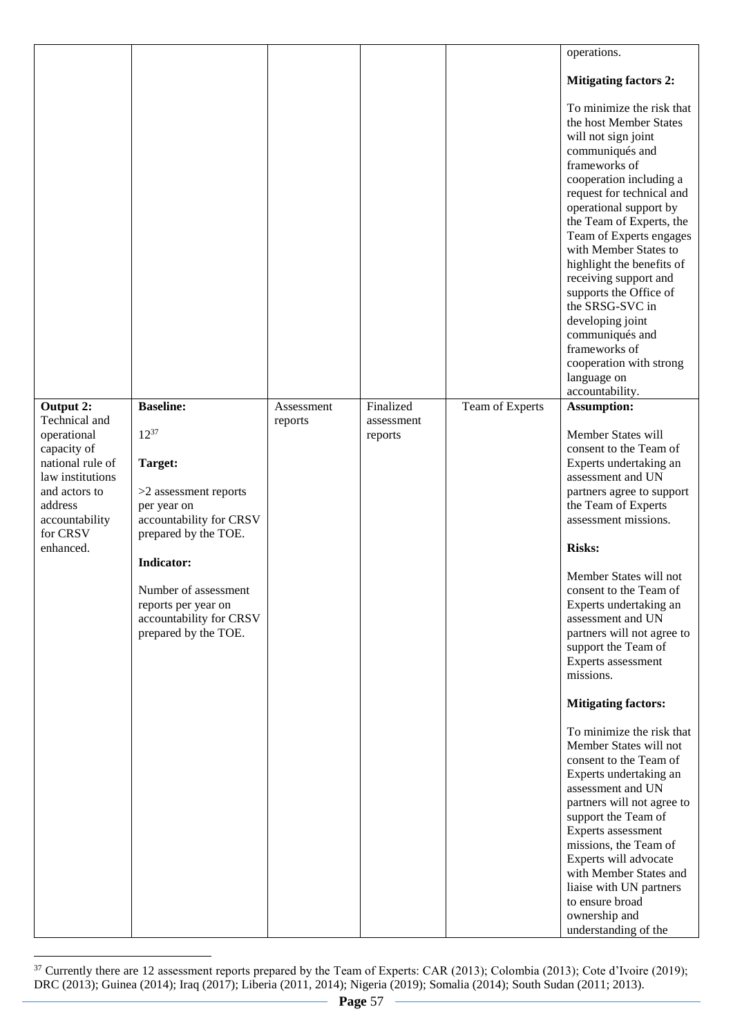| | | | | | |
|---|---|---|---|---|---|
| | | | | | operations.<br><br>**Mitigating factors 2:**<br><br>To minimize the risk that the host Member States will not sign joint communiqués and frameworks of cooperation including a request for technical and operational support by the Team of Experts, the Team of Experts engages with Member States to highlight the benefits of receiving support and supports the Office of the SRSG-SVC in developing joint communiqués and frameworks of cooperation with strong language on accountability. |
| **Output 2:** Technical and operational capacity of national rule of law institutions and actors to address accountability for CRSV enhanced. | **Baseline:**<br><br>12[37]<br><br>**Target:**<br><br>>2 assessment reports per year on accountability for CRSV prepared by the TOE.<br><br>**Indicator:**<br><br>Number of assessment reports per year on accountability for CRSV prepared by the TOE. | Assessment reports | Finalized assessment reports | Team of Experts | **Assumption:**<br><br>Member States will consent to the Team of Experts undertaking an assessment and UN partners agree to support the Team of Experts assessment missions.<br><br>**Risks:**<br><br>Member States will not consent to the Team of Experts undertaking an assessment and UN partners will not agree to support the Team of Experts assessment missions.<br><br>**Mitigating factors:**<br><br>To minimize the risk that Member States will not consent to the Team of Experts undertaking an assessment and UN partners will not agree to support the Team of Experts assessment missions, the Team of Experts will advocate with Member States and liaise with UN partners to ensure broad ownership and understanding of the |

[37] Currently there are 12 assessment reports prepared by the Team of Experts: CAR (2013); Colombia (2013); Cote d'Ivoire (2019); DRC (2013); Guinea (2014); Iraq (2017); Liberia (2011, 2014); Nigeria (2019); Somalia (2014); South Sudan (2011; 2013).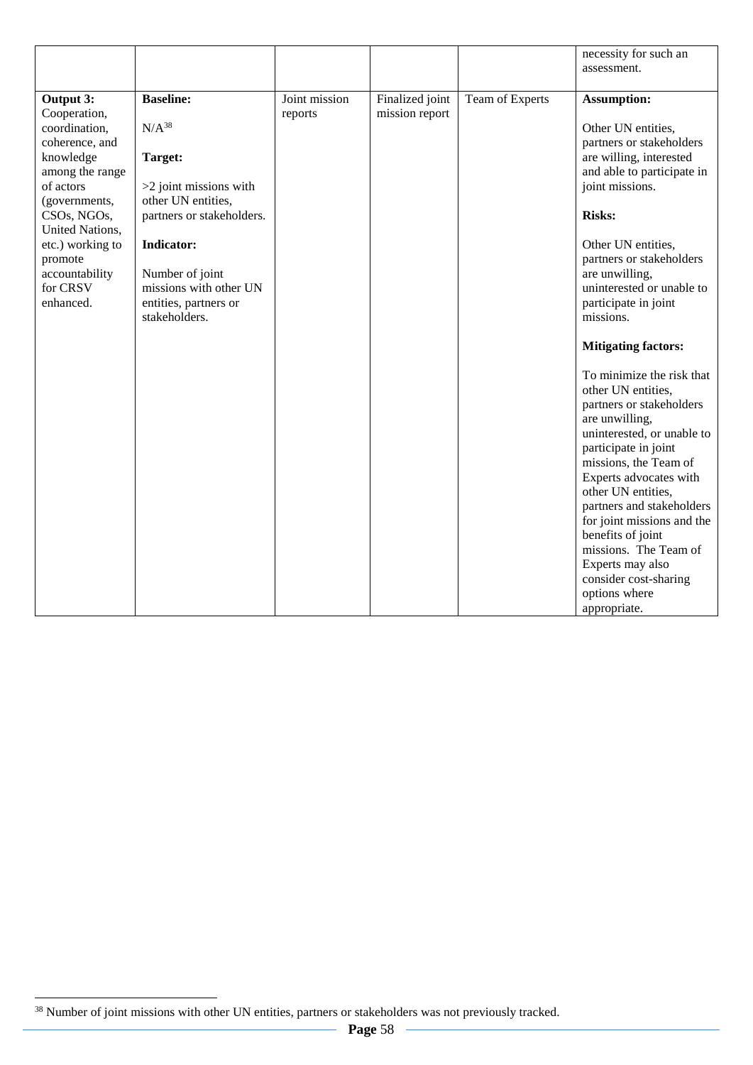| | | | | | |
|---|---|---|---|---|---|
| | | | | | necessity for such an assessment. |
| **Output 3:** Cooperation, coordination, coherence, and knowledge among the range of actors (governments, CSOs, NGOs, United Nations, etc.) working to promote accountability for CRSV enhanced. | **Baseline:**<br><br>N/A[38]<br><br>**Target:**<br><br>>2 joint missions with other UN entities, partners or stakeholders.<br><br>**Indicator:**<br><br>Number of joint missions with other UN entities, partners or stakeholders. | Joint mission reports | Finalized joint mission report | Team of Experts | **Assumption:**<br><br>Other UN entities, partners or stakeholders are willing, interested and able to participate in joint missions.<br><br>**Risks:**<br><br>Other UN entities, partners or stakeholders are unwilling, uninterested or unable to participate in joint missions.<br><br>**Mitigating factors:**<br><br>To minimize the risk that other UN entities, partners or stakeholders are unwilling, uninterested, or unable to participate in joint missions, the Team of Experts advocates with other UN entities, partners and stakeholders for joint missions and the benefits of joint missions. The Team of Experts may also consider cost-sharing options where appropriate. |

[38] Number of joint missions with other UN entities, partners or stakeholders was not previously tracked.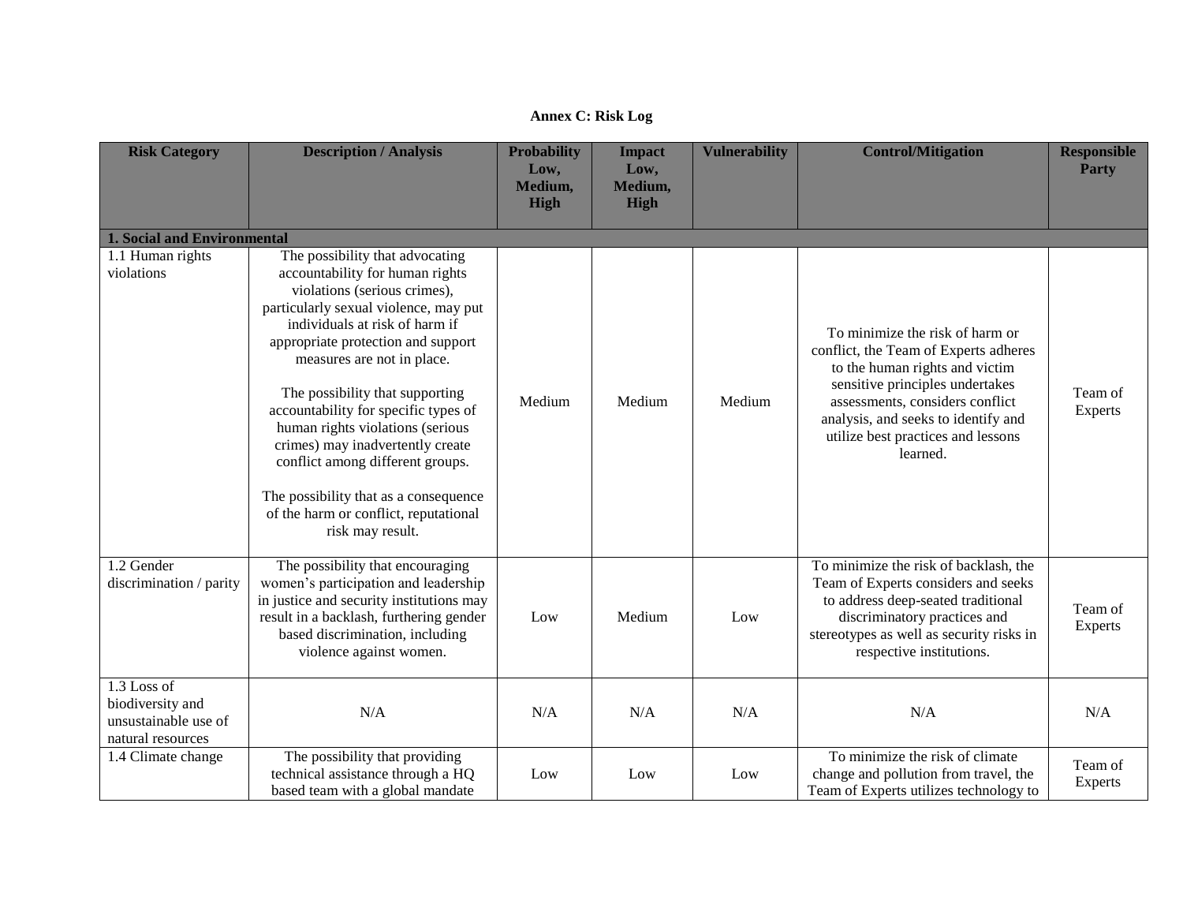**Annex C: Risk Log**

| Risk Category | Description / Analysis | Probability Low, Medium, High | Impact Low, Medium, High | Vulnerability | Control/Mitigation | Responsible Party |
|---|---|---|---|---|---|---|
| **1. Social and Environmental** | | | | | | |
| 1.1 Human rights violations | The possibility that advocating accountability for human rights violations (serious crimes), particularly sexual violence, may put individuals at risk of harm if appropriate protection and support measures are not in place.<br><br>The possibility that supporting accountability for specific types of human rights violations (serious crimes) may inadvertently create conflict among different groups.<br><br>The possibility that as a consequence of the harm or conflict, reputational risk may result. | Medium | Medium | Medium | To minimize the risk of harm or conflict, the Team of Experts adheres to the human rights and victim sensitive principles undertakes assessments, considers conflict analysis, and seeks to identify and utilize best practices and lessons learned. | Team of Experts |
| 1.2 Gender discrimination / parity | The possibility that encouraging women's participation and leadership in justice and security institutions may result in a backlash, furthering gender based discrimination, including violence against women. | Low | Medium | Low | To minimize the risk of backlash, the Team of Experts considers and seeks to address deep-seated traditional discriminatory practices and stereotypes as well as security risks in respective institutions. | Team of Experts |
| 1.3 Loss of biodiversity and unsustainable use of natural resources | N/A | N/A | N/A | N/A | N/A | N/A |
| 1.4 Climate change | The possibility that providing technical assistance through a HQ based team with a global mandate | Low | Low | Low | To minimize the risk of climate change and pollution from travel, the Team of Experts utilizes technology to | Team of Experts |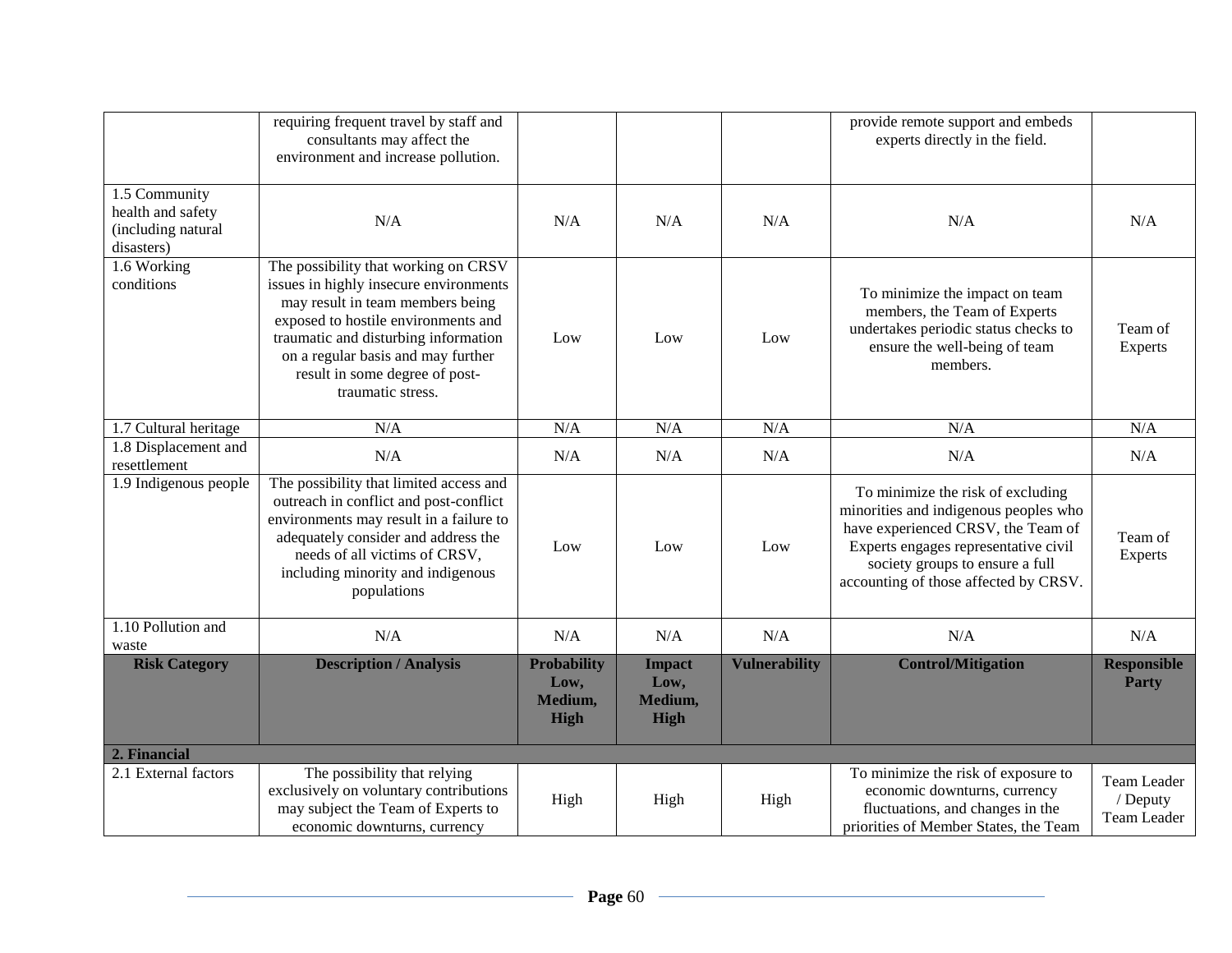| | requiring frequent travel by staff and consultants may affect the environment and increase pollution. | | | | provide remote support and embeds experts directly in the field. | |
|---|---|---|---|---|---|---|
| 1.5 Community health and safety (including natural disasters) | N/A | N/A | N/A | N/A | N/A | N/A |
| 1.6 Working conditions | The possibility that working on CRSV issues in highly insecure environments may result in team members being exposed to hostile environments and traumatic and disturbing information on a regular basis and may further result in some degree of post-traumatic stress. | Low | Low | Low | To minimize the impact on team members, the Team of Experts undertakes periodic status checks to ensure the well-being of team members. | Team of Experts |
| 1.7 Cultural heritage | N/A | N/A | N/A | N/A | N/A | N/A |
| 1.8 Displacement and resettlement | N/A | N/A | N/A | N/A | N/A | N/A |
| 1.9 Indigenous people | The possibility that limited access and outreach in conflict and post-conflict environments may result in a failure to adequately consider and address the needs of all victims of CRSV, including minority and indigenous populations | Low | Low | Low | To minimize the risk of excluding minorities and indigenous peoples who have experienced CRSV, the Team of Experts engages representative civil society groups to ensure a full accounting of those affected by CRSV. | Team of Experts |
| 1.10 Pollution and waste | N/A | N/A | N/A | N/A | N/A | N/A |
| **Risk Category** | **Description / Analysis** | **Probability Low, Medium, High** | **Impact Low, Medium, High** | **Vulnerability** | **Control/Mitigation** | **Responsible Party** |
| **2. Financial** | | | | | | |
| 2.1 External factors | The possibility that relying exclusively on voluntary contributions may subject the Team of Experts to economic downturns, currency | High | High | High | To minimize the risk of exposure to economic downturns, currency fluctuations, and changes in the priorities of Member States, the Team | Team Leader / Deputy Team Leader |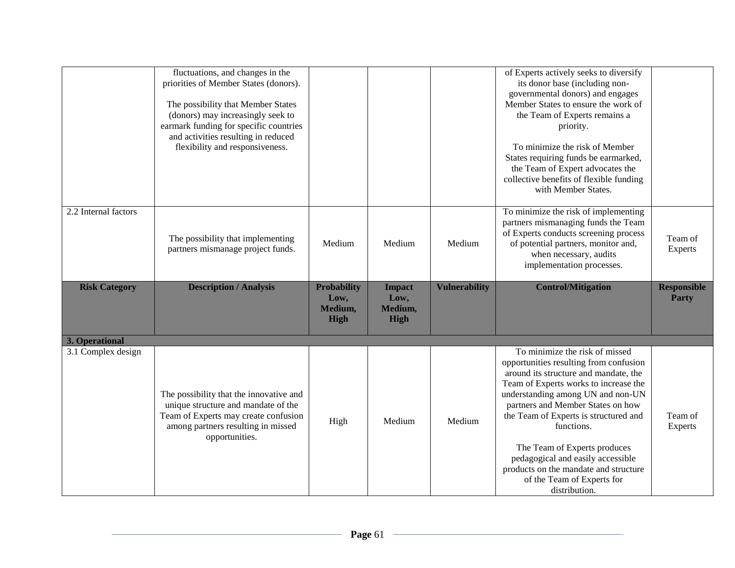| | | | | | | |
|---|---|---|---|---|---|---|
| | fluctuations, and changes in the priorities of Member States (donors).<br><br>The possibility that Member States (donors) may increasingly seek to earmark funding for specific countries and activities resulting in reduced flexibility and responsiveness. | | | | of Experts actively seeks to diversify its donor base (including non-governmental donors) and engages Member States to ensure the work of the Team of Experts remains a priority.<br><br>To minimize the risk of Member States requiring funds be earmarked, the Team of Expert advocates the collective benefits of flexible funding with Member States. | |
| 2.2 Internal factors | The possibility that implementing partners mismanage project funds. | Medium | Medium | Medium | To minimize the risk of implementing partners mismanaging funds the Team of Experts conducts screening process of potential partners, monitor and, when necessary, audits implementation processes. | Team of Experts |
| **Risk Category** | **Description / Analysis** | **Probability Low, Medium, High** | **Impact Low, Medium, High** | **Vulnerability** | **Control/Mitigation** | **Responsible Party** |
| **3. Operational** | | | | | | |
| 3.1 Complex design | The possibility that the innovative and unique structure and mandate of the Team of Experts may create confusion among partners resulting in missed opportunities. | High | Medium | Medium | To minimize the risk of missed opportunities resulting from confusion around its structure and mandate, the Team of Experts works to increase the understanding among UN and non-UN partners and Member States on how the Team of Experts is structured and functions.<br><br>The Team of Experts produces pedagogical and easily accessible products on the mandate and structure of the Team of Experts for distribution. | Team of Experts |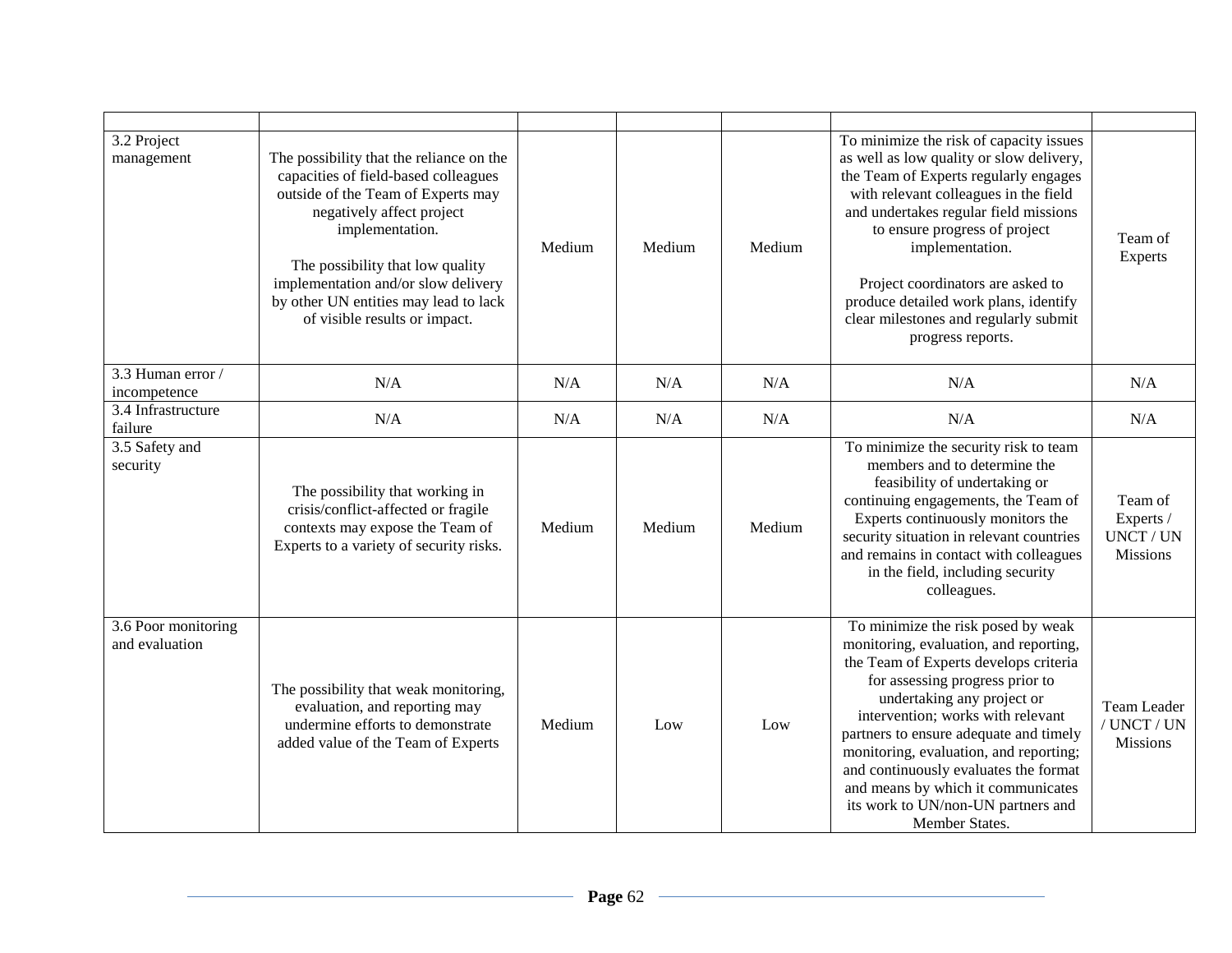| | | | | | | |
|---|---|---|---|---|---|---|
| 3.2 Project management | The possibility that the reliance on the capacities of field-based colleagues outside of the Team of Experts may negatively affect project implementation.<br><br>The possibility that low quality implementation and/or slow delivery by other UN entities may lead to lack of visible results or impact. | Medium | Medium | Medium | To minimize the risk of capacity issues as well as low quality or slow delivery, the Team of Experts regularly engages with relevant colleagues in the field and undertakes regular field missions to ensure progress of project implementation.<br><br>Project coordinators are asked to produce detailed work plans, identify clear milestones and regularly submit progress reports. | Team of Experts |
| 3.3 Human error / incompetence | N/A | N/A | N/A | N/A | N/A | N/A |
| 3.4 Infrastructure failure | N/A | N/A | N/A | N/A | N/A | N/A |
| 3.5 Safety and security | The possibility that working in crisis/conflict-affected or fragile contexts may expose the Team of Experts to a variety of security risks. | Medium | Medium | Medium | To minimize the security risk to team members and to determine the feasibility of undertaking or continuing engagements, the Team of Experts continuously monitors the security situation in relevant countries and remains in contact with colleagues in the field, including security colleagues. | Team of Experts / UNCT / UN Missions |
| 3.6 Poor monitoring and evaluation | The possibility that weak monitoring, evaluation, and reporting may undermine efforts to demonstrate added value of the Team of Experts | Medium | Low | Low | To minimize the risk posed by weak monitoring, evaluation, and reporting, the Team of Experts develops criteria for assessing progress prior to undertaking any project or intervention; works with relevant partners to ensure adequate and timely monitoring, evaluation, and reporting; and continuously evaluates the format and means by which it communicates its work to UN/non-UN partners and Member States. | Team Leader / UNCT / UN Missions |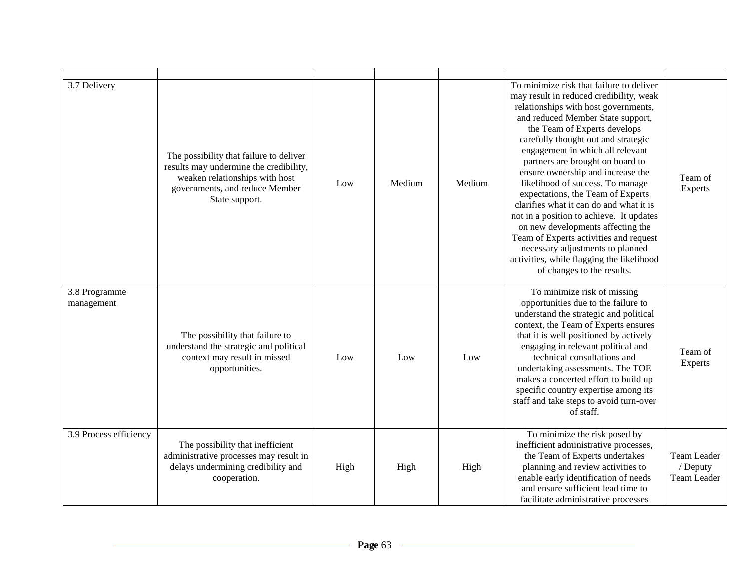| | | | | | | |
|---|---|---|---|---|---|---|
| 3.7 Delivery | The possibility that failure to deliver results may undermine the credibility, weaken relationships with host governments, and reduce Member State support. | Low | Medium | Medium | To minimize risk that failure to deliver may result in reduced credibility, weak relationships with host governments, and reduced Member State support, the Team of Experts develops carefully thought out and strategic engagement in which all relevant partners are brought on board to ensure ownership and increase the likelihood of success. To manage expectations, the Team of Experts clarifies what it can do and what it is not in a position to achieve. It updates on new developments affecting the Team of Experts activities and request necessary adjustments to planned activities, while flagging the likelihood of changes to the results. | Team of Experts |
| 3.8 Programme management | The possibility that failure to understand the strategic and political context may result in missed opportunities. | Low | Low | Low | To minimize risk of missing opportunities due to the failure to understand the strategic and political context, the Team of Experts ensures that it is well positioned by actively engaging in relevant political and technical consultations and undertaking assessments. The TOE makes a concerted effort to build up specific country expertise among its staff and take steps to avoid turn-over of staff. | Team of Experts |
| 3.9 Process efficiency | The possibility that inefficient administrative processes may result in delays undermining credibility and cooperation. | High | High | High | To minimize the risk posed by inefficient administrative processes, the Team of Experts undertakes planning and review activities to enable early identification of needs and ensure sufficient lead time to facilitate administrative processes | Team Leader / Deputy Team Leader |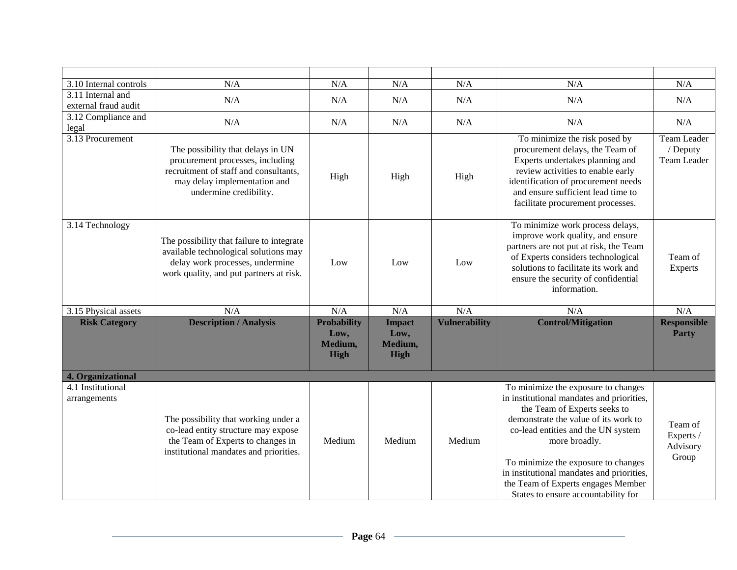| | | | | | | |
|---|---|---|---|---|---|---|
| 3.10 Internal controls | N/A | N/A | N/A | N/A | N/A | N/A |
| 3.11 Internal and external fraud audit | N/A | N/A | N/A | N/A | N/A | N/A |
| 3.12 Compliance and legal | N/A | N/A | N/A | N/A | N/A | N/A |
| 3.13 Procurement | The possibility that delays in UN procurement processes, including recruitment of staff and consultants, may delay implementation and undermine credibility. | High | High | High | To minimize the risk posed by procurement delays, the Team of Experts undertakes planning and review activities to enable early identification of procurement needs and ensure sufficient lead time to facilitate procurement processes. | Team Leader / Deputy Team Leader |
| 3.14 Technology | The possibility that failure to integrate available technological solutions may delay work processes, undermine work quality, and put partners at risk. | Low | Low | Low | To minimize work process delays, improve work quality, and ensure partners are not put at risk, the Team of Experts considers technological solutions to facilitate its work and ensure the security of confidential information. | Team of Experts |
| 3.15 Physical assets | N/A | N/A | N/A | N/A | N/A | N/A |
| **Risk Category** | **Description / Analysis** | **Probability Low, Medium, High** | **Impact Low, Medium, High** | **Vulnerability** | **Control/Mitigation** | **Responsible Party** |
| **4. Organizational** | | | | | | |
| 4.1 Institutional arrangements | The possibility that working under a co-lead entity structure may expose the Team of Experts to changes in institutional mandates and priorities. | Medium | Medium | Medium | To minimize the exposure to changes in institutional mandates and priorities, the Team of Experts seeks to demonstrate the value of its work to co-lead entities and the UN system more broadly.<br><br>To minimize the exposure to changes in institutional mandates and priorities, the Team of Experts engages Member States to ensure accountability for | Team of Experts / Advisory Group |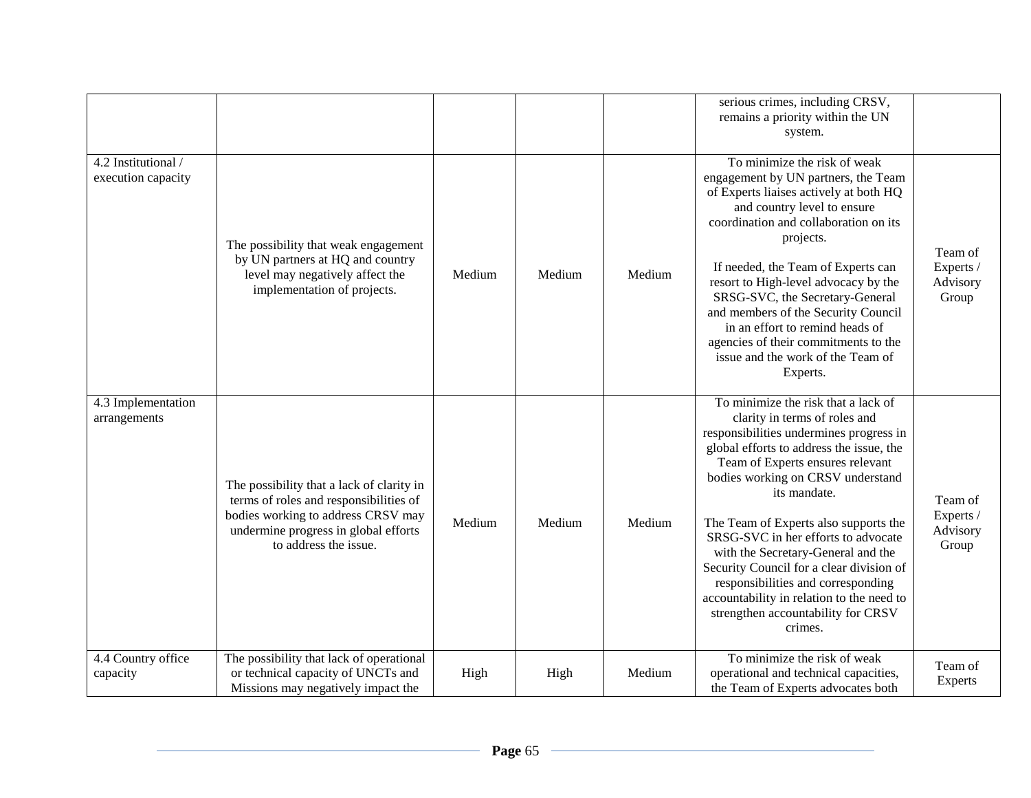| | | | | | | |
|---|---|---|---|---|---|---|
| | | | | | serious crimes, including CRSV, remains a priority within the UN system. | |
| 4.2 Institutional / execution capacity | The possibility that weak engagement by UN partners at HQ and country level may negatively affect the implementation of projects. | Medium | Medium | Medium | To minimize the risk of weak engagement by UN partners, the Team of Experts liaises actively at both HQ and country level to ensure coordination and collaboration on its projects.<br><br>If needed, the Team of Experts can resort to High-level advocacy by the SRSG-SVC, the Secretary-General and members of the Security Council in an effort to remind heads of agencies of their commitments to the issue and the work of the Team of Experts. | Team of Experts / Advisory Group |
| 4.3 Implementation arrangements | The possibility that a lack of clarity in terms of roles and responsibilities of bodies working to address CRSV may undermine progress in global efforts to address the issue. | Medium | Medium | Medium | To minimize the risk that a lack of clarity in terms of roles and responsibilities undermines progress in global efforts to address the issue, the Team of Experts ensures relevant bodies working on CRSV understand its mandate.<br><br>The Team of Experts also supports the SRSG-SVC in her efforts to advocate with the Secretary-General and the Security Council for a clear division of responsibilities and corresponding accountability in relation to the need to strengthen accountability for CRSV crimes. | Team of Experts / Advisory Group |
| 4.4 Country office capacity | The possibility that lack of operational or technical capacity of UNCTs and Missions may negatively impact the | High | High | Medium | To minimize the risk of weak operational and technical capacities, the Team of Experts advocates both | Team of Experts |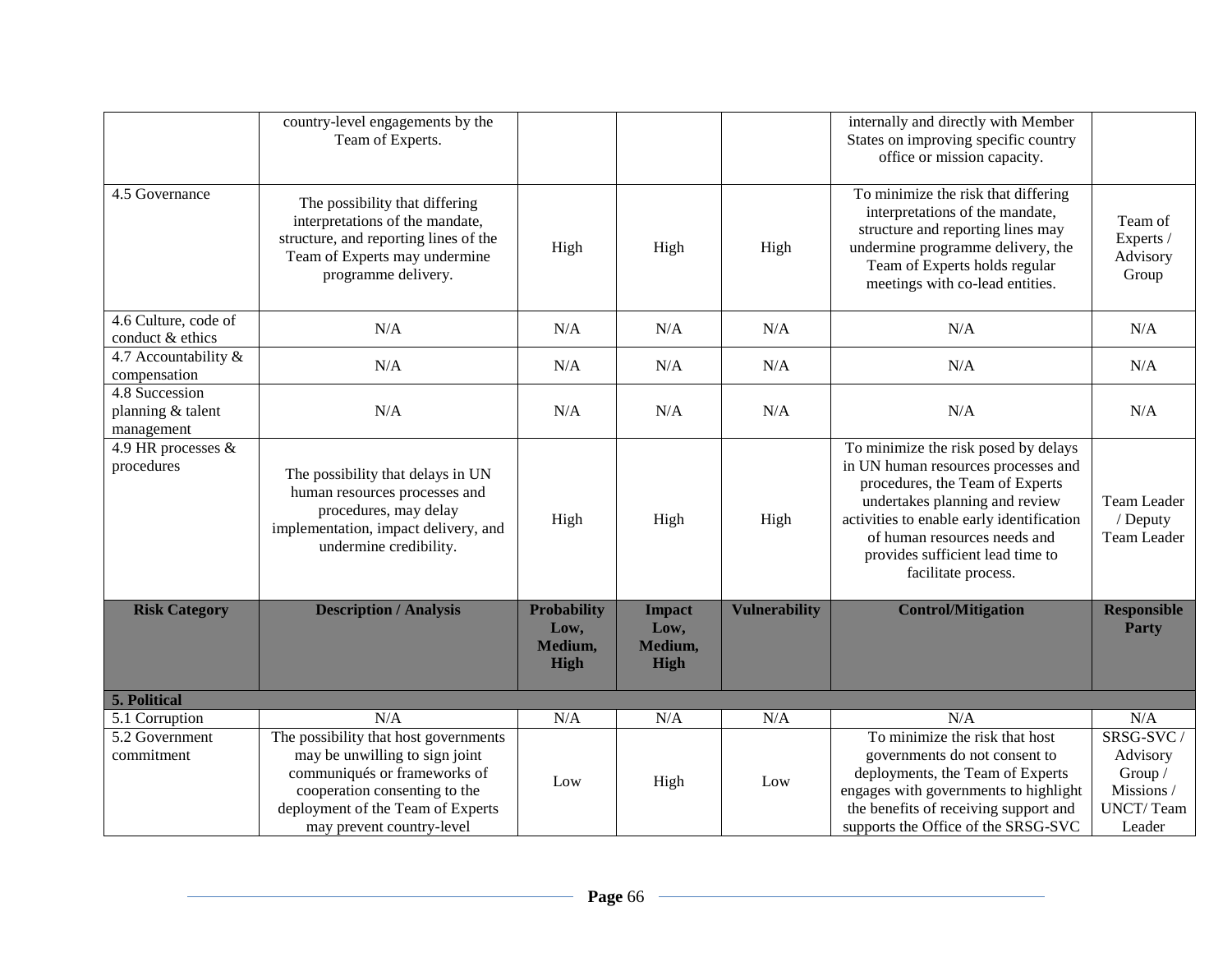| | | | | | | |
|---|---|---|---|---|---|---|
| | country-level engagements by the Team of Experts. | | | | internally and directly with Member States on improving specific country office or mission capacity. | |
| 4.5 Governance | The possibility that differing interpretations of the mandate, structure, and reporting lines of the Team of Experts may undermine programme delivery. | High | High | High | To minimize the risk that differing interpretations of the mandate, structure and reporting lines may undermine programme delivery, the Team of Experts holds regular meetings with co-lead entities. | Team of Experts / Advisory Group |
| 4.6 Culture, code of conduct & ethics | N/A | N/A | N/A | N/A | N/A | N/A |
| 4.7 Accountability & compensation | N/A | N/A | N/A | N/A | N/A | N/A |
| 4.8 Succession planning & talent management | N/A | N/A | N/A | N/A | N/A | N/A |
| 4.9 HR processes & procedures | The possibility that delays in UN human resources processes and procedures, may delay implementation, impact delivery, and undermine credibility. | High | High | High | To minimize the risk posed by delays in UN human resources processes and procedures, the Team of Experts undertakes planning and review activities to enable early identification of human resources needs and provides sufficient lead time to facilitate process. | Team Leader / Deputy Team Leader |

| **Risk Category** | **Description / Analysis** | **Probability Low, Medium, High** | **Impact Low, Medium, High** | **Vulnerability** | **Control/Mitigation** | **Responsible Party** |
|---|---|---|---|---|---|---|
| **5. Political** | | | | | | |
| 5.1 Corruption | N/A | N/A | N/A | N/A | N/A | N/A |
| 5.2 Government commitment | The possibility that host governments may be unwilling to sign joint communiqués or frameworks of cooperation consenting to the deployment of the Team of Experts may prevent country-level | Low | High | Low | To minimize the risk that host governments do not consent to deployments, the Team of Experts engages with governments to highlight the benefits of receiving support and supports the Office of the SRSG-SVC | SRSG-SVC / Advisory Group / Missions / UNCT/ Team Leader |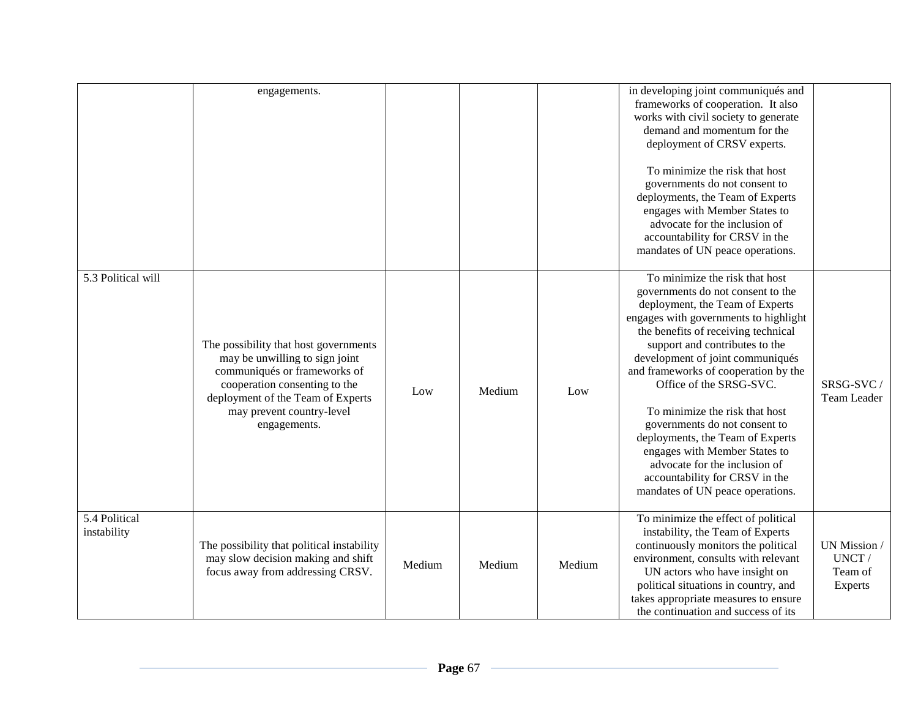| | | | | | | |
|---|---|---|---|---|---|---|
| | engagements. | | | | in developing joint communiqués and frameworks of cooperation. It also works with civil society to generate demand and momentum for the deployment of CRSV experts.<br><br>To minimize the risk that host governments do not consent to deployments, the Team of Experts engages with Member States to advocate for the inclusion of accountability for CRSV in the mandates of UN peace operations. | |
| 5.3 Political will | The possibility that host governments may be unwilling to sign joint communiqués or frameworks of cooperation consenting to the deployment of the Team of Experts may prevent country-level engagements. | Low | Medium | Low | To minimize the risk that host governments do not consent to the deployment, the Team of Experts engages with governments to highlight the benefits of receiving technical support and contributes to the development of joint communiqués and frameworks of cooperation by the Office of the SRSG-SVC.<br><br>To minimize the risk that host governments do not consent to deployments, the Team of Experts engages with Member States to advocate for the inclusion of accountability for CRSV in the mandates of UN peace operations. | SRSG-SVC / Team Leader |
| 5.4 Political instability | The possibility that political instability may slow decision making and shift focus away from addressing CRSV. | Medium | Medium | Medium | To minimize the effect of political instability, the Team of Experts continuously monitors the political environment, consults with relevant UN actors who have insight on political situations in country, and takes appropriate measures to ensure the continuation and success of its | UN Mission / UNCT / Team of Experts |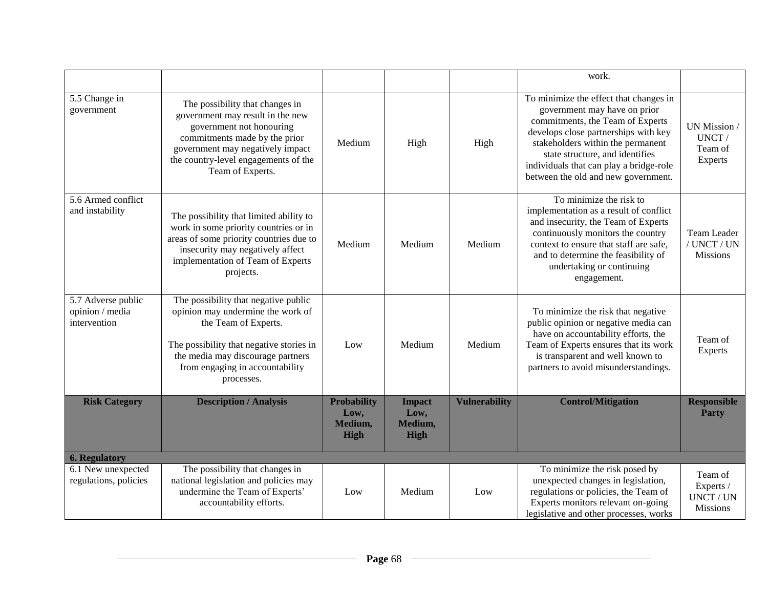| | | | | | work. | |
|---|---|---|---|---|---|---|
| 5.5 Change in government | The possibility that changes in government may result in the new government not honouring commitments made by the prior government may negatively impact the country-level engagements of the Team of Experts. | Medium | High | High | To minimize the effect that changes in government may have on prior commitments, the Team of Experts develops close partnerships with key stakeholders within the permanent state structure, and identifies individuals that can play a bridge-role between the old and new government. | UN Mission / UNCT / Team of Experts |
| 5.6 Armed conflict and instability | The possibility that limited ability to work in some priority countries or in areas of some priority countries due to insecurity may negatively affect implementation of Team of Experts projects. | Medium | Medium | Medium | To minimize the risk to implementation as a result of conflict and insecurity, the Team of Experts continuously monitors the country context to ensure that staff are safe, and to determine the feasibility of undertaking or continuing engagement. | Team Leader / UNCT / UN Missions |
| 5.7 Adverse public opinion / media intervention | The possibility that negative public opinion may undermine the work of the Team of Experts.<br><br>The possibility that negative stories in the media may discourage partners from engaging in accountability processes. | Low | Medium | Medium | To minimize the risk that negative public opinion or negative media can have on accountability efforts, the Team of Experts ensures that its work is transparent and well known to partners to avoid misunderstandings. | Team of Experts |
| **Risk Category** | **Description / Analysis** | **Probability Low, Medium, High** | **Impact Low, Medium, High** | **Vulnerability** | **Control/Mitigation** | **Responsible Party** |
| **6. Regulatory** | | | | | | |
| 6.1 New unexpected regulations, policies | The possibility that changes in national legislation and policies may undermine the Team of Experts' accountability efforts. | Low | Medium | Low | To minimize the risk posed by unexpected changes in legislation, regulations or policies, the Team of Experts monitors relevant on-going legislative and other processes, works | Team of Experts / UNCT / UN Missions |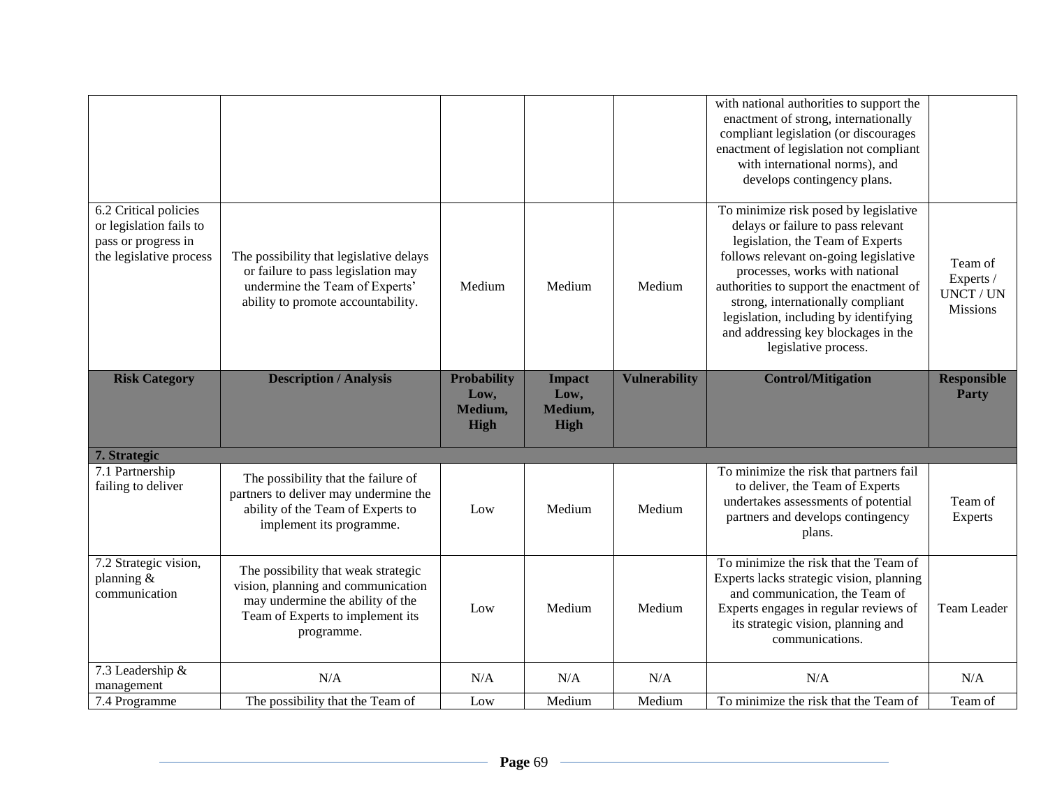| | | | | | | |
|---|---|---|---|---|---|---|
| | | | | | with national authorities to support the enactment of strong, internationally compliant legislation (or discourages enactment of legislation not compliant with international norms), and develops contingency plans. | |
| 6.2 Critical policies or legislation fails to pass or progress in the legislative process | The possibility that legislative delays or failure to pass legislation may undermine the Team of Experts' ability to promote accountability. | Medium | Medium | Medium | To minimize risk posed by legislative delays or failure to pass relevant legislation, the Team of Experts follows relevant on-going legislative processes, works with national authorities to support the enactment of strong, internationally compliant legislation, including by identifying and addressing key blockages in the legislative process. | Team of Experts / UNCT / UN Missions |

| Risk Category | Description / Analysis | Probability Low, Medium, High | Impact Low, Medium, High | Vulnerability | Control/Mitigation | Responsible Party |
|---|---|---|---|---|---|---|
| **7. Strategic** | | | | | | |
| 7.1 Partnership failing to deliver | The possibility that the failure of partners to deliver may undermine the ability of the Team of Experts to implement its programme. | Low | Medium | Medium | To minimize the risk that partners fail to deliver, the Team of Experts undertakes assessments of potential partners and develops contingency plans. | Team of Experts |
| 7.2 Strategic vision, planning & communication | The possibility that weak strategic vision, planning and communication may undermine the ability of the Team of Experts to implement its programme. | Low | Medium | Medium | To minimize the risk that the Team of Experts lacks strategic vision, planning and communication, the Team of Experts engages in regular reviews of its strategic vision, planning and communications. | Team Leader |
| 7.3 Leadership & management | N/A | N/A | N/A | N/A | N/A | N/A |
| 7.4 Programme | The possibility that the Team of | Low | Medium | Medium | To minimize the risk that the Team of | Team of |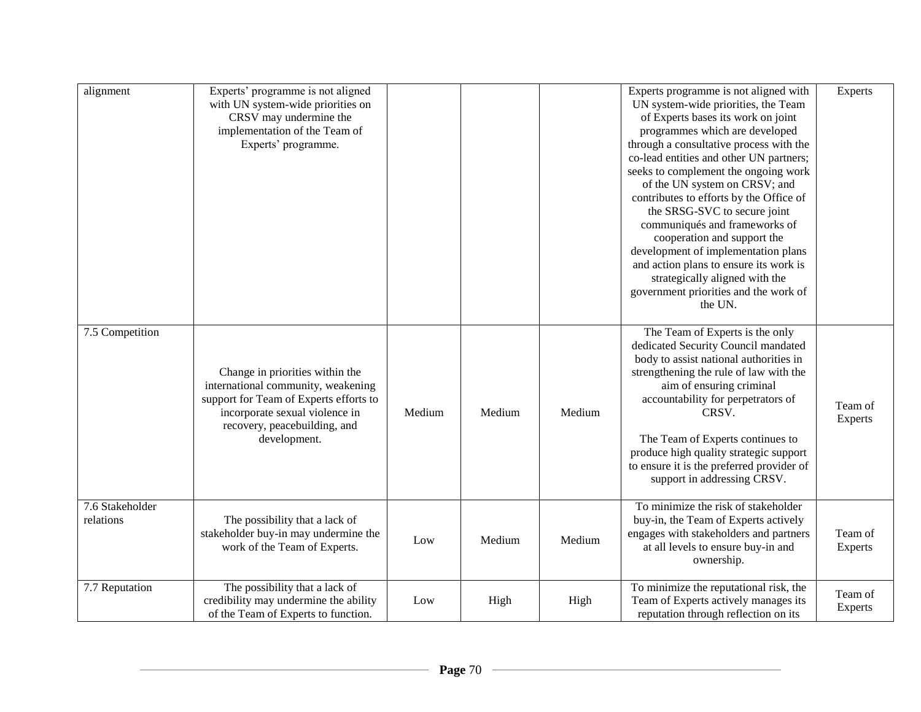| | | | | | | |
|---|---|---|---|---|---|---|
| alignment | Experts' programme is not aligned with UN system-wide priorities on CRSV may undermine the implementation of the Team of Experts' programme. | | | | Experts programme is not aligned with UN system-wide priorities, the Team of Experts bases its work on joint programmes which are developed through a consultative process with the co-lead entities and other UN partners; seeks to complement the ongoing work of the UN system on CRSV; and contributes to efforts by the Office of the SRSG-SVC to secure joint communiqués and frameworks of cooperation and support the development of implementation plans and action plans to ensure its work is strategically aligned with the government priorities and the work of the UN. | Experts |
| 7.5 Competition | Change in priorities within the international community, weakening support for Team of Experts efforts to incorporate sexual violence in recovery, peacebuilding, and development. | Medium | Medium | Medium | The Team of Experts is the only dedicated Security Council mandated body to assist national authorities in strengthening the rule of law with the aim of ensuring criminal accountability for perpetrators of CRSV.<br><br>The Team of Experts continues to produce high quality strategic support to ensure it is the preferred provider of support in addressing CRSV. | Team of Experts |
| 7.6 Stakeholder relations | The possibility that a lack of stakeholder buy-in may undermine the work of the Team of Experts. | Low | Medium | Medium | To minimize the risk of stakeholder buy-in, the Team of Experts actively engages with stakeholders and partners at all levels to ensure buy-in and ownership. | Team of Experts |
| 7.7 Reputation | The possibility that a lack of credibility may undermine the ability of the Team of Experts to function. | Low | High | High | To minimize the reputational risk, the Team of Experts actively manages its reputation through reflection on its | Team of Experts |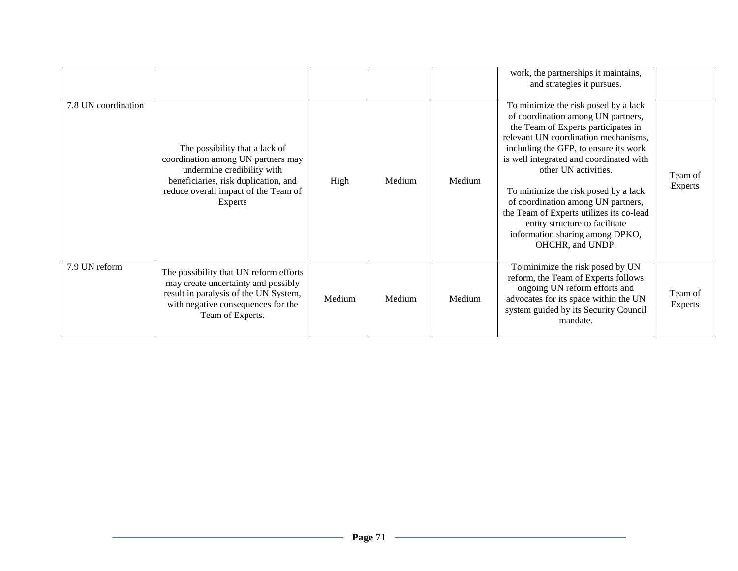| | | | | | | |
|---|---|---|---|---|---|---|
| | | | | | work, the partnerships it maintains, and strategies it pursues. | |
| 7.8 UN coordination | The possibility that a lack of coordination among UN partners may undermine credibility with beneficiaries, risk duplication, and reduce overall impact of the Team of Experts | High | Medium | Medium | To minimize the risk posed by a lack of coordination among UN partners, the Team of Experts participates in relevant UN coordination mechanisms, including the GFP, to ensure its work is well integrated and coordinated with other UN activities.<br><br>To minimize the risk posed by a lack of coordination among UN partners, the Team of Experts utilizes its co-lead entity structure to facilitate information sharing among DPKO, OHCHR, and UNDP. | Team of Experts |
| 7.9 UN reform | The possibility that UN reform efforts may create uncertainty and possibly result in paralysis of the UN System, with negative consequences for the Team of Experts. | Medium | Medium | Medium | To minimize the risk posed by UN reform, the Team of Experts follows ongoing UN reform efforts and advocates for its space within the UN system guided by its Security Council mandate. | Team of Experts |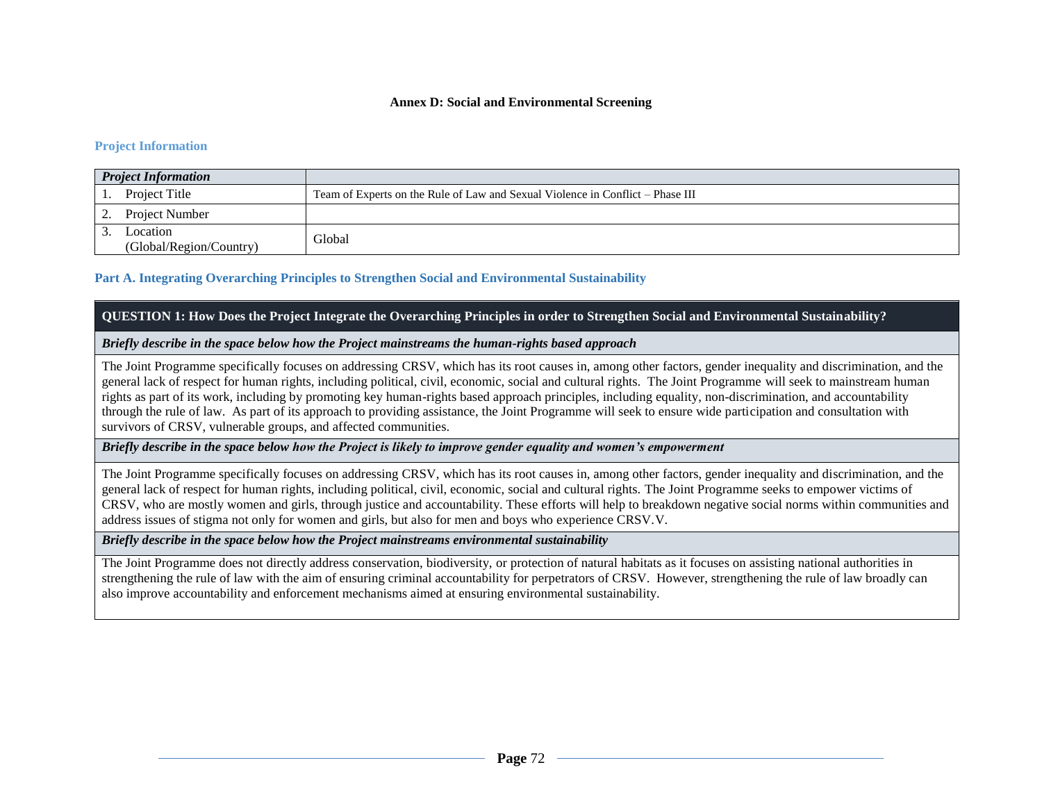**Annex D: Social and Environmental Screening**

## Project Information

| *Project Information* | |
|---|---|
| 1. Project Title | Team of Experts on the Rule of Law and Sexual Violence in Conflict – Phase III |
| 2. Project Number | |
| 3. Location (Global/Region/Country) | Global |

## Part A. Integrating Overarching Principles to Strengthen Social and Environmental Sustainability

| **QUESTION 1: How Does the Project Integrate the Overarching Principles in order to Strengthen Social and Environmental Sustainability?** |
|---|
| ***Briefly describe in the space below how the Project mainstreams the human-rights based approach*** |
| The Joint Programme specifically focuses on addressing CRSV, which has its root causes in, among other factors, gender inequality and discrimination, and the general lack of respect for human rights, including political, civil, economic, social and cultural rights. The Joint Programme will seek to mainstream human rights as part of its work, including by promoting key human-rights based approach principles, including equality, non-discrimination, and accountability through the rule of law. As part of its approach to providing assistance, the Joint Programme will seek to ensure wide participation and consultation with survivors of CRSV, vulnerable groups, and affected communities. |
| ***Briefly describe in the space below how the Project is likely to improve gender equality and women's empowerment*** |
| The Joint Programme specifically focuses on addressing CRSV, which has its root causes in, among other factors, gender inequality and discrimination, and the general lack of respect for human rights, including political, civil, economic, social and cultural rights. The Joint Programme seeks to empower victims of CRSV, who are mostly women and girls, through justice and accountability. These efforts will help to breakdown negative social norms within communities and address issues of stigma not only for women and girls, but also for men and boys who experience CRSV.V. |
| ***Briefly describe in the space below how the Project mainstreams environmental sustainability*** |
| The Joint Programme does not directly address conservation, biodiversity, or protection of natural habitats as it focuses on assisting national authorities in strengthening the rule of law with the aim of ensuring criminal accountability for perpetrators of CRSV. However, strengthening the rule of law broadly can also improve accountability and enforcement mechanisms aimed at ensuring environmental sustainability. |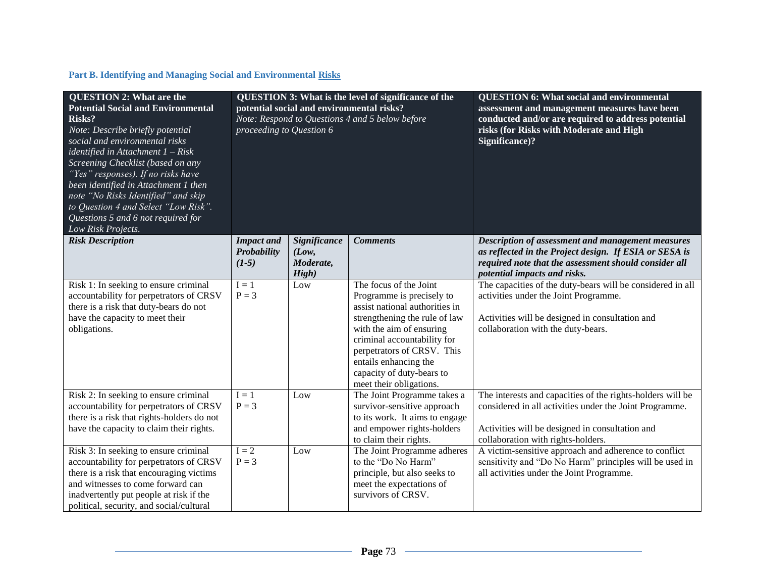### Part B. Identifying and Managing Social and Environmental Risks

| QUESTION 2: What are the Potential Social and Environmental Risks? *Note: Describe briefly potential social and environmental risks identified in Attachment 1 – Risk Screening Checklist (based on any "Yes" responses). If no risks have been identified in Attachment 1 then note "No Risks Identified" and skip to Question 4 and Select "Low Risk". Questions 5 and 6 not required for Low Risk Projects.* | QUESTION 3: What is the level of significance of the potential social and environmental risks? *Note: Respond to Questions 4 and 5 below before proceeding to Question 6* | | | QUESTION 6: What social and environmental assessment and management measures have been conducted and/or are required to address potential risks (for Risks with Moderate and High Significance)? |
|---|---|---|---|---|
| ***Risk Description*** | ***Impact and Probability (1-5)*** | ***Significance (Low, Moderate, High)*** | ***Comments*** | ***Description of assessment and management measures as reflected in the Project design. If ESIA or SESA is required note that the assessment should consider all potential impacts and risks.*** |
| Risk 1: In seeking to ensure criminal accountability for perpetrators of CRSV there is a risk that duty-bears do not have the capacity to meet their obligations. | I = 1<br>P = 3 | Low | The focus of the Joint Programme is precisely to assist national authorities in strengthening the rule of law with the aim of ensuring criminal accountability for perpetrators of CRSV. This entails enhancing the capacity of duty-bears to meet their obligations. | The capacities of the duty-bears will be considered in all activities under the Joint Programme.<br><br>Activities will be designed in consultation and collaboration with the duty-bears. |
| Risk 2: In seeking to ensure criminal accountability for perpetrators of CRSV there is a risk that rights-holders do not have the capacity to claim their rights. | I = 1<br>P = 3 | Low | The Joint Programme takes a survivor-sensitive approach to its work. It aims to engage and empower rights-holders to claim their rights. | The interests and capacities of the rights-holders will be considered in all activities under the Joint Programme.<br><br>Activities will be designed in consultation and collaboration with rights-holders. |
| Risk 3: In seeking to ensure criminal accountability for perpetrators of CRSV there is a risk that encouraging victims and witnesses to come forward can inadvertently put people at risk if the political, security, and social/cultural | I = 2<br>P = 3 | Low | The Joint Programme adheres to the "Do No Harm" principle, but also seeks to meet the expectations of survivors of CRSV. | A victim-sensitive approach and adherence to conflict sensitivity and "Do No Harm" principles will be used in all activities under the Joint Programme. |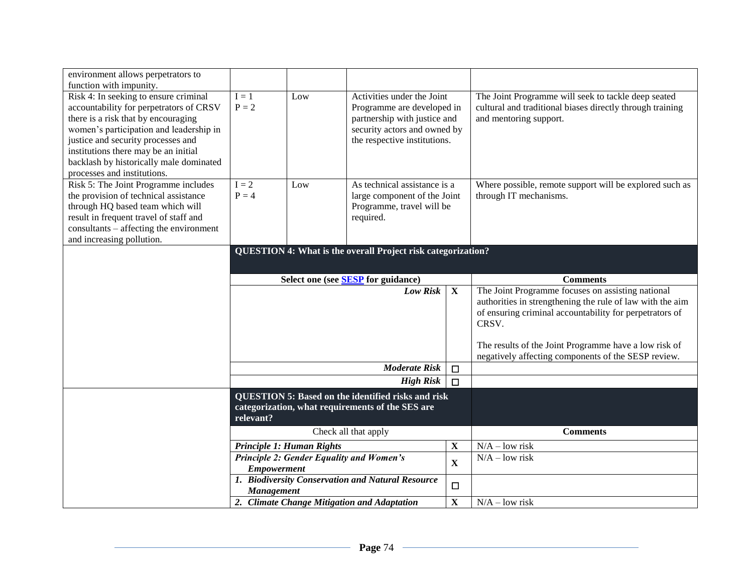| | | | | |
|---|---|---|---|---|
| environment allows perpetrators to function with impunity. | | | | |
| Risk 4: In seeking to ensure criminal accountability for perpetrators of CRSV there is a risk that by encouraging women's participation and leadership in justice and security processes and institutions there may be an initial backlash by historically male dominated processes and institutions. | I = 1<br>P = 2 | Low | Activities under the Joint Programme are developed in partnership with justice and security actors and owned by the respective institutions. | The Joint Programme will seek to tackle deep seated cultural and traditional biases directly through training and mentoring support. |
| Risk 5: The Joint Programme includes the provision of technical assistance through HQ based team which will result in frequent travel of staff and consultants – affecting the environment and increasing pollution. | I = 2<br>P = 4 | Low | As technical assistance is a large component of the Joint Programme, travel will be required. | Where possible, remote support will be explored such as through IT mechanisms. |

| | | | |
|---|---|---|---|
| **QUESTION 4: What is the overall Project risk categorization?** | | | |
| **Select one (see [SESP](#) for guidance)** | | | **Comments** |
| | ***Low Risk*** | **X** | The Joint Programme focuses on assisting national authorities in strengthening the rule of law with the aim of ensuring criminal accountability for perpetrators of CRSV.<br><br>The results of the Joint Programme have a low risk of negatively affecting components of the SESP review. |
| | ***Moderate Risk*** | ☐ | |
| | ***High Risk*** | ☐ | |

| | | |
|---|---|---|
| **QUESTION 5: Based on the identified risks and risk categorization, what requirements of the SES are relevant?** | | |
| Check all that apply | | **Comments** |
| ***Principle 1: Human Rights*** | **X** | N/A – low risk |
| ***Principle 2: Gender Equality and Women's Empowerment*** | **X** | N/A – low risk |
| ***1. Biodiversity Conservation and Natural Resource Management*** | ☐ | |
| ***2. Climate Change Mitigation and Adaptation*** | **X** | N/A – low risk |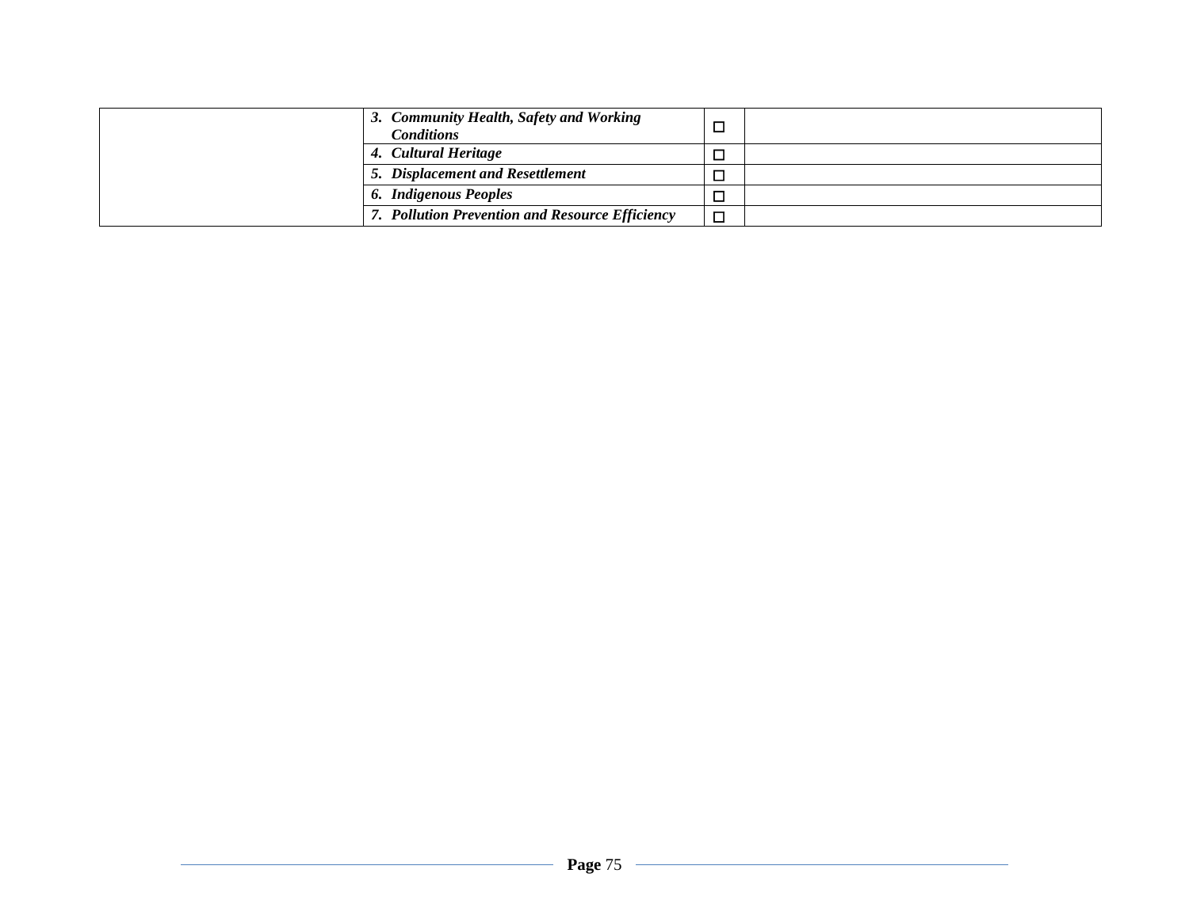| | | | |
|---|---|---|---|
| | ***3. Community Health, Safety and Working Conditions*** | ☐ | |
| | ***4. Cultural Heritage*** | ☐ | |
| | ***5. Displacement and Resettlement*** | ☐ | |
| | ***6. Indigenous Peoples*** | ☐ | |
| | ***7. Pollution Prevention and Resource Efficiency*** | ☐ | |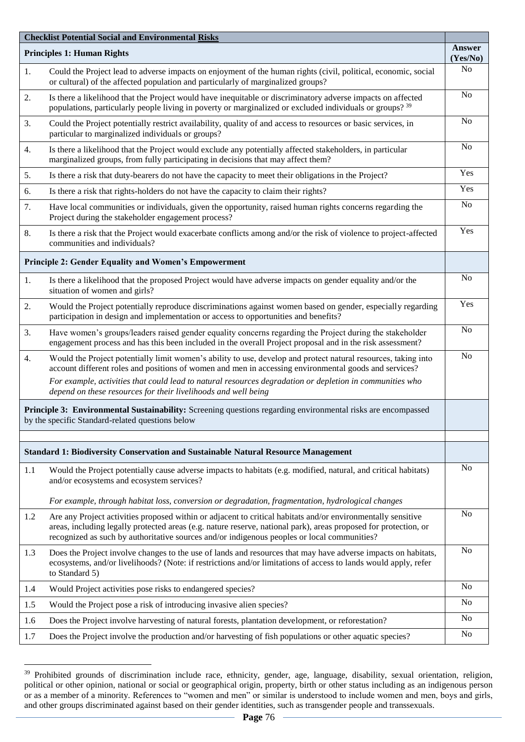| **Checklist Potential Social and Environmental Risks** | | |
|---|---|---|
| **Principles 1: Human Rights** | | **Answer (Yes/No)** |
| 1. | Could the Project lead to adverse impacts on enjoyment of the human rights (civil, political, economic, social or cultural) of the affected population and particularly of marginalized groups? | No |
| 2. | Is there a likelihood that the Project would have inequitable or discriminatory adverse impacts on affected populations, particularly people living in poverty or marginalized or excluded individuals or groups? [39] | No |
| 3. | Could the Project potentially restrict availability, quality of and access to resources or basic services, in particular to marginalized individuals or groups? | No |
| 4. | Is there a likelihood that the Project would exclude any potentially affected stakeholders, in particular marginalized groups, from fully participating in decisions that may affect them? | No |
| 5. | Is there a risk that duty-bearers do not have the capacity to meet their obligations in the Project? | Yes |
| 6. | Is there a risk that rights-holders do not have the capacity to claim their rights? | Yes |
| 7. | Have local communities or individuals, given the opportunity, raised human rights concerns regarding the Project during the stakeholder engagement process? | No |
| 8. | Is there a risk that the Project would exacerbate conflicts among and/or the risk of violence to project-affected communities and individuals? | Yes |
| **Principle 2: Gender Equality and Women's Empowerment** | | |
| 1. | Is there a likelihood that the proposed Project would have adverse impacts on gender equality and/or the situation of women and girls? | No |
| 2. | Would the Project potentially reproduce discriminations against women based on gender, especially regarding participation in design and implementation or access to opportunities and benefits? | Yes |
| 3. | Have women's groups/leaders raised gender equality concerns regarding the Project during the stakeholder engagement process and has this been included in the overall Project proposal and in the risk assessment? | No |
| 4. | Would the Project potentially limit women's ability to use, develop and protect natural resources, taking into account different roles and positions of women and men in accessing environmental goods and services? *For example, activities that could lead to natural resources degradation or depletion in communities who depend on these resources for their livelihoods and well being* | No |
| **Principle 3: Environmental Sustainability:** Screening questions regarding environmental risks are encompassed by the specific Standard-related questions below | | |
| | | |
| **Standard 1: Biodiversity Conservation and Sustainable Natural Resource Management** | | |
| 1.1 | Would the Project potentially cause adverse impacts to habitats (e.g. modified, natural, and critical habitats) and/or ecosystems and ecosystem services? *For example, through habitat loss, conversion or degradation, fragmentation, hydrological changes* | No |
| 1.2 | Are any Project activities proposed within or adjacent to critical habitats and/or environmentally sensitive areas, including legally protected areas (e.g. nature reserve, national park), areas proposed for protection, or recognized as such by authoritative sources and/or indigenous peoples or local communities? | No |
| 1.3 | Does the Project involve changes to the use of lands and resources that may have adverse impacts on habitats, ecosystems, and/or livelihoods? (Note: if restrictions and/or limitations of access to lands would apply, refer to Standard 5) | No |
| 1.4 | Would Project activities pose risks to endangered species? | No |
| 1.5 | Would the Project pose a risk of introducing invasive alien species? | No |
| 1.6 | Does the Project involve harvesting of natural forests, plantation development, or reforestation? | No |
| 1.7 | Does the Project involve the production and/or harvesting of fish populations or other aquatic species? | No |

[39] Prohibited grounds of discrimination include race, ethnicity, gender, age, language, disability, sexual orientation, religion, political or other opinion, national or social or geographical origin, property, birth or other status including as an indigenous person or as a member of a minority. References to "women and men" or similar is understood to include women and men, boys and girls, and other groups discriminated against based on their gender identities, such as transgender people and transsexuals.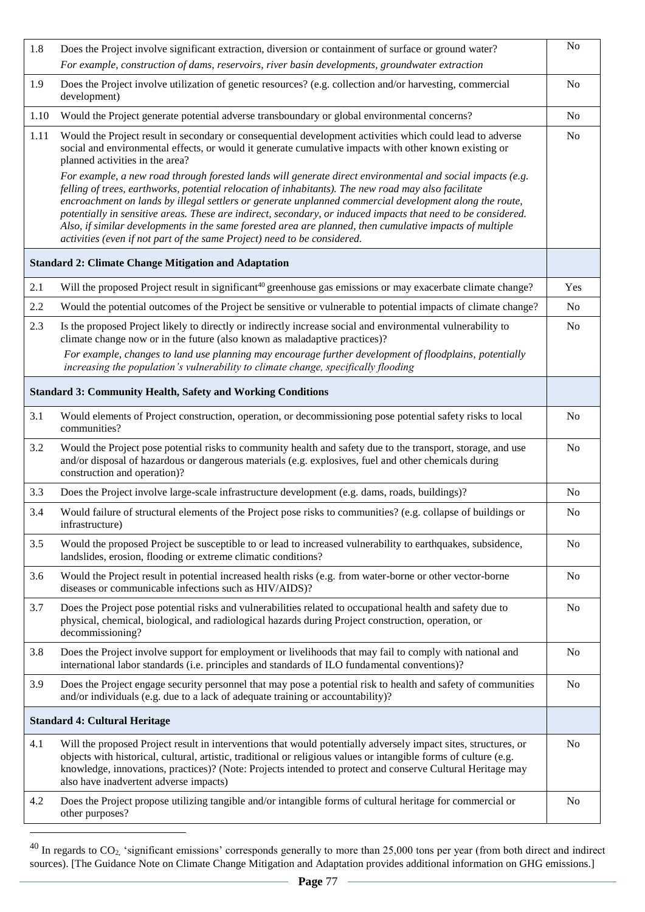| | | |
|---|---|---|
| 1.8 | Does the Project involve significant extraction, diversion or containment of surface or ground water? *For example, construction of dams, reservoirs, river basin developments, groundwater extraction* | No |
| 1.9 | Does the Project involve utilization of genetic resources? (e.g. collection and/or harvesting, commercial development) | No |
| 1.10 | Would the Project generate potential adverse transboundary or global environmental concerns? | No |
| 1.11 | Would the Project result in secondary or consequential development activities which could lead to adverse social and environmental effects, or would it generate cumulative impacts with other known existing or planned activities in the area? *For example, a new road through forested lands will generate direct environmental and social impacts (e.g. felling of trees, earthworks, potential relocation of inhabitants). The new road may also facilitate encroachment on lands by illegal settlers or generate unplanned commercial development along the route, potentially in sensitive areas. These are indirect, secondary, or induced impacts that need to be considered. Also, if similar developments in the same forested area are planned, then cumulative impacts of multiple activities (even if not part of the same Project) need to be considered.* | No |
| **Standard 2: Climate Change Mitigation and Adaptation** | | |
| 2.1 | Will the proposed Project result in significant[40] greenhouse gas emissions or may exacerbate climate change? | Yes |
| 2.2 | Would the potential outcomes of the Project be sensitive or vulnerable to potential impacts of climate change? | No |
| 2.3 | Is the proposed Project likely to directly or indirectly increase social and environmental vulnerability to climate change now or in the future (also known as maladaptive practices)? *For example, changes to land use planning may encourage further development of floodplains, potentially increasing the population's vulnerability to climate change, specifically flooding* | No |
| **Standard 3: Community Health, Safety and Working Conditions** | | |
| 3.1 | Would elements of Project construction, operation, or decommissioning pose potential safety risks to local communities? | No |
| 3.2 | Would the Project pose potential risks to community health and safety due to the transport, storage, and use and/or disposal of hazardous or dangerous materials (e.g. explosives, fuel and other chemicals during construction and operation)? | No |
| 3.3 | Does the Project involve large-scale infrastructure development (e.g. dams, roads, buildings)? | No |
| 3.4 | Would failure of structural elements of the Project pose risks to communities? (e.g. collapse of buildings or infrastructure) | No |
| 3.5 | Would the proposed Project be susceptible to or lead to increased vulnerability to earthquakes, subsidence, landslides, erosion, flooding or extreme climatic conditions? | No |
| 3.6 | Would the Project result in potential increased health risks (e.g. from water-borne or other vector-borne diseases or communicable infections such as HIV/AIDS)? | No |
| 3.7 | Does the Project pose potential risks and vulnerabilities related to occupational health and safety due to physical, chemical, biological, and radiological hazards during Project construction, operation, or decommissioning? | No |
| 3.8 | Does the Project involve support for employment or livelihoods that may fail to comply with national and international labor standards (i.e. principles and standards of ILO fundamental conventions)? | No |
| 3.9 | Does the Project engage security personnel that may pose a potential risk to health and safety of communities and/or individuals (e.g. due to a lack of adequate training or accountability)? | No |
| **Standard 4: Cultural Heritage** | | |
| 4.1 | Will the proposed Project result in interventions that would potentially adversely impact sites, structures, or objects with historical, cultural, artistic, traditional or religious values or intangible forms of culture (e.g. knowledge, innovations, practices)? (Note: Projects intended to protect and conserve Cultural Heritage may also have inadvertent adverse impacts) | No |
| 4.2 | Does the Project propose utilizing tangible and/or intangible forms of cultural heritage for commercial or other purposes? | No |

[40] In regards to $CO_2$, 'significant emissions' corresponds generally to more than 25,000 tons per year (from both direct and indirect sources). [The Guidance Note on Climate Change Mitigation and Adaptation provides additional information on GHG emissions.]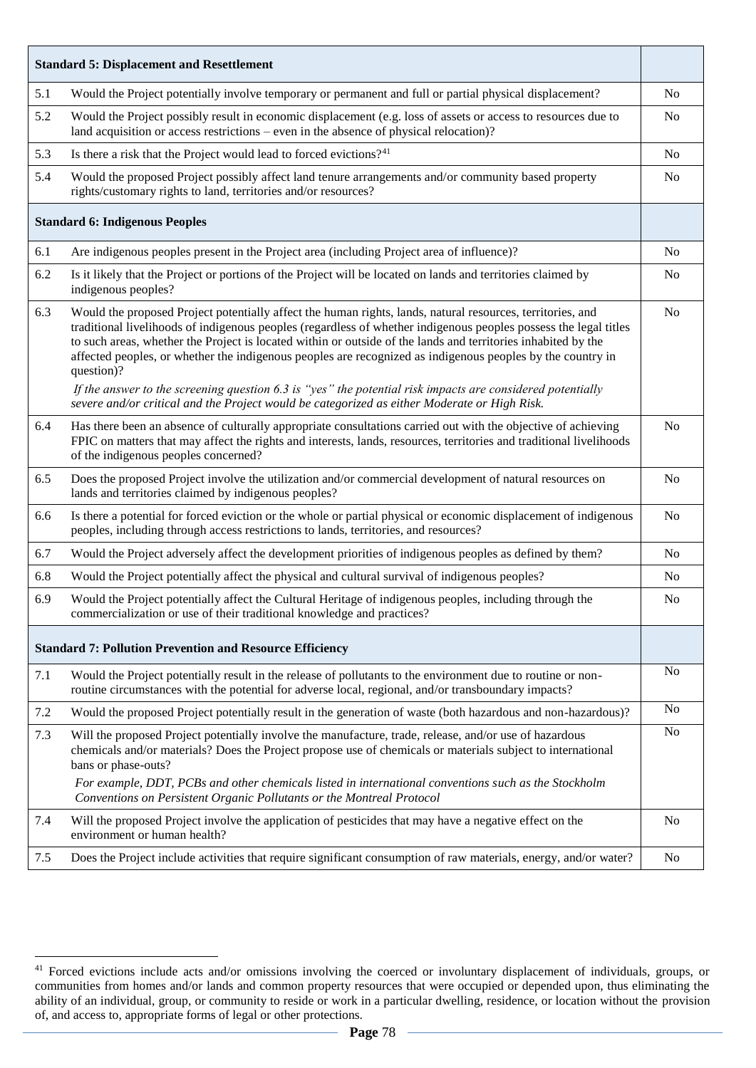| Standard 5: Displacement and Resettlement | | |
|---|---|---|
| 5.1 | Would the Project potentially involve temporary or permanent and full or partial physical displacement? | No |
| 5.2 | Would the Project possibly result in economic displacement (e.g. loss of assets or access to resources due to land acquisition or access restrictions – even in the absence of physical relocation)? | No |
| 5.3 | Is there a risk that the Project would lead to forced evictions?[41] | No |
| 5.4 | Would the proposed Project possibly affect land tenure arrangements and/or community based property rights/customary rights to land, territories and/or resources? | No |
| **Standard 6: Indigenous Peoples** | | |
| 6.1 | Are indigenous peoples present in the Project area (including Project area of influence)? | No |
| 6.2 | Is it likely that the Project or portions of the Project will be located on lands and territories claimed by indigenous peoples? | No |
| 6.3 | Would the proposed Project potentially affect the human rights, lands, natural resources, territories, and traditional livelihoods of indigenous peoples (regardless of whether indigenous peoples possess the legal titles to such areas, whether the Project is located within or outside of the lands and territories inhabited by the affected peoples, or whether the indigenous peoples are recognized as indigenous peoples by the country in question)? *If the answer to the screening question 6.3 is "yes" the potential risk impacts are considered potentially severe and/or critical and the Project would be categorized as either Moderate or High Risk.* | No |
| 6.4 | Has there been an absence of culturally appropriate consultations carried out with the objective of achieving FPIC on matters that may affect the rights and interests, lands, resources, territories and traditional livelihoods of the indigenous peoples concerned? | No |
| 6.5 | Does the proposed Project involve the utilization and/or commercial development of natural resources on lands and territories claimed by indigenous peoples? | No |
| 6.6 | Is there a potential for forced eviction or the whole or partial physical or economic displacement of indigenous peoples, including through access restrictions to lands, territories, and resources? | No |
| 6.7 | Would the Project adversely affect the development priorities of indigenous peoples as defined by them? | No |
| 6.8 | Would the Project potentially affect the physical and cultural survival of indigenous peoples? | No |
| 6.9 | Would the Project potentially affect the Cultural Heritage of indigenous peoples, including through the commercialization or use of their traditional knowledge and practices? | No |
| **Standard 7: Pollution Prevention and Resource Efficiency** | | |
| 7.1 | Would the Project potentially result in the release of pollutants to the environment due to routine or non-routine circumstances with the potential for adverse local, regional, and/or transboundary impacts? | No |
| 7.2 | Would the proposed Project potentially result in the generation of waste (both hazardous and non-hazardous)? | No |
| 7.3 | Will the proposed Project potentially involve the manufacture, trade, release, and/or use of hazardous chemicals and/or materials? Does the Project propose use of chemicals or materials subject to international bans or phase-outs? *For example, DDT, PCBs and other chemicals listed in international conventions such as the Stockholm Conventions on Persistent Organic Pollutants or the Montreal Protocol* | No |
| 7.4 | Will the proposed Project involve the application of pesticides that may have a negative effect on the environment or human health? | No |
| 7.5 | Does the Project include activities that require significant consumption of raw materials, energy, and/or water? | No |

[41] Forced evictions include acts and/or omissions involving the coerced or involuntary displacement of individuals, groups, or communities from homes and/or lands and common property resources that were occupied or depended upon, thus eliminating the ability of an individual, group, or community to reside or work in a particular dwelling, residence, or location without the provision of, and access to, appropriate forms of legal or other protections.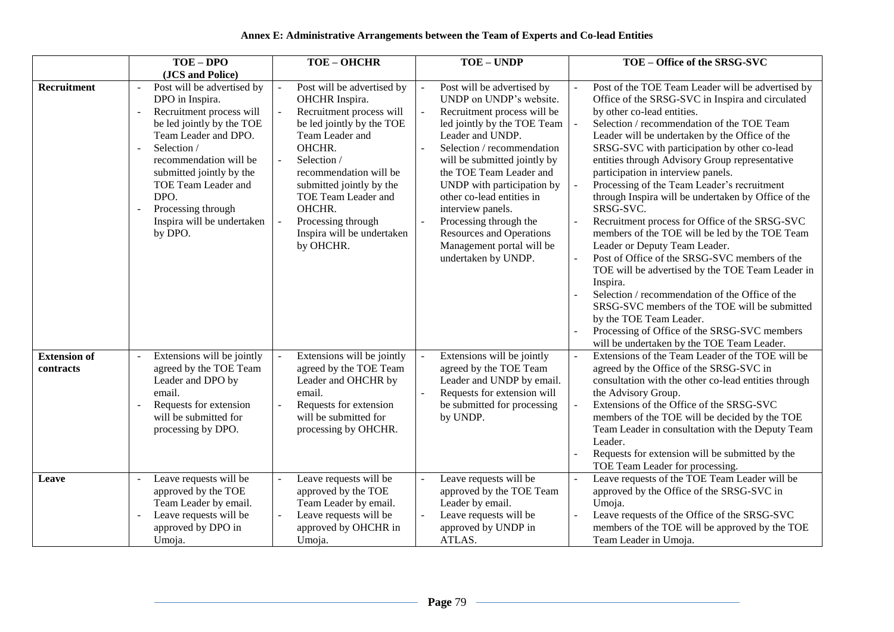**Annex E: Administrative Arrangements between the Team of Experts and Co-lead Entities**

| | TOE – DPO (JCS and Police) | TOE – OHCHR | TOE – UNDP | TOE – Office of the SRSG-SVC |
|---|---|---|---|---|
| **Recruitment** | - Post will be advertised by DPO in Inspira.<br>- Recruitment process will be led jointly by the TOE Team Leader and DPO.<br>- Selection / recommendation will be submitted jointly by the TOE Team Leader and DPO.<br>- Processing through Inspira will be undertaken by DPO. | - Post will be advertised by OHCHR Inspira.<br>- Recruitment process will be led jointly by the TOE Team Leader and OHCHR.<br>- Selection / recommendation will be submitted jointly by the TOE Team Leader and OHCHR.<br>- Processing through Inspira will be undertaken by OHCHR. | - Post will be advertised by UNDP on UNDP's website.<br>- Recruitment process will be led jointly by the TOE Team Leader and UNDP.<br>- Selection / recommendation will be submitted jointly by the TOE Team Leader and UNDP with participation by other co-lead entities in interview panels.<br>- Processing through the Resources and Operations Management portal will be undertaken by UNDP. | - Post of the TOE Team Leader will be advertised by Office of the SRSG-SVC in Inspira and circulated by other co-lead entities.<br>- Selection / recommendation of the TOE Team Leader will be undertaken by the Office of the SRSG-SVC with participation by other co-lead entities through Advisory Group representative participation in interview panels.<br>- Processing of the Team Leader's recruitment through Inspira will be undertaken by Office of the SRSG-SVC.<br>- Recruitment process for Office of the SRSG-SVC members of the TOE will be led by the TOE Team Leader or Deputy Team Leader.<br>- Post of Office of the SRSG-SVC members of the TOE will be advertised by the TOE Team Leader in Inspira.<br>- Selection / recommendation of the Office of the SRSG-SVC members of the TOE will be submitted by the TOE Team Leader.<br>- Processing of Office of the SRSG-SVC members will be undertaken by the TOE Team Leader. |
| **Extension of contracts** | - Extensions will be jointly agreed by the TOE Team Leader and DPO by email.<br>- Requests for extension will be submitted for processing by DPO. | - Extensions will be jointly agreed by the TOE Team Leader and OHCHR by email.<br>- Requests for extension will be submitted for processing by OHCHR. | - Extensions will be jointly agreed by the TOE Team Leader and UNDP by email.<br>- Requests for extension will be submitted for processing by UNDP. | - Extensions of the Team Leader of the TOE will be agreed by the Office of the SRSG-SVC in consultation with the other co-lead entities through the Advisory Group.<br>- Extensions of the Office of the SRSG-SVC members of the TOE will be decided by the TOE Team Leader in consultation with the Deputy Team Leader.<br>- Requests for extension will be submitted by the TOE Team Leader for processing. |
| **Leave** | - Leave requests will be approved by the TOE Team Leader by email.<br>- Leave requests will be approved by DPO in Umoja. | - Leave requests will be approved by the TOE Team Leader by email.<br>- Leave requests will be approved by OHCHR in Umoja. | - Leave requests will be approved by the TOE Team Leader by email.<br>- Leave requests will be approved by UNDP in ATLAS. | - Leave requests of the TOE Team Leader will be approved by the Office of the SRSG-SVC in Umoja.<br>- Leave requests of the Office of the SRSG-SVC members of the TOE will be approved by the TOE Team Leader in Umoja. |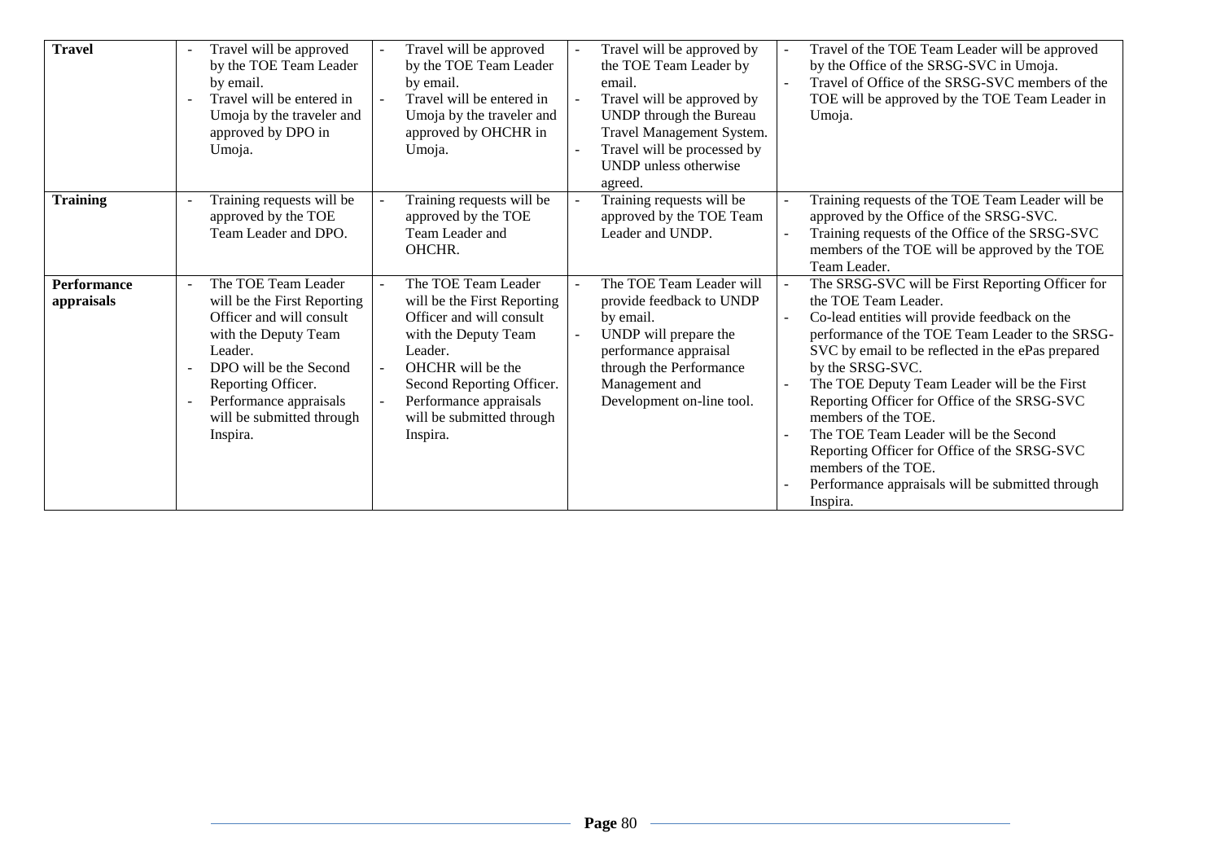| Travel | - Travel will be approved by the TOE Team Leader by email.<br>- Travel will be entered in Umoja by the traveler and approved by DPO in Umoja. | - Travel will be approved by the TOE Team Leader by email.<br>- Travel will be entered in Umoja by the traveler and approved by OHCHR in Umoja. | - Travel will be approved by the TOE Team Leader by email.<br>- Travel will be approved by UNDP through the Bureau Travel Management System.<br>- Travel will be processed by UNDP unless otherwise agreed. | - Travel of the TOE Team Leader will be approved by the Office of the SRSG-SVC in Umoja.<br>- Travel of Office of the SRSG-SVC members of the TOE will be approved by the TOE Team Leader in Umoja. |
|---|---|---|---|---|
| **Training** | - Training requests will be approved by the TOE Team Leader and DPO. | - Training requests will be approved by the TOE Team Leader and OHCHR. | - Training requests will be approved by the TOE Team Leader and UNDP. | - Training requests of the TOE Team Leader will be approved by the Office of the SRSG-SVC.<br>- Training requests of the Office of the SRSG-SVC members of the TOE will be approved by the TOE Team Leader. |
| **Performance appraisals** | - The TOE Team Leader will be the First Reporting Officer and will consult with the Deputy Team Leader.<br>- DPO will be the Second Reporting Officer.<br>- Performance appraisals will be submitted through Inspira. | - The TOE Team Leader will be the First Reporting Officer and will consult with the Deputy Team Leader.<br>- OHCHR will be the Second Reporting Officer.<br>- Performance appraisals will be submitted through Inspira. | - The TOE Team Leader will provide feedback to UNDP by email.<br>- UNDP will prepare the performance appraisal through the Performance Management and Development on-line tool. | - The SRSG-SVC will be First Reporting Officer for the TOE Team Leader.<br>- Co-lead entities will provide feedback on the performance of the TOE Team Leader to the SRSG-SVC by email to be reflected in the ePas prepared by the SRSG-SVC.<br>- The TOE Deputy Team Leader will be the First Reporting Officer for Office of the SRSG-SVC members of the TOE.<br>- The TOE Team Leader will be the Second Reporting Officer for Office of the SRSG-SVC members of the TOE.<br>- Performance appraisals will be submitted through Inspira. |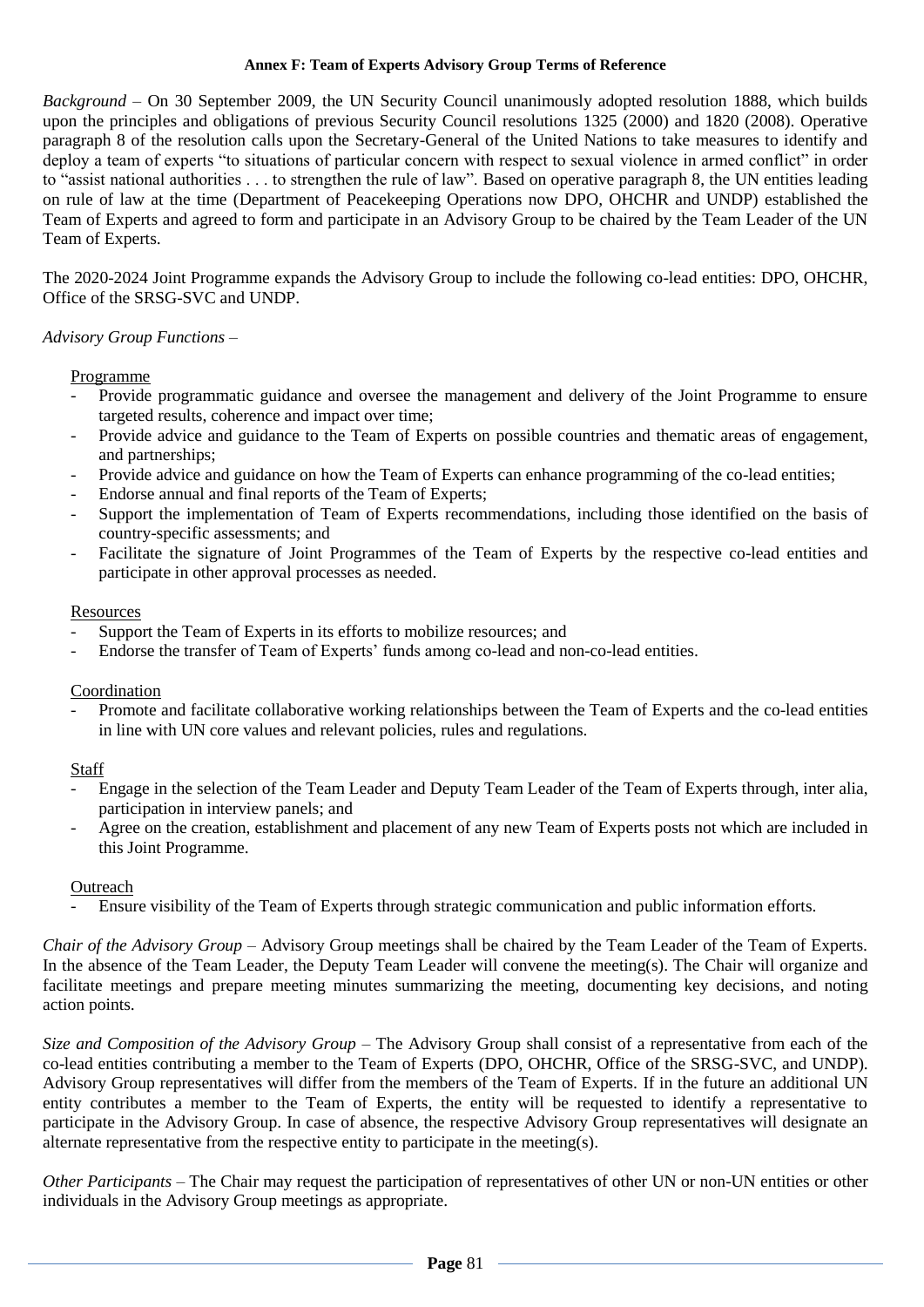**Annex F: Team of Experts Advisory Group Terms of Reference**

*Background* – On 30 September 2009, the UN Security Council unanimously adopted resolution 1888, which builds upon the principles and obligations of previous Security Council resolutions 1325 (2000) and 1820 (2008). Operative paragraph 8 of the resolution calls upon the Secretary-General of the United Nations to take measures to identify and deploy a team of experts "to situations of particular concern with respect to sexual violence in armed conflict" in order to "assist national authorities . . . to strengthen the rule of law". Based on operative paragraph 8, the UN entities leading on rule of law at the time (Department of Peacekeeping Operations now DPO, OHCHR and UNDP) established the Team of Experts and agreed to form and participate in an Advisory Group to be chaired by the Team Leader of the UN Team of Experts.

The 2020-2024 Joint Programme expands the Advisory Group to include the following co-lead entities: DPO, OHCHR, Office of the SRSG-SVC and UNDP.

*Advisory Group Functions* –

Programme

- Provide programmatic guidance and oversee the management and delivery of the Joint Programme to ensure targeted results, coherence and impact over time;
- Provide advice and guidance to the Team of Experts on possible countries and thematic areas of engagement, and partnerships;
- Provide advice and guidance on how the Team of Experts can enhance programming of the co-lead entities;
- Endorse annual and final reports of the Team of Experts;
- Support the implementation of Team of Experts recommendations, including those identified on the basis of country-specific assessments; and
- Facilitate the signature of Joint Programmes of the Team of Experts by the respective co-lead entities and participate in other approval processes as needed.

Resources

- Support the Team of Experts in its efforts to mobilize resources; and
- Endorse the transfer of Team of Experts' funds among co-lead and non-co-lead entities.

Coordination

- Promote and facilitate collaborative working relationships between the Team of Experts and the co-lead entities in line with UN core values and relevant policies, rules and regulations.

Staff

- Engage in the selection of the Team Leader and Deputy Team Leader of the Team of Experts through, inter alia, participation in interview panels; and
- Agree on the creation, establishment and placement of any new Team of Experts posts not which are included in this Joint Programme.

Outreach

- Ensure visibility of the Team of Experts through strategic communication and public information efforts.

*Chair of the Advisory Group* – Advisory Group meetings shall be chaired by the Team Leader of the Team of Experts. In the absence of the Team Leader, the Deputy Team Leader will convene the meeting(s). The Chair will organize and facilitate meetings and prepare meeting minutes summarizing the meeting, documenting key decisions, and noting action points.

*Size and Composition of the Advisory Group* – The Advisory Group shall consist of a representative from each of the co-lead entities contributing a member to the Team of Experts (DPO, OHCHR, Office of the SRSG-SVC, and UNDP). Advisory Group representatives will differ from the members of the Team of Experts. If in the future an additional UN entity contributes a member to the Team of Experts, the entity will be requested to identify a representative to participate in the Advisory Group. In case of absence, the respective Advisory Group representatives will designate an alternate representative from the respective entity to participate in the meeting(s).

*Other Participants* – The Chair may request the participation of representatives of other UN or non-UN entities or other individuals in the Advisory Group meetings as appropriate.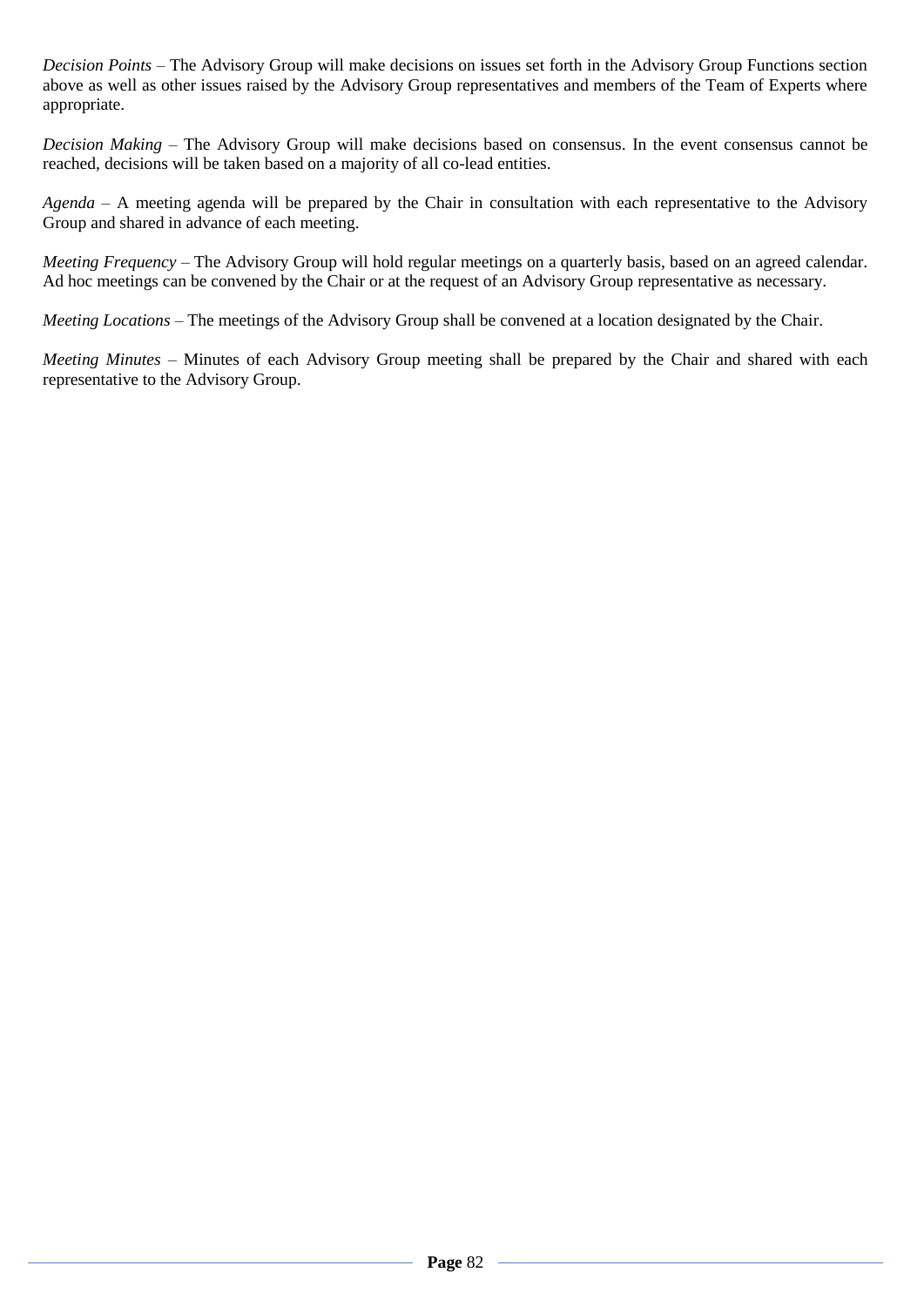*Decision Points* – The Advisory Group will make decisions on issues set forth in the Advisory Group Functions section above as well as other issues raised by the Advisory Group representatives and members of the Team of Experts where appropriate.

*Decision Making* – The Advisory Group will make decisions based on consensus. In the event consensus cannot be reached, decisions will be taken based on a majority of all co-lead entities.

*Agenda* – A meeting agenda will be prepared by the Chair in consultation with each representative to the Advisory Group and shared in advance of each meeting.

*Meeting Frequency* – The Advisory Group will hold regular meetings on a quarterly basis, based on an agreed calendar. Ad hoc meetings can be convened by the Chair or at the request of an Advisory Group representative as necessary.

*Meeting Locations* – The meetings of the Advisory Group shall be convened at a location designated by the Chair.

*Meeting Minutes* – Minutes of each Advisory Group meeting shall be prepared by the Chair and shared with each representative to the Advisory Group.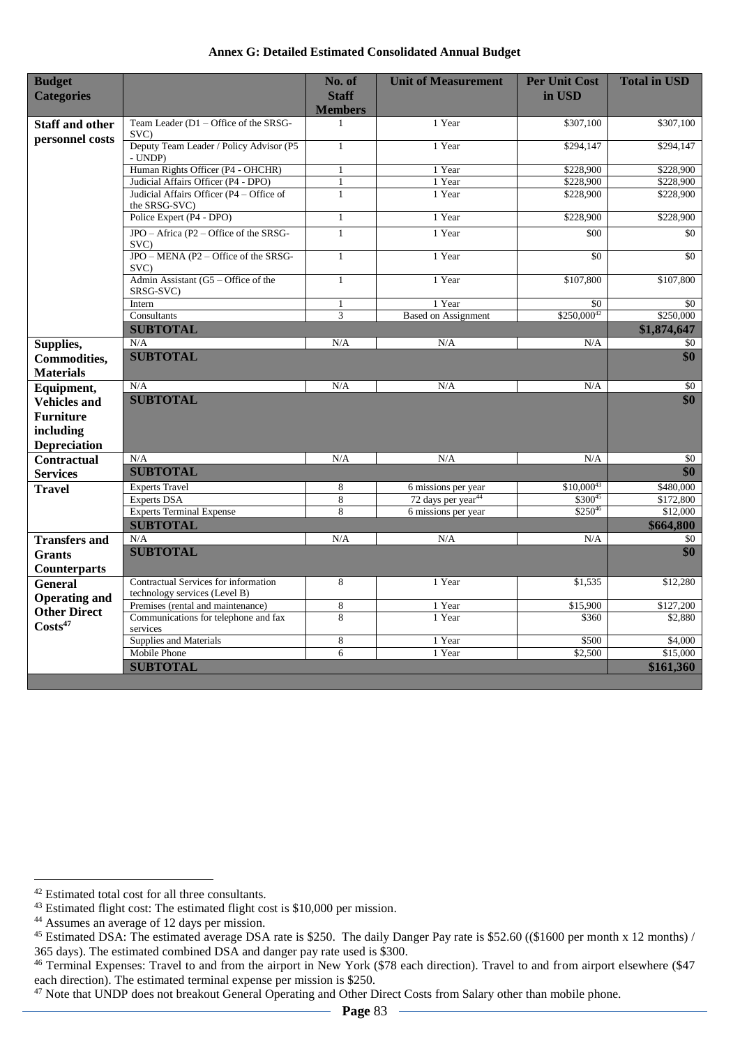**Annex G: Detailed Estimated Consolidated Annual Budget**

| Budget Categories | | No. of Staff Members | Unit of Measurement | Per Unit Cost in USD | Total in USD |
|---|---|---|---|---|---|
| **Staff and other personnel costs** | Team Leader (D1 – Office of the SRSG-SVC) | 1 | 1 Year | $307,100 | $307,100 |
| | Deputy Team Leader / Policy Advisor (P5 - UNDP) | 1 | 1 Year | $294,147 | $294,147 |
| | Human Rights Officer (P4 - OHCHR) | 1 | 1 Year | $228,900 | $228,900 |
| | Judicial Affairs Officer (P4 - DPO) | 1 | 1 Year | $228,900 | $228,900 |
| | Judicial Affairs Officer (P4 – Office of the SRSG-SVC) | 1 | 1 Year | $228,900 | $228,900 |
| | Police Expert (P4 - DPO) | 1 | 1 Year | $228,900 | $228,900 |
| | JPO – Africa (P2 – Office of the SRSG-SVC) | 1 | 1 Year | $00 | $0 |
| | JPO – MENA (P2 – Office of the SRSG-SVC) | 1 | 1 Year | $0 | $0 |
| | Admin Assistant (G5 – Office of the SRSG-SVC) | 1 | 1 Year | $107,800 | $107,800 |
| | Intern | 1 | 1 Year | $0 | $0 |
| | Consultants | 3 | Based on Assignment | $250,000[42] | $250,000 |
| | **SUBTOTAL** | | | | **$1,874,647** |
| **Supplies, Commodities, Materials** | N/A | N/A | N/A | N/A | $0 |
| | **SUBTOTAL** | | | | **$0** |
| **Equipment, Vehicles and Furniture including Depreciation** | N/A | N/A | N/A | N/A | $0 |
| | **SUBTOTAL** | | | | **$0** |
| **Contractual Services** | N/A | N/A | N/A | N/A | $0 |
| | **SUBTOTAL** | | | | **$0** |
| **Travel** | Experts Travel | 8 | 6 missions per year | $10,000[43] | $480,000 |
| | Experts DSA | 8 | 72 days per year[44] | $300[45] | $172,800 |
| | Experts Terminal Expense | 8 | 6 missions per year | $250[46] | $12,000 |
| | **SUBTOTAL** | | | | **$664,800** |
| **Transfers and Grants Counterparts** | N/A | N/A | N/A | N/A | $0 |
| | **SUBTOTAL** | | | | **$0** |
| **General Operating and Other Direct Costs[47]** | Contractual Services for information technology services (Level B) | 8 | 1 Year | $1,535 | $12,280 |
| | Premises (rental and maintenance) | 8 | 1 Year | $15,900 | $127,200 |
| | Communications for telephone and fax services | 8 | 1 Year | $360 | $2,880 |
| | Supplies and Materials | 8 | 1 Year | $500 | $4,000 |
| | Mobile Phone | 6 | 1 Year | $2,500 | $15,000 |
| | **SUBTOTAL** | | | | **$161,360** |

[42] Estimated total cost for all three consultants.

[43] Estimated flight cost: The estimated flight cost is $10,000 per mission.

[44] Assumes an average of 12 days per mission.

[45] Estimated DSA: The estimated average DSA rate is $250. The daily Danger Pay rate is $52.60 (($1600 per month x 12 months) / 365 days). The estimated combined DSA and danger pay rate used is $300.

[46] Terminal Expenses: Travel to and from the airport in New York ($78 each direction). Travel to and from airport elsewhere ($47 each direction). The estimated terminal expense per mission is $250.

[47] Note that UNDP does not breakout General Operating and Other Direct Costs from Salary other than mobile phone.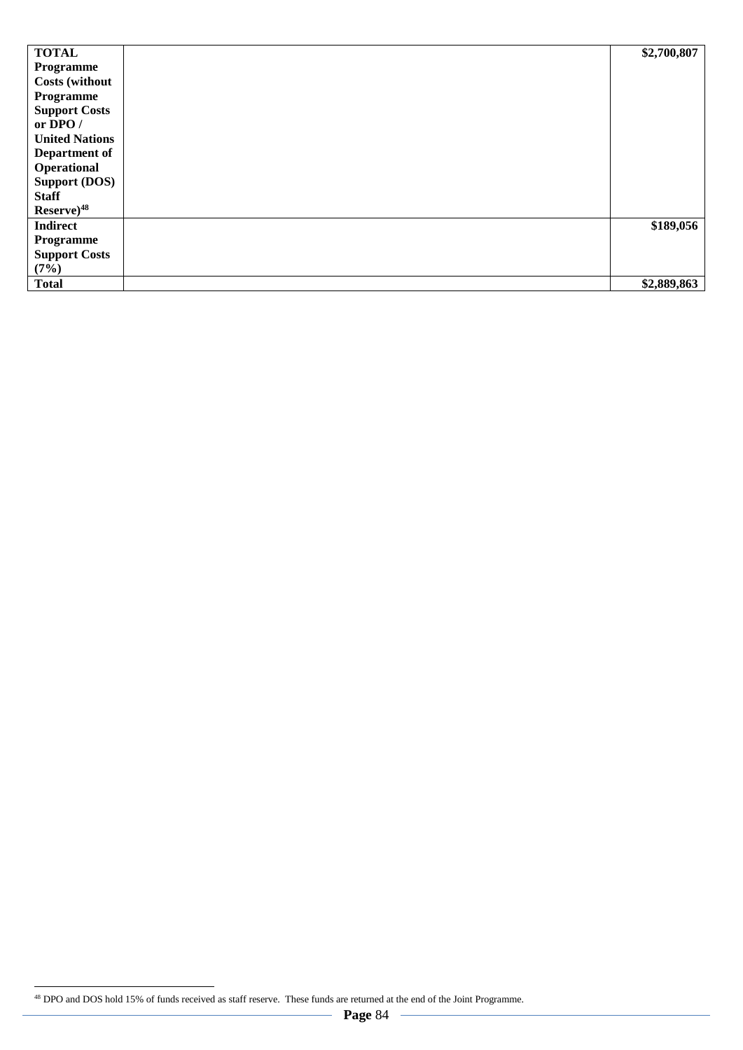| | | |
|---|---|---|
| **TOTAL Programme Costs (without Programme Support Costs or DPO / United Nations Department of Operational Support (DOS) Staff Reserve)**[48] | | **\$2,700,807** |
| **Indirect Programme Support Costs (7%)** | | **\$189,056** |
| **Total** | | **\$2,889,863** |

[48] DPO and DOS hold 15% of funds received as staff reserve. These funds are returned at the end of the Joint Programme.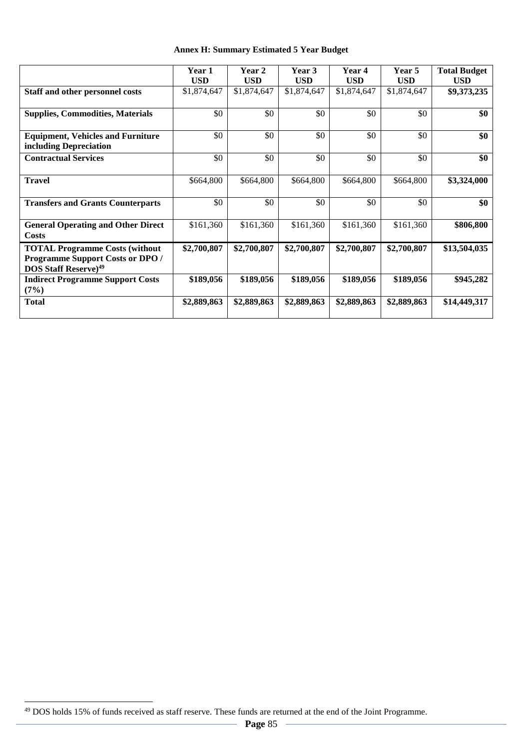**Annex H: Summary Estimated 5 Year Budget**

| | Year 1 USD | Year 2 USD | Year 3 USD | Year 4 USD | Year 5 USD | Total Budget USD |
|---|---|---|---|---|---|---|
| **Staff and other personnel costs** | $1,874,647 | $1,874,647 | $1,874,647 | $1,874,647 | $1,874,647 | **$9,373,235** |
| **Supplies, Commodities, Materials** | $0 | $0 | $0 | $0 | $0 | **$0** |
| **Equipment, Vehicles and Furniture including Depreciation** | $0 | $0 | $0 | $0 | $0 | **$0** |
| **Contractual Services** | $0 | $0 | $0 | $0 | $0 | **$0** |
| **Travel** | $664,800 | $664,800 | $664,800 | $664,800 | $664,800 | **$3,324,000** |
| **Transfers and Grants Counterparts** | $0 | $0 | $0 | $0 | $0 | **$0** |
| **General Operating and Other Direct Costs** | $161,360 | $161,360 | $161,360 | $161,360 | $161,360 | **$806,800** |
| **TOTAL Programme Costs (without Programme Support Costs or DPO / DOS Staff Reserve)[49]** | **$2,700,807** | **$2,700,807** | **$2,700,807** | **$2,700,807** | **$2,700,807** | **$13,504,035** |
| **Indirect Programme Support Costs (7%)** | **$189,056** | **$189,056** | **$189,056** | **$189,056** | **$189,056** | **$945,282** |
| **Total** | **$2,889,863** | **$2,889,863** | **$2,889,863** | **$2,889,863** | **$2,889,863** | **$14,449,317** |

[49] DOS holds 15% of funds received as staff reserve. These funds are returned at the end of the Joint Programme.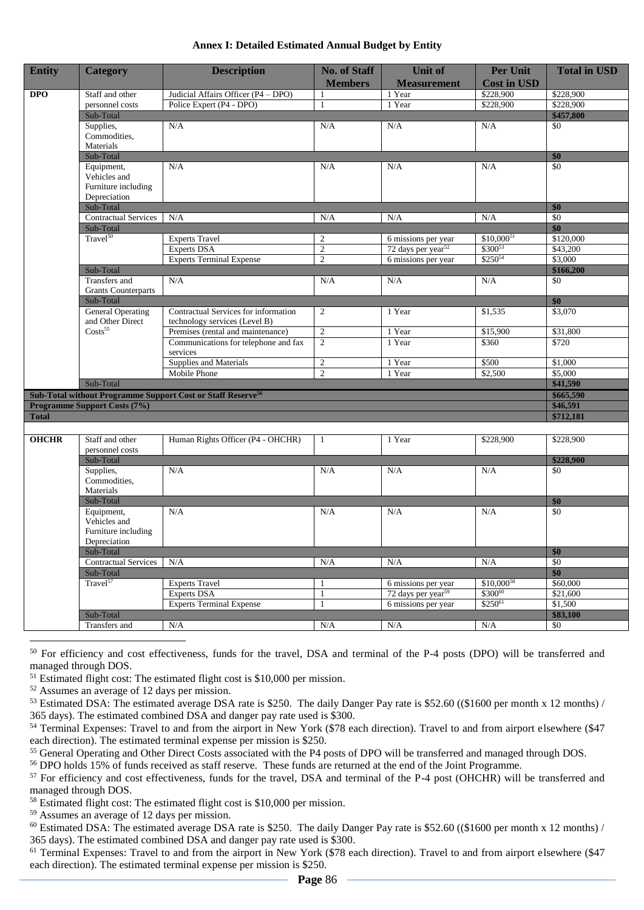**Annex I: Detailed Estimated Annual Budget by Entity**

| Entity | Category | Description | No. of Staff Members | Unit of Measurement | Per Unit Cost in USD | Total in USD |
|---|---|---|---|---|---|---|
| **DPO** | Staff and other personnel costs | Judicial Affairs Officer (P4 – DPO) | 1 | 1 Year | $228,900 | $228,900 |
| | | Police Expert (P4 - DPO) | 1 | 1 Year | $228,900 | $228,900 |
| | Sub-Total | | | | | **$457,800** |
| | Supplies, Commodities, Materials | N/A | N/A | N/A | N/A | $0 |
| | Sub-Total | | | | | **$0** |
| | Equipment, Vehicles and Furniture including Depreciation | N/A | N/A | N/A | N/A | $0 |
| | Sub-Total | | | | | **$0** |
| | Contractual Services | N/A | N/A | N/A | N/A | $0 |
| | Sub-Total | | | | | **$0** |
| | Travel[50] | Experts Travel | 2 | 6 missions per year | $10,000[51] | $120,000 |
| | | Experts DSA | 2 | 72 days per year[52] | $300[53] | $43,200 |
| | | Experts Terminal Expense | 2 | 6 missions per year | $250[54] | $3,000 |
| | Sub-Total | | | | | **$166,200** |
| | Transfers and Grants Counterparts | N/A | N/A | N/A | N/A | $0 |
| | Sub-Total | | | | | **$0** |
| | General Operating and Other Direct Costs[55] | Contractual Services for information technology services (Level B) | 2 | 1 Year | $1,535 | $3,070 |
| | | Premises (rental and maintenance) | 2 | 1 Year | $15,900 | $31,800 |
| | | Communications for telephone and fax services | 2 | 1 Year | $360 | $720 |
| | | Supplies and Materials | 2 | 1 Year | $500 | $1,000 |
| | | Mobile Phone | 2 | 1 Year | $2,500 | $5,000 |
| | Sub-Total | | | | | **$41,590** |
| **Sub-Total without Programme Support Cost or Staff Reserve[56]** | | | | | | **$665,590** |
| **Programme Support Costs (7%)** | | | | | | **$46,591** |
| **Total** | | | | | | **$712,181** |
| | | | | | | |
| **OHCHR** | Staff and other personnel costs | Human Rights Officer (P4 - OHCHR) | 1 | 1 Year | $228,900 | $228,900 |
| | Sub-Total | | | | | **$228,900** |
| | Supplies, Commodities, Materials | N/A | N/A | N/A | N/A | $0 |
| | Sub-Total | | | | | **$0** |
| | Equipment, Vehicles and Furniture including Depreciation | N/A | N/A | N/A | N/A | $0 |
| | Sub-Total | | | | | **$0** |
| | Contractual Services | N/A | N/A | N/A | N/A | $0 |
| | Sub-Total | | | | | **$0** |
| | Travel[57] | Experts Travel | 1 | 6 missions per year | $10,000[58] | $60,000 |
| | | Experts DSA | 1 | 72 days per year[59] | $300[60] | $21,600 |
| | | Experts Terminal Expense | 1 | 6 missions per year | $250[61] | $1,500 |
| | Sub-Total | | | | | **$83,100** |
| | Transfers and | N/A | N/A | N/A | N/A | $0 |

[50] For efficiency and cost effectiveness, funds for the travel, DSA and terminal of the P-4 posts (DPO) will be transferred and managed through DOS.

[51] Estimated flight cost: The estimated flight cost is $10,000 per mission.

[52] Assumes an average of 12 days per mission.

[53] Estimated DSA: The estimated average DSA rate is $250. The daily Danger Pay rate is $52.60 (($1600 per month x 12 months) / 365 days). The estimated combined DSA and danger pay rate used is $300.

[54] Terminal Expenses: Travel to and from the airport in New York ($78 each direction). Travel to and from airport elsewhere ($47 each direction). The estimated terminal expense per mission is $250.

[55] General Operating and Other Direct Costs associated with the P4 posts of DPO will be transferred and managed through DOS.

[56] DPO holds 15% of funds received as staff reserve. These funds are returned at the end of the Joint Programme.

[57] For efficiency and cost effectiveness, funds for the travel, DSA and terminal of the P-4 post (OHCHR) will be transferred and managed through DOS.

[58] Estimated flight cost: The estimated flight cost is $10,000 per mission.

[59] Assumes an average of 12 days per mission.

[60] Estimated DSA: The estimated average DSA rate is $250. The daily Danger Pay rate is $52.60 (($1600 per month x 12 months) / 365 days). The estimated combined DSA and danger pay rate used is $300.

[61] Terminal Expenses: Travel to and from the airport in New York ($78 each direction). Travel to and from airport elsewhere ($47 each direction). The estimated terminal expense per mission is $250.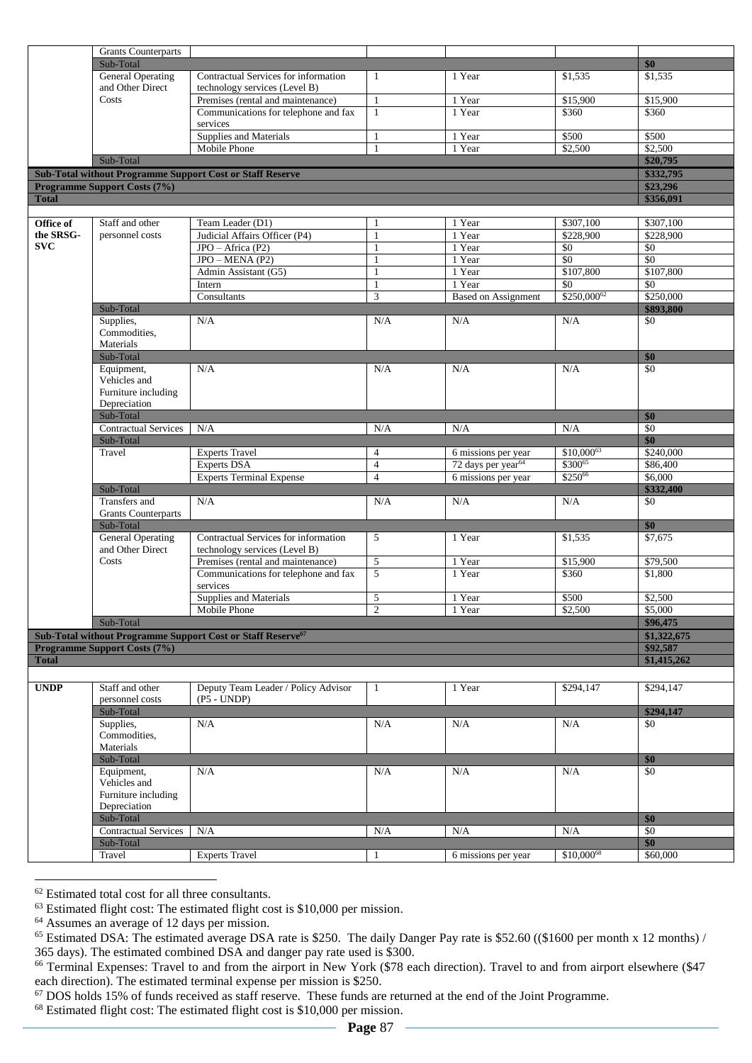| | | | | | | |
|---|---|---|---|---|---|---|
| | Grants Counterparts | | | | | |
| | Sub-Total | | | | | **$0** |
| | General Operating and Other Direct Costs | Contractual Services for information technology services (Level B) | 1 | 1 Year | $1,535 | $1,535 |
| | | Premises (rental and maintenance) | 1 | 1 Year | $15,900 | $15,900 |
| | | Communications for telephone and fax services | 1 | 1 Year | $360 | $360 |
| | | Supplies and Materials | 1 | 1 Year | $500 | $500 |
| | | Mobile Phone | 1 | 1 Year | $2,500 | $2,500 |
| | Sub-Total | | | | | **$20,795** |
| **Sub-Total without Programme Support Cost or Staff Reserve** | | | | | | **$332,795** |
| **Programme Support Costs (7%)** | | | | | | **$23,296** |
| **Total** | | | | | | **$356,091** |
| | | | | | | |
| **Office of the SRSG-SVC** | Staff and other personnel costs | Team Leader (D1) | 1 | 1 Year | $307,100 | $307,100 |
| | | Judicial Affairs Officer (P4) | 1 | 1 Year | $228,900 | $228,900 |
| | | JPO – Africa (P2) | 1 | 1 Year | $0 | $0 |
| | | JPO – MENA (P2) | 1 | 1 Year | $0 | $0 |
| | | Admin Assistant (G5) | 1 | 1 Year | $107,800 | $107,800 |
| | | Intern | 1 | 1 Year | $0 | $0 |
| | | Consultants | 3 | Based on Assignment | $250,000[62] | $250,000 |
| | Sub-Total | | | | | **$893,800** |
| | Supplies, Commodities, Materials | N/A | N/A | N/A | N/A | $0 |
| | Sub-Total | | | | | **$0** |
| | Equipment, Vehicles and Furniture including Depreciation | N/A | N/A | N/A | N/A | $0 |
| | Sub-Total | | | | | **$0** |
| | Contractual Services | N/A | N/A | N/A | N/A | $0 |
| | Sub-Total | | | | | **$0** |
| | Travel | Experts Travel | 4 | 6 missions per year | $10,000[63] | $240,000 |
| | | Experts DSA | 4 | 72 days per year[64] | $300[65] | $86,400 |
| | | Experts Terminal Expense | 4 | 6 missions per year | $250[66] | $6,000 |
| | Sub-Total | | | | | **$332,400** |
| | Transfers and Grants Counterparts | N/A | N/A | N/A | N/A | $0 |
| | Sub-Total | | | | | **$0** |
| | General Operating and Other Direct Costs | Contractual Services for information technology services (Level B) | 5 | 1 Year | $1,535 | $7,675 |
| | | Premises (rental and maintenance) | 5 | 1 Year | $15,900 | $79,500 |
| | | Communications for telephone and fax services | 5 | 1 Year | $360 | $1,800 |
| | | Supplies and Materials | 5 | 1 Year | $500 | $2,500 |
| | | Mobile Phone | 2 | 1 Year | $2,500 | $5,000 |
| | Sub-Total | | | | | **$96,475** |
| **Sub-Total without Programme Support Cost or Staff Reserve[67]** | | | | | | **$1,322,675** |
| **Programme Support Costs (7%)** | | | | | | **$92,587** |
| **Total** | | | | | | **$1,415,262** |
| | | | | | | |
| **UNDP** | Staff and other personnel costs | Deputy Team Leader / Policy Advisor (P5 - UNDP) | 1 | 1 Year | $294,147 | $294,147 |
| | Sub-Total | | | | | **$294,147** |
| | Supplies, Commodities, Materials | N/A | N/A | N/A | N/A | $0 |
| | Sub-Total | | | | | **$0** |
| | Equipment, Vehicles and Furniture including Depreciation | N/A | N/A | N/A | N/A | $0 |
| | Sub-Total | | | | | **$0** |
| | Contractual Services | N/A | N/A | N/A | N/A | $0 |
| | Sub-Total | | | | | **$0** |
| | Travel | Experts Travel | 1 | 6 missions per year | $10,000[68] | $60,000 |

[62] Estimated total cost for all three consultants.

[63] Estimated flight cost: The estimated flight cost is $10,000 per mission.

[64] Assumes an average of 12 days per mission.

[65] Estimated DSA: The estimated average DSA rate is $250. The daily Danger Pay rate is $52.60 (($1600 per month x 12 months) / 365 days). The estimated combined DSA and danger pay rate used is $300.

[66] Terminal Expenses: Travel to and from the airport in New York ($78 each direction). Travel to and from airport elsewhere ($47 each direction). The estimated terminal expense per mission is $250.

[67] DOS holds 15% of funds received as staff reserve. These funds are returned at the end of the Joint Programme.

[68] Estimated flight cost: The estimated flight cost is $10,000 per mission.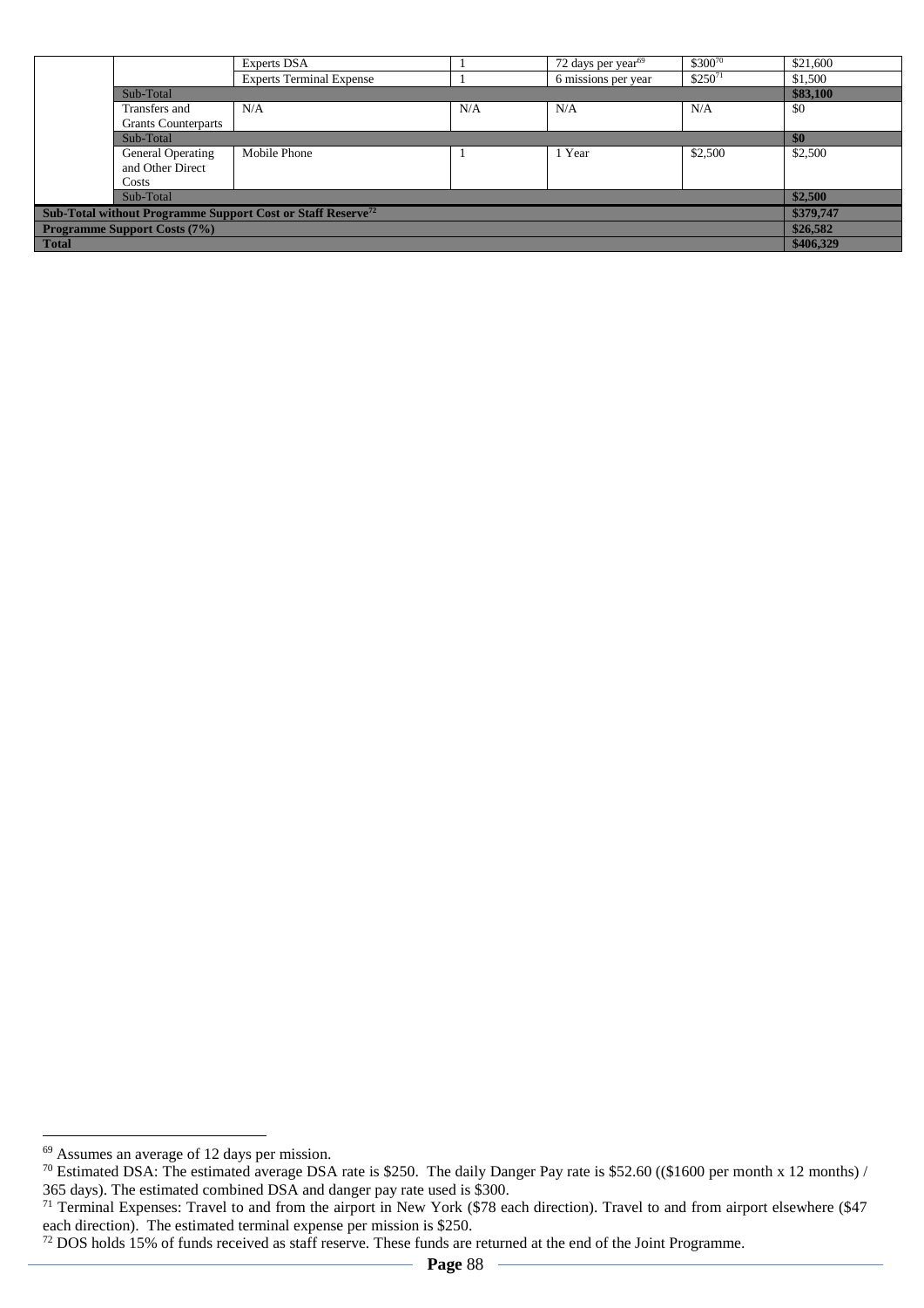| | | | | | | |
|---|---|---|---|---|---|---|
| | | Experts DSA | 1 | 72 days per year[69] | $300[70] | $21,600 |
| | | Experts Terminal Expense | 1 | 6 missions per year | $250[71] | $1,500 |
| | Sub-Total | | | | | **$83,100** |
| | Transfers and Grants Counterparts | N/A | N/A | N/A | N/A | $0 |
| | Sub-Total | | | | | **$0** |
| | General Operating and Other Direct Costs | Mobile Phone | 1 | 1 Year | $2,500 | $2,500 |
| | Sub-Total | | | | | **$2,500** |
| **Sub-Total without Programme Support Cost or Staff Reserve[72]** | | | | | | **$379,747** |
| **Programme Support Costs (7%)** | | | | | | **$26,582** |
| **Total** | | | | | | **$406,329** |

[69] Assumes an average of 12 days per mission.

[70] Estimated DSA: The estimated average DSA rate is $250. The daily Danger Pay rate is $52.60 (($1600 per month x 12 months) / 365 days). The estimated combined DSA and danger pay rate used is $300.

[71] Terminal Expenses: Travel to and from the airport in New York ($78 each direction). Travel to and from airport elsewhere ($47 each direction). The estimated terminal expense per mission is $250.

[72] DOS holds 15% of funds received as staff reserve. These funds are returned at the end of the Joint Programme.